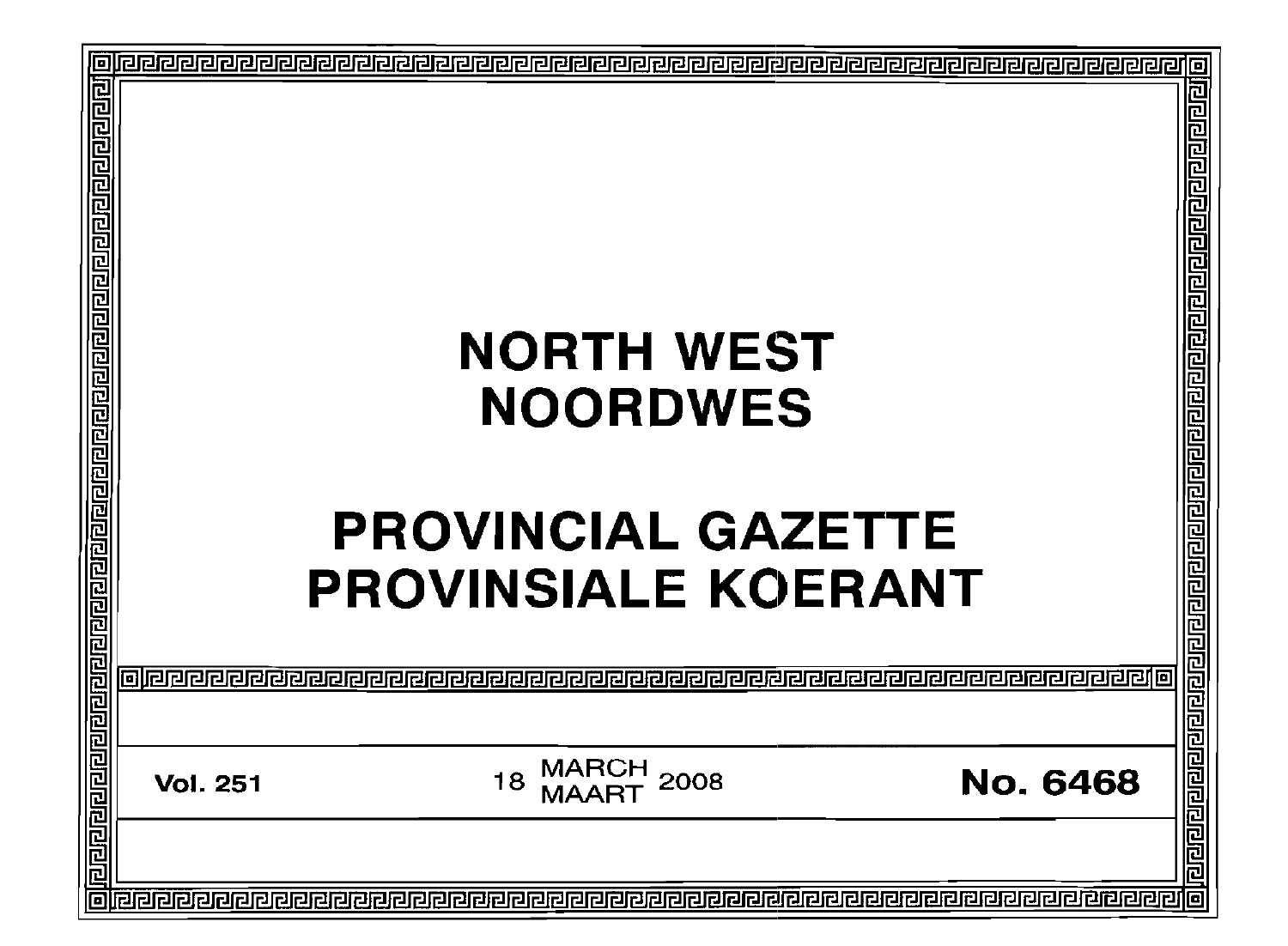# NORTH WEST
# NOORDWES

# PROVINCIAL GAZETTE
# PROVINSIALE KOERANT

**Vol. 251** 18 MARCH / MAART 2008 **No. 6468**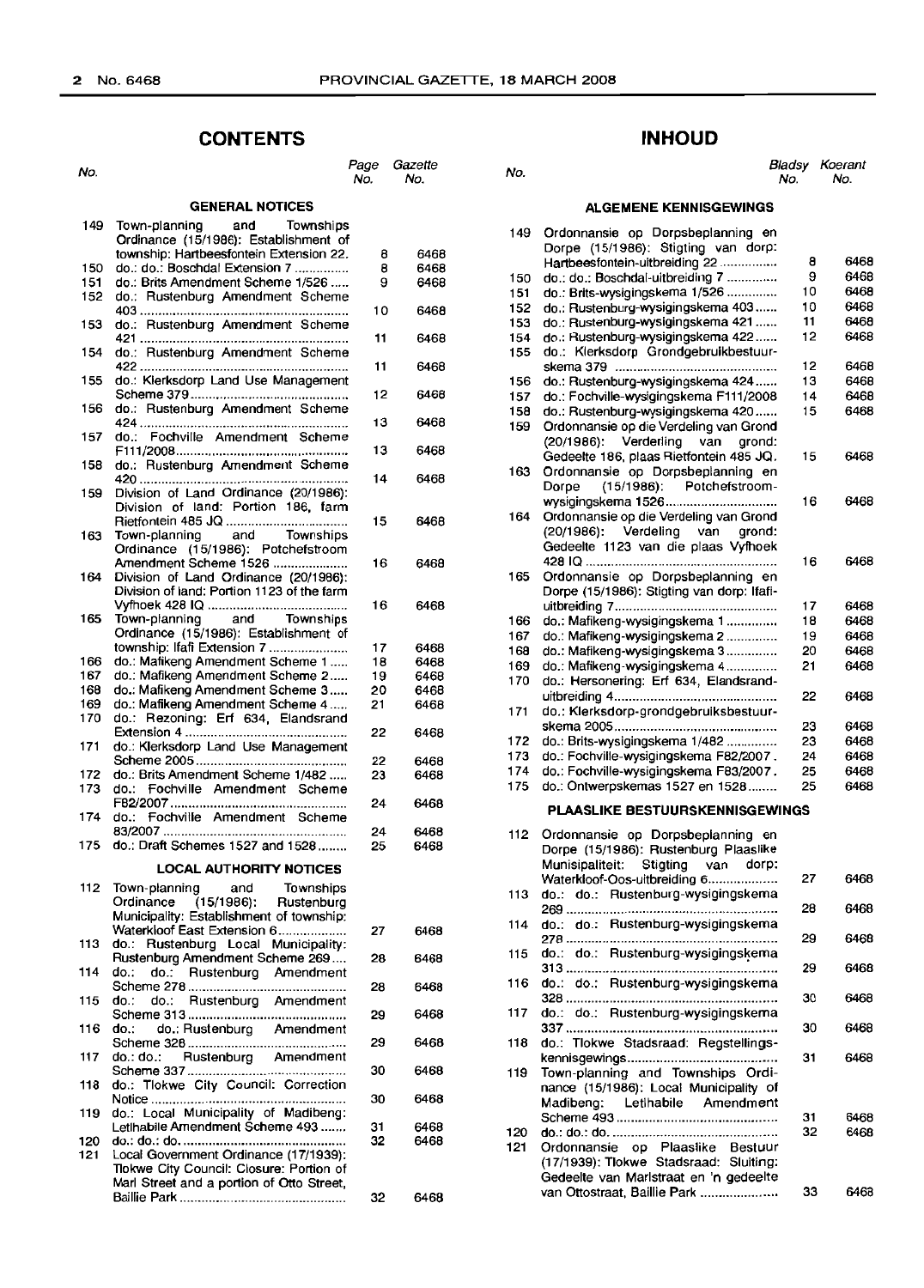## CONTENTS

| No. | | Page No. | Gazette No. |
|---|---|---|---|
| | **GENERAL NOTICES** | | |
| 149 | Town-planning and Townships Ordinance (15/1986): Establishment of township: Hartbeesfontein Extension 22 | 8 | 6468 |
| 150 | do.: do.: Boschdal Extension 7 | 8 | 6468 |
| 151 | do.: Brits Amendment Scheme 1/526 | 9 | 6468 |
| 152 | do.: Rustenburg Amendment Scheme 403 | 10 | 6468 |
| 153 | do.: Rustenburg Amendment Scheme 421 | 11 | 6468 |
| 154 | do.: Rustenburg Amendment Scheme 422 | 11 | 6468 |
| 155 | do.: Klerksdorp Land Use Management Scheme 379 | 12 | 6468 |
| 156 | do.: Rustenburg Amendment Scheme 424 | 13 | 6468 |
| 157 | do.: Fochville Amendment Scheme F111/2008 | 13 | 6468 |
| 158 | do.: Rustenburg Amendment Scheme 420 | 14 | 6468 |
| 159 | Division of Land Ordinance (20/1986): Division of land: Portion 186, farm Rietfontein 485 JQ | 15 | 6468 |
| 163 | Town-planning and Townships Ordinance (15/1986): Potchefstroom Amendment Scheme 1526 | 16 | 6468 |
| 164 | Division of Land Ordinance (20/1986): Division of land: Portion 1123 of the farm Vyfhoek 428 IQ | 16 | 6468 |
| 165 | Town-planning and Townships Ordinance (15/1986): Establishment of township: Ifafi Extension 7 | 17 | 6468 |
| 166 | do.: Mafikeng Amendment Scheme 1 | 18 | 6468 |
| 167 | do.: Mafikeng Amendment Scheme 2 | 19 | 6468 |
| 168 | do.: Mafikeng Amendment Scheme 3 | 20 | 6468 |
| 169 | do.: Mafikeng Amendment Scheme 4 | 21 | 6468 |
| 170 | do.: Rezoning: Erf 634, Elandsrand Extension 4 | 22 | 6468 |
| 171 | do.: Klerksdorp Land Use Management Scheme 2005 | 22 | 6468 |
| 172 | do.: Brits Amendment Scheme 1/482 | 23 | 6468 |
| 173 | do.: Fochville Amendment Scheme F82/2007 | 24 | 6468 |
| 174 | do.: Fochville Amendment Scheme 83/2007 | 24 | 6468 |
| 175 | do.: Draft Schemes 1527 and 1528 | 25 | 6468 |
| | **LOCAL AUTHORITY NOTICES** | | |
| 112 | Town-planning and Townships Ordinance (15/1986): Rustenburg Municipality: Establishment of township: Waterkloof East Extension 6 | 27 | 6468 |
| 113 | do.: Rustenburg Local Municipality: Rustenburg Amendment Scheme 269 | 28 | 6468 |
| 114 | do.: do.: Rustenburg Amendment Scheme 278 | 28 | 6468 |
| 115 | do.: do.: Rustenburg Amendment Scheme 313 | 29 | 6468 |
| 116 | do.: do.: Rustenburg Amendment Scheme 328 | 29 | 6468 |
| 117 | do.: do.: Rustenburg Amendment Scheme 337 | 30 | 6468 |
| 118 | do.: Tlokwe City Council: Correction Notice | 30 | 6468 |
| 119 | do.: Local Municipality of Madibeng: Letlhabile Amendment Scheme 493 | 31 | 6468 |
| 120 | do.: do.: do. | 32 | 6468 |
| 121 | Local Government Ordinance (17/1939): Tlokwe City Council: Closure: Portion of Marl Street and a portion of Otto Street, Baillie Park | 32 | 6468 |

## INHOUD

| No. | | Bladsy No. | Koerant No. |
|---|---|---|---|
| | **ALGEMENE KENNISGEWINGS** | | |
| 149 | Ordonnansie op Dorpsbeplanning en Dorpe (15/1986): Stigting van dorp: Hartbeesfontein-uitbreiding 22 | 8 | 6468 |
| 150 | do.: do.: Boschdal-uitbreiding 7 | 9 | 6468 |
| 151 | do.: Brits-wysigingskema 1/526 | 10 | 6468 |
| 152 | do.: Rustenburg-wysigingskema 403 | 10 | 6468 |
| 153 | do.: Rustenburg-wysigingskema 421 | 11 | 6468 |
| 154 | do.: Rustenburg-wysigingskema 422 | 12 | 6468 |
| 155 | do.: Klerksdorp Grondgebruikbestuurskema 379 | 12 | 6468 |
| 156 | do.: Rustenburg-wysigingskema 424 | 13 | 6468 |
| 157 | do.: Fochville-wysigingskema F111/2008 | 14 | 6468 |
| 158 | do.: Rustenburg-wysigingskema 420 | 15 | 6468 |
| 159 | Ordonnansie op die Verdeling van Grond (20/1986): Verdeling van grond: Gedeelte 186, plaas Rietfontein 485 JQ | 15 | 6468 |
| 163 | Ordonnansie op Dorpsbeplanning en Dorpe (15/1986): Potchefstroom-wysigingskema 1526 | 16 | 6468 |
| 164 | Ordonnansie op die Verdeling van Grond (20/1986): Verdeling van grond: Gedeelte 1123 van die plaas Vyfhoek 428 IQ | 16 | 6468 |
| 165 | Ordonnansie op Dorpsbeplanning en Dorpe (15/1986): Stigting van dorp: Ifafi-uitbreiding 7 | 17 | 6468 |
| 166 | do.: Mafikeng-wysigingskema 1 | 18 | 6468 |
| 167 | do.: Mafikeng-wysigingskema 2 | 19 | 6468 |
| 168 | do.: Mafikeng-wysigingskema 3 | 20 | 6468 |
| 169 | do.: Mafikeng-wysigingskema 4 | 21 | 6468 |
| 170 | do.: Hersonering: Erf 634, Elandsrand-uitbreiding 4 | 22 | 6468 |
| 171 | do.: Klerksdorp-grondgebruiksbestuurskema 2005 | 23 | 6468 |
| 172 | do.: Brits-wysigingskema 1/482 | 23 | 6468 |
| 173 | do.: Fochville-wysigingskema F82/2007 | 24 | 6468 |
| 174 | do.: Fochville-wysigingskema F83/2007 | 25 | 6468 |
| 175 | do.: Ontwerpskemas 1527 en 1528 | 25 | 6468 |
| | **PLAASLIKE BESTUURSKENNISGEWINGS** | | |
| 112 | Ordonnansie op Dorpsbeplanning en Dorpe (15/1986): Rustenburg Plaaslike Munisipaliteit: Stigting van dorp: Waterkloof-Oos-uitbreiding 6 | 27 | 6468 |
| 113 | do.: do.: Rustenburg-wysigingskema 269 | 28 | 6468 |
| 114 | do.: do.: Rustenburg-wysigingskema 278 | 29 | 6468 |
| 115 | do.: do.: Rustenburg-wysigingskema 313 | 29 | 6468 |
| 116 | do.: do.: Rustenburg-wysigingskema 328 | 30 | 6468 |
| 117 | do.: do.: Rustenburg-wysigingskema 337 | 30 | 6468 |
| 118 | do.: Tlokwe Stadsraad: Regstellingskennisgewings | 31 | 6468 |
| 119 | Town-planning and Townships Ordinance (15/1986): Local Municipality of Madibeng: Letlhabile Amendment Scheme 493 | 31 | 6468 |
| 120 | do.: do.: do. | 32 | 6468 |
| 121 | Ordonnansie op Plaaslike Bestuur (17/1939): Tlokwe Stadsraad: Sluiting: Gedeeltes van Marlstraat en 'n gedeelte van Ottostraat, Baillie Park | 33 | 6468 |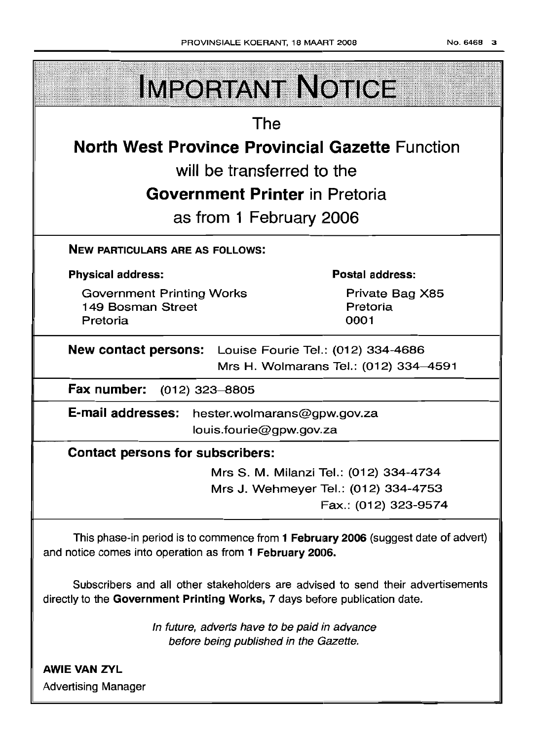# IMPORTANT NOTICE

The

**North West Province Provincial Gazette** Function

will be transferred to the

**Government Printer** in Pretoria

as from 1 February 2006

**NEW PARTICULARS ARE AS FOLLOWS:**

**Physical address:**

Government Printing Works
149 Bosman Street
Pretoria

**Postal address:**

Private Bag X85
Pretoria
0001

**New contact persons:** Louise Fourie Tel.: (012) 334-4686
Mrs H. Wolmarans Tel.: (012) 334–4591

**Fax number:** (012) 323–8805

**E-mail addresses:** hester.wolmarans@gpw.gov.za
louis.fourie@gpw.gov.za

**Contact persons for subscribers:**

Mrs S. M. Milanzi Tel.: (012) 334-4734
Mrs J. Wehmeyer Tel.: (012) 334-4753
Fax.: (012) 323-9574

This phase-in period is to commence from **1 February 2006** (suggest date of advert) and notice comes into operation as from **1 February 2006.**

Subscribers and all other stakeholders are advised to send their advertisements directly to the **Government Printing Works,** 7 days before publication date.

*In future, adverts have to be paid in advance before being published in the Gazette.*

**AWIE VAN ZYL**
Advertising Manager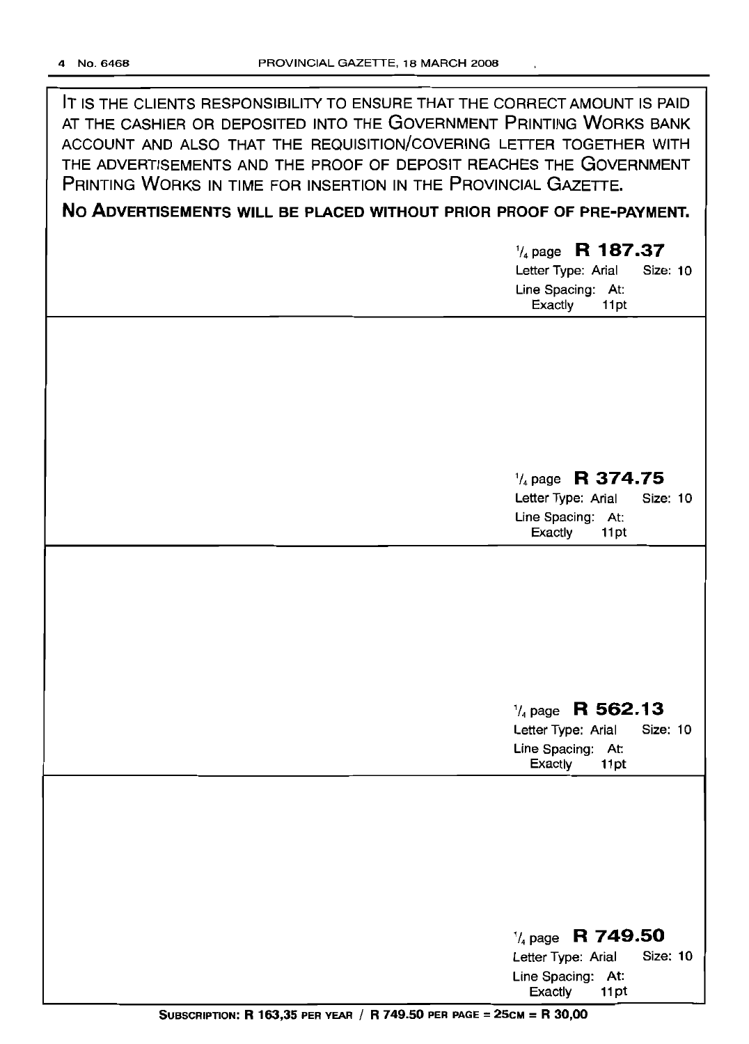IT IS THE CLIENTS RESPONSIBILITY TO ENSURE THAT THE CORRECT AMOUNT IS PAID AT THE CASHIER OR DEPOSITED INTO THE GOVERNMENT PRINTING WORKS BANK ACCOUNT AND ALSO THAT THE REQUISITION/COVERING LETTER TOGETHER WITH THE ADVERTISEMENTS AND THE PROOF OF DEPOSIT REACHES THE GOVERNMENT PRINTING WORKS IN TIME FOR INSERTION IN THE PROVINCIAL GAZETTE.

**NO ADVERTISEMENTS WILL BE PLACED WITHOUT PRIOR PROOF OF PRE-PAYMENT.**

1/4 page **R 187.37**
Letter Type: Arial Size: 10
Line Spacing: At: Exactly 11pt

1/4 page **R 374.75**
Letter Type: Arial Size: 10
Line Spacing: At: Exactly 11pt

1/4 page **R 562.13**
Letter Type: Arial Size: 10
Line Spacing: At: Exactly 11pt

1/4 page **R 749.50**
Letter Type: Arial Size: 10
Line Spacing: At: Exactly 11pt

**SUBSCRIPTION: R 163,35 PER YEAR / R 749.50 PER PAGE = 25CM = R 30,00**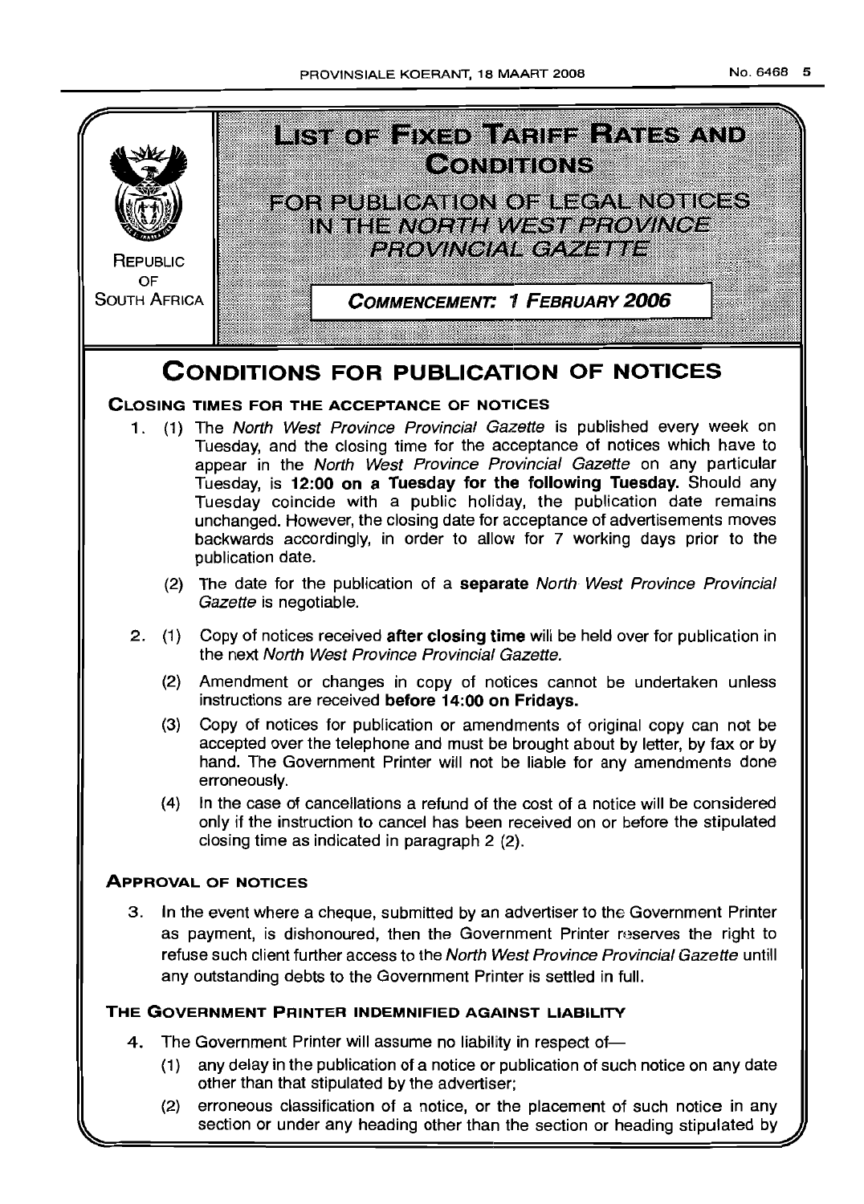REPUBLIC OF SOUTH AFRICA

# LIST OF FIXED TARIFF RATES AND CONDITIONS

## FOR PUBLICATION OF LEGAL NOTICES IN THE *NORTH WEST PROVINCE PROVINCIAL GAZETTE*

**COMMENCEMENT: 1 FEBRUARY 2006**

# CONDITIONS FOR PUBLICATION OF NOTICES

### CLOSING TIMES FOR THE ACCEPTANCE OF NOTICES

1. (1) The *North West Province Provincial Gazette* is published every week on Tuesday, and the closing time for the acceptance of notices which have to appear in the *North West Province Provincial Gazette* on any particular Tuesday, is **12:00 on a Tuesday for the following Tuesday.** Should any Tuesday coincide with a public holiday, the publication date remains unchanged. However, the closing date for acceptance of advertisements moves backwards accordingly, in order to allow for 7 working days prior to the publication date.

   (2) The date for the publication of a **separate** *North West Province Provincial Gazette* is negotiable.

2. (1) Copy of notices received **after closing time** will be held over for publication in the next *North West Province Provincial Gazette.*

   (2) Amendment or changes in copy of notices cannot be undertaken unless instructions are received **before 14:00 on Fridays.**

   (3) Copy of notices for publication or amendments of original copy can not be accepted over the telephone and must be brought about by letter, by fax or by hand. The Government Printer will not be liable for any amendments done erroneously.

   (4) In the case of cancellations a refund of the cost of a notice will be considered only if the instruction to cancel has been received on or before the stipulated closing time as indicated in paragraph 2 (2).

### APPROVAL OF NOTICES

3. In the event where a cheque, submitted by an advertiser to the Government Printer as payment, is dishonoured, then the Government Printer reserves the right to refuse such client further access to the *North West Province Provincial Gazette* untill any outstanding debts to the Government Printer is settled in full.

### THE GOVERNMENT PRINTER INDEMNIFIED AGAINST LIABILITY

4. The Government Printer will assume no liability in respect of—

   (1) any delay in the publication of a notice or publication of such notice on any date other than that stipulated by the advertiser;

   (2) erroneous classification of a notice, or the placement of such notice in any section or under any heading other than the section or heading stipulated by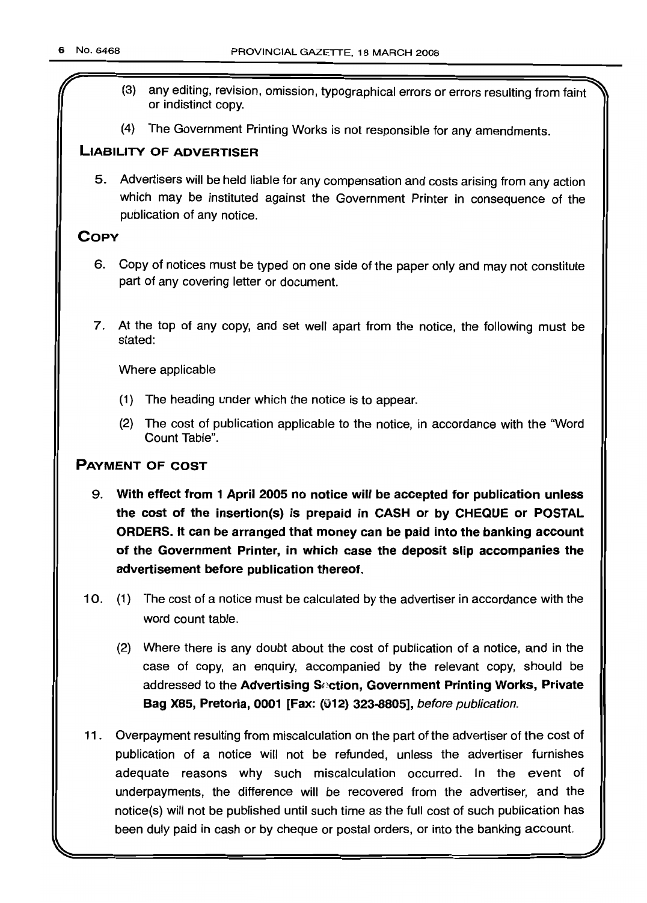(3) any editing, revision, omission, typographical errors or errors resulting from faint or indistinct copy.

(4) The Government Printing Works is not responsible for any amendments.

## LIABILITY OF ADVERTISER

5. Advertisers will be held liable for any compensation and costs arising from any action which may be instituted against the Government Printer in consequence of the publication of any notice.

## COPY

6. Copy of notices must be typed on one side of the paper only and may not constitute part of any covering letter or document.

7. At the top of any copy, and set well apart from the notice, the following must be stated:

   Where applicable

   (1) The heading under which the notice is to appear.

   (2) The cost of publication applicable to the notice, in accordance with the "Word Count Table".

## PAYMENT OF COST

9. **With effect from 1 April 2005 no notice will be accepted for publication unless the cost of the insertion(s) is prepaid in CASH or by CHEQUE or POSTAL ORDERS. It can be arranged that money can be paid into the banking account of the Government Printer, in which case the deposit slip accompanies the advertisement before publication thereof.**

10. (1) The cost of a notice must be calculated by the advertiser in accordance with the word count table.

    (2) Where there is any doubt about the cost of publication of a notice, and in the case of copy, an enquiry, accompanied by the relevant copy, should be addressed to the **Advertising Section, Government Printing Works, Private Bag X85, Pretoria, 0001 [Fax: (012) 323-8805]**, *before publication.*

11. Overpayment resulting from miscalculation on the part of the advertiser of the cost of publication of a notice will not be refunded, unless the advertiser furnishes adequate reasons why such miscalculation occurred. In the event of underpayments, the difference will be recovered from the advertiser, and the notice(s) will not be published until such time as the full cost of such publication has been duly paid in cash or by cheque or postal orders, or into the banking account.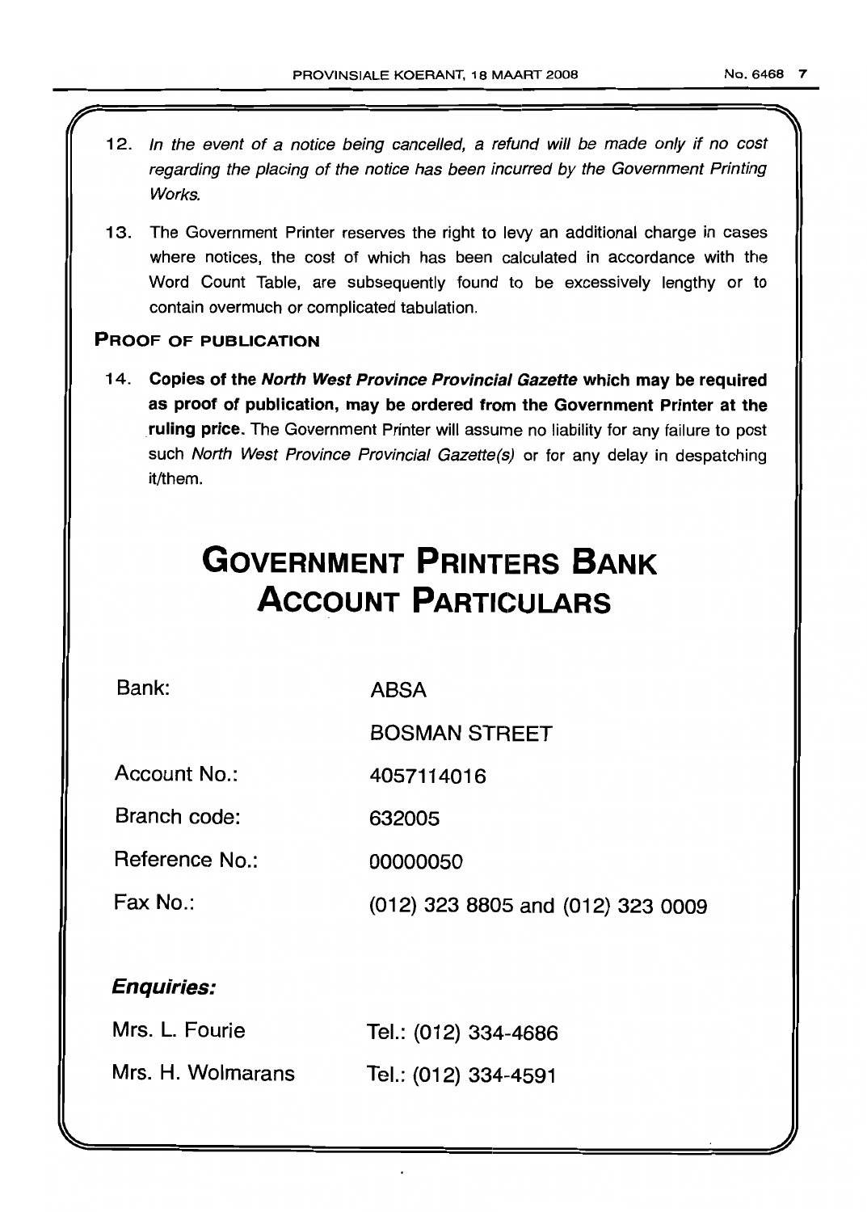12. *In the event of a notice being cancelled, a refund will be made only if no cost regarding the placing of the notice has been incurred by the Government Printing Works.*

13. The Government Printer reserves the right to levy an additional charge in cases where notices, the cost of which has been calculated in accordance with the Word Count Table, are subsequently found to be excessively lengthy or to contain overmuch or complicated tabulation.

**PROOF OF PUBLICATION**

14. **Copies of the *North West Province Provincial Gazette* which may be required as proof of publication, may be ordered from the Government Printer at the ruling price.** The Government Printer will assume no liability for any failure to post such *North West Province Provincial Gazette(s)* or for any delay in despatching it/them.

# GOVERNMENT PRINTERS BANK ACCOUNT PARTICULARS

| | |
|---|---|
| Bank: | ABSA |
| | BOSMAN STREET |
| Account No.: | 4057114016 |
| Branch code: | 632005 |
| Reference No.: | 00000050 |
| Fax No.: | (012) 323 8805 and (012) 323 0009 |

***Enquiries:***

| | |
|---|---|
| Mrs. L. Fourie | Tel.: (012) 334-4686 |
| Mrs. H. Wolmarans | Tel.: (012) 334-4591 |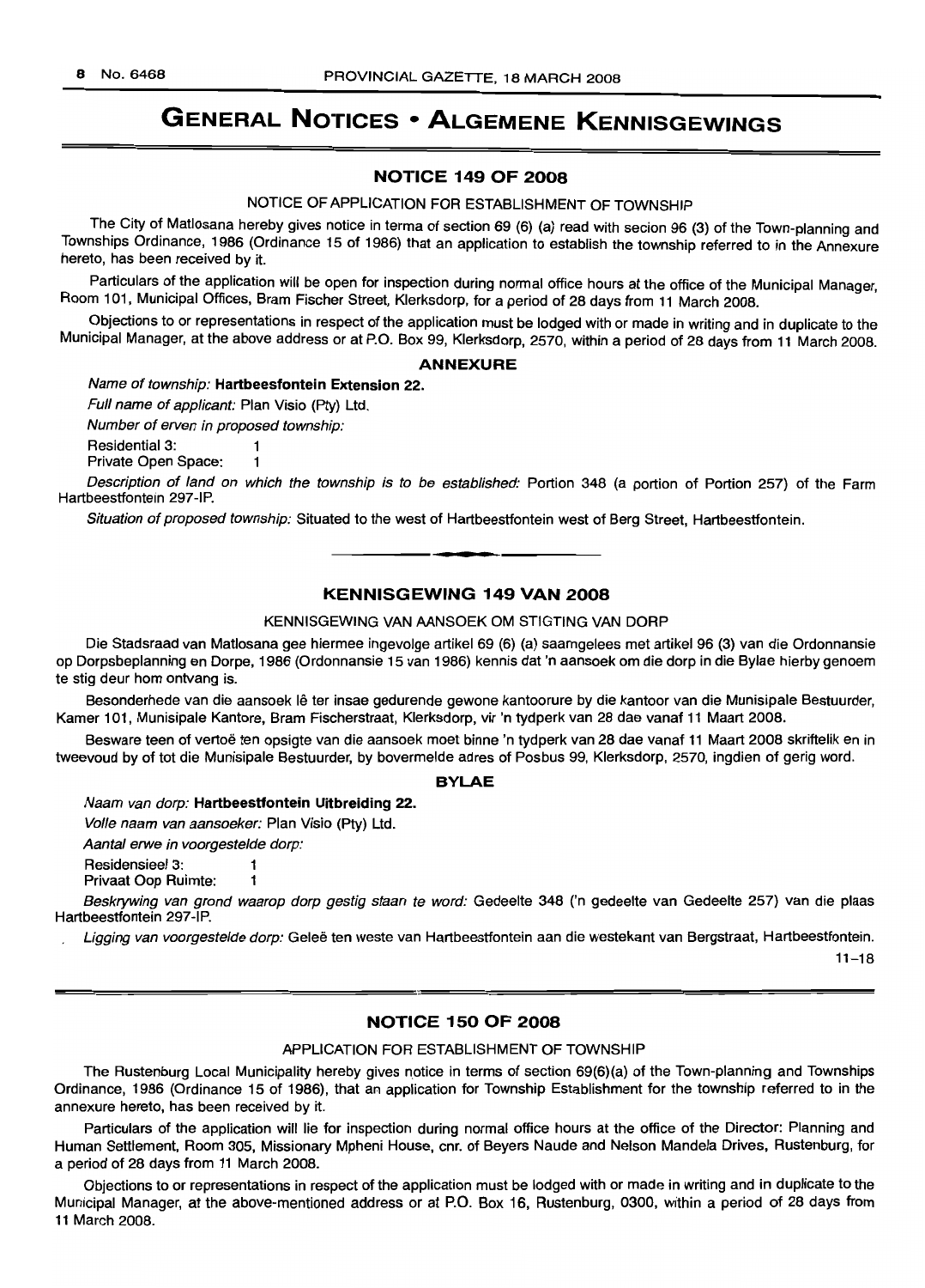# GENERAL NOTICES • ALGEMENE KENNISGEWINGS

## NOTICE 149 OF 2008

NOTICE OF APPLICATION FOR ESTABLISHMENT OF TOWNSHIP

The City of Matlosana hereby gives notice in terma of section 69 (6) (a) read with secion 96 (3) of the Town-planning and Townships Ordinance, 1986 (Ordinance 15 of 1986) that an application to establish the township referred to in the Annexure hereto, has been received by it.

Particulars of the application will be open for inspection during normal office hours at the office of the Municipal Manager, Room 101, Municipal Offices, Bram Fischer Street, Klerksdorp, for a period of 28 days from 11 March 2008.

Objections to or representations in respect of the application must be lodged with or made in writing and in duplicate to the Municipal Manager, at the above address or at P.O. Box 99, Klerksdorp, 2570, within a period of 28 days from 11 March 2008.

### ANNEXURE

*Name of township:* **Hartbeesfontein Extension 22.**

*Full name of applicant:* Plan Visio (Pty) Ltd.

*Number of erven in proposed township:*

Residential 3: 1

Private Open Space: 1

*Description of land on which the township is to be established:* Portion 348 (a portion of Portion 257) of the Farm Hartbeestfontein 297-IP.

*Situation of proposed township:* Situated to the west of Hartbeestfontein west of Berg Street, Hartbeestfontein.

---

## KENNISGEWING 149 VAN 2008

KENNISGEWING VAN AANSOEK OM STIGTING VAN DORP

Die Stadsraad van Matlosana gee hiermee ingevolge artikel 69 (6) (a) saamgelees met artikel 96 (3) van die Ordonnansie op Dorpsbeplanning en Dorpe, 1986 (Ordonnansie 15 van 1986) kennis dat 'n aansoek om die dorp in die Bylae hierby genoem te stig deur hom ontvang is.

Besonderhede van die aansoek lê ter insae gedurende gewone kantoorure by die kantoor van die Munisipale Bestuurder, Kamer 101, Munisipale Kantore, Bram Fischerstraat, Klerksdorp, vir 'n tydperk van 28 dae vanaf 11 Maart 2008.

Besware teen of vertoë ten opsigte van die aansoek moet binne 'n tydperk van 28 dae vanaf 11 Maart 2008 skriftelik en in tweevoud by of tot die Munisipale Bestuurder, by bovermelde adres of Posbus 99, Klerksdorp, 2570, ingdien of gerig word.

### BYLAE

*Naam van dorp:* **Hartbeestfontein Uitbreiding 22.**

*Volle naam van aansoeker:* Plan Visio (Pty) Ltd.

*Aantal erwe in voorgestelde dorp:*

Residensieel 3: 1

Privaat Oop Ruimte: 1

*Beskrywing van grond waarop dorp gestig staan te word:* Gedeelte 348 ('n gedeelte van Gedeelte 257) van die plaas Hartbeestfontein 297-IP.

*Ligging van voorgestelde dorp:* Geleë ten weste van Hartbeestfontein aan die westekant van Bergstraat, Hartbeestfontein.

11–18

---

## NOTICE 150 OF 2008

APPLICATION FOR ESTABLISHMENT OF TOWNSHIP

The Rustenburg Local Municipality hereby gives notice in terms of section 69(6)(a) of the Town-planning and Townships Ordinance, 1986 (Ordinance 15 of 1986), that an application for Township Establishment for the township referred to in the annexure hereto, has been received by it.

Particulars of the application will lie for inspection during normal office hours at the office of the Director: Planning and Human Settlement, Room 305, Missionary Mpheni House, cnr. of Beyers Naude and Nelson Mandela Drives, Rustenburg, for a period of 28 days from 11 March 2008.

Objections to or representations in respect of the application must be lodged with or made in writing and in duplicate to the Municipal Manager, at the above-mentioned address or at P.O. Box 16, Rustenburg, 0300, within a period of 28 days from 11 March 2008.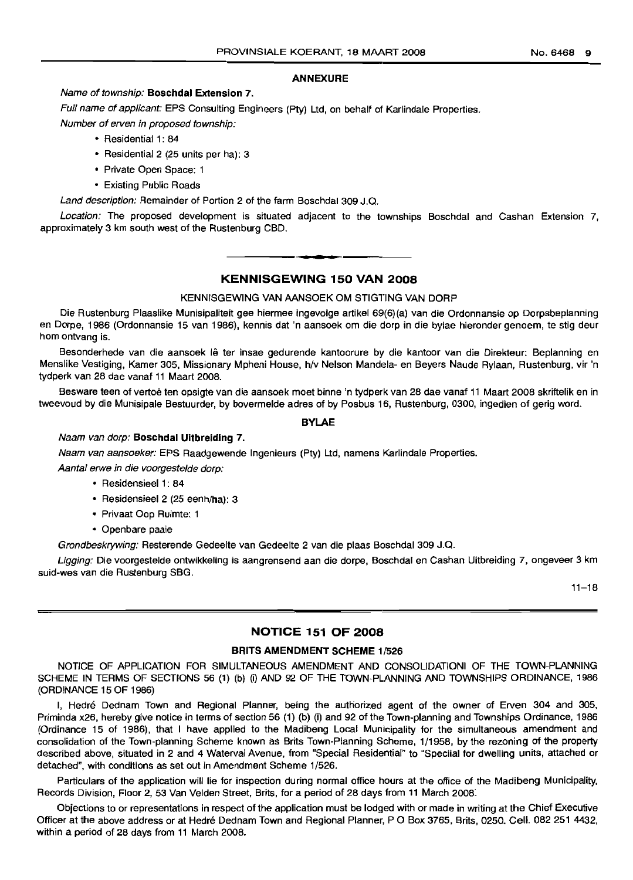**ANNEXURE**

*Name of township:* **Boschdal Extension 7.**

*Full name of applicant:* EPS Consulting Engineers (Pty) Ltd, on behalf of Karlindale Properties.

*Number of erven in proposed township:*

- Residential 1: 84
- Residential 2 (25 units per ha): 3
- Private Open Space: 1
- Existing Public Roads

*Land description:* Remainder of Portion 2 of the farm Boschdal 309 J.Q.

*Location:* The proposed development is situated adjacent to the townships Boschdal and Cashan Extension 7, approximately 3 km south west of the Rustenburg CBD.

---

## KENNISGEWING 150 VAN 2008

KENNISGEWING VAN AANSOEK OM STIGTING VAN DORP

Die Rustenburg Plaaslike Munisipaliteit gee hiermee ingevolge artikel 69(6)(a) van die Ordonnansie op Dorpsbeplanning en Dorpe, 1986 (Ordonnansie 15 van 1986), kennis dat 'n aansoek om die dorp in die bylae hieronder genoem, te stig deur hom ontvang is.

Besonderhede van die aansoek lê ter insae gedurende kantoorure by die kantoor van die Direkteur: Beplanning en Menslike Vestiging, Kamer 305, Missionary Mpheni House, h/v Nelson Mandela- en Beyers Naude Rylaan, Rustenburg, vir 'n tydperk van 28 dae vanaf 11 Maart 2008.

Besware teen of vertoë ten opsigte van die aansoek moet binne 'n tydperk van 28 dae vanaf 11 Maart 2008 skriftelik en in tweevoud by die Munisipale Bestuurder, by bovermelde adres of by Posbus 16, Rustenburg, 0300, ingedien of gerig word.

**BYLAE**

*Naam van dorp:* **Boschdal Uitbreiding 7.**

*Naam van aansoeker:* EPS Raadgewende Ingenieurs (Pty) Ltd, namens Karlindale Properties.

*Aantal erwe in die voorgestelde dorp:*

- Residensieel 1: 84
- Residensieel 2 (25 eenh/ha): 3
- Privaat Oop Ruimte: 1
- Openbare paaie

*Grondbeskrywing:* Resterende Gedeelte van Gedeelte 2 van die plaas Boschdal 309 J.Q.

*Ligging:* Die voorgestelde ontwikkeling is aangrensend aan die dorpe, Boschdal en Cashan Uitbreiding 7, ongeveer 3 km suid-wes van die Rustenburg SBG.

11–18

---

## NOTICE 151 OF 2008

### BRITS AMENDMENT SCHEME 1/526

NOTICE OF APPLICATION FOR SIMULTANEOUS AMENDMENT AND CONSOLIDATIONI OF THE TOWN-PLANNING SCHEME IN TERMS OF SECTIONS 56 (1) (b) (i) AND 92 OF THE TOWN-PLANNING AND TOWNSHIPS ORDINANCE, 1986 (ORDINANCE 15 OF 1986)

I, Hedré Dednam Town and Regional Planner, being the authorized agent of the owner of Erven 304 and 305, Priminda x26, hereby give notice in terms of section 56 (1) (b) (i) and 92 of the Town-planning and Townships Ordinance, 1986 (Ordinance 15 of 1986), that I have applied to the Madibeng Local Municipality for the simultaneous amendment and consolidation of the Town-planning Scheme known as Brits Town-Planning Scheme, 1/1958, by the rezoning of the property described above, situated in 2 and 4 Waterval Avenue, from "Special Residential" to "Special for dwelling units, attached or detached", with conditions as set out in Amendment Scheme 1/526.

Particulars of the application will lie for inspection during normal office hours at the office of the Madibeng Municipality, Records Division, Floor 2, 53 Van Velden Street, Brits, for a period of 28 days from 11 March 2008.

Objections to or representations in respect of the application must be lodged with or made in writing at the Chief Executive Officer at the above address or at Hedré Dednam Town and Regional Planner, P O Box 3765, Brits, 0250. Cell. 082 251 4432, within a period of 28 days from 11 March 2008.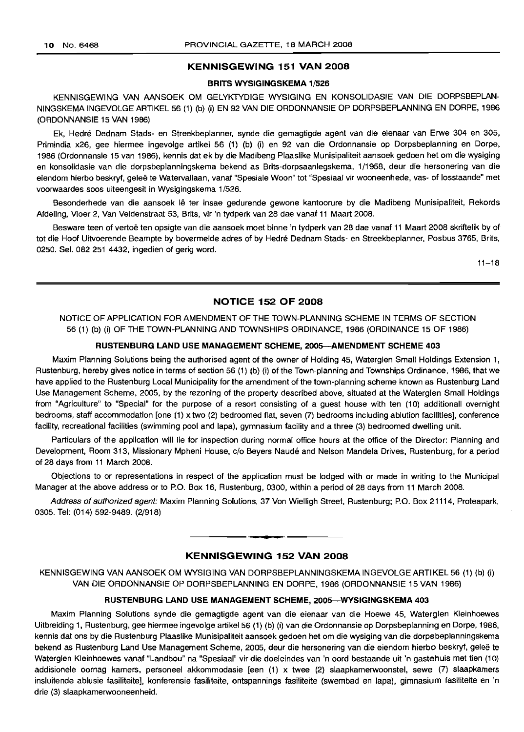## KENNISGEWING 151 VAN 2008

### BRITS WYSIGINGSKEMA 1/526

KENNISGEWING VAN AANSOEK OM GELYKTYDIGE WYSIGING EN KONSOLIDASIE VAN DIE DORPSBEPLANNINGSKEMA INGEVOLGE ARTIKEL 56 (1) (b) (i) EN 92 VAN DIE ORDONNANSIE OP DORPSBEPLANNING EN DORPE, 1986 (ORDONNANSIE 15 VAN 1986)

Ek, Hedré Dednam Stads- en Streekbeplanner, synde die gemagtigde agent van die eienaar van Erwe 304 en 305, Primindia x26, gee hiermee ingevolge artikel 56 (1) (b) (i) en 92 van die Ordonnansie op Dorpsbeplanning en Dorpe, 1986 (Ordonnansie 15 van 1986), kennis dat ek by die Madibeng Plaaslike Munisipaliteit aansoek gedoen het om die wysiging en konsolidasie van die dorpsbeplanningskema bekend as Brits-dorpsaanlegskema, 1/1958, deur die hersonering van die eiendom hierbo beskryf, geleë te Watervallaan, vanaf "Spesiale Woon" tot "Spesiaal vir wooneenhede, vas- of losstaande" met voorwaardes soos uiteengesit in Wysigingskema 1/526.

Besonderhede van die aansoek lê ter insae gedurende gewone kantoorure by die Madibeng Munisipaliteit, Rekords Afdeling, Vloer 2, Van Veldenstraat 53, Brits, vir 'n tydperk van 28 dae vanaf 11 Maart 2008.

Besware teen of vertoë ten opsigte van die aansoek moet binne 'n tydperk van 28 dae vanaf 11 Maart 2008 skriftelik by of tot die Hoof Uitvoerende Beampte by bovermelde adres of by Hedré Dednam Stads- en Streekbeplanner, Posbus 3765, Brits, 0250. Sel. 082 251 4432, ingedien of gerig word.

11–18

## NOTICE 152 OF 2008

NOTICE OF APPLICATION FOR AMENDMENT OF THE TOWN-PLANNING SCHEME IN TERMS OF SECTION 56 (1) (b) (i) OF THE TOWN-PLANNING AND TOWNSHIPS ORDINANCE, 1986 (ORDINANCE 15 OF 1986)

### RUSTENBURG LAND USE MANAGEMENT SCHEME, 2005—AMENDMENT SCHEME 403

Maxim Planning Solutions being the authorised agent of the owner of Holding 45, Waterglen Small Holdings Extension 1, Rustenburg, hereby gives notice in terms of section 56 (1) (b) (i) of the Town-planning and Townships Ordinance, 1986, that we have applied to the Rustenburg Local Municipality for the amendment of the town-planning scheme known as Rustenburg Land Use Management Scheme, 2005, by the rezoning of the property described above, situated at the Waterglen Small Holdings from "Agriculture" to "Special" for the purpose of a resort consisting of a guest house with ten (10) additionall overnight bedrooms, staff accommodation [one (1) x two (2) bedroomed flat, seven (7) bedrooms including ablution facilities], conference facility, recreational facilities (swimming pool and lapa), gymnasium facility and a three (3) bedroomed dwelling unit.

Particulars of the application will lie for inspection during normal office hours at the office of the Director: Planning and Development, Room 313, Missionary Mpheni House, c/o Beyers Naudé and Nelson Mandela Drives, Rustenburg, for a period of 28 days from 11 March 2008.

Objections to or representations in respect of the application must be lodged with or made in writing to the Municipal Manager at the above address or to P.O. Box 16, Rustenburg, 0300, within a period of 28 days from 11 March 2008.

*Address of authorized agent:* Maxim Planning Solutions, 37 Von Wielligh Street, Rustenburg; P.O. Box 21114, Proteapark, 0305. Tel: (014) 592-9489. (2/918)

## KENNISGEWING 152 VAN 2008

KENNISGEWING VAN AANSOEK OM WYSIGING VAN DORPSBEPLANNINGSKEMA INGEVOLGE ARTIKEL 56 (1) (b) (i) VAN DIE ORDONNANSIE OP DORPSBEPLANNING EN DORPE, 1986 (ORDONNANSIE 15 VAN 1986)

### RUSTENBURG LAND USE MANAGEMENT SCHEME, 2005—WYSIGINGSKEMA 403

Maxim Planning Solutions synde die gemagtigde agent van die eienaar van die Hoewe 45, Waterglen Kleinhoewes Uitbreiding 1, Rustenburg, gee hiermee ingevolge artikel 56 (1) (b) (i) van die Ordonnansie op Dorpsbeplanning en Dorpe, 1986, kennis dat ons by die Rustenburg Plaaslike Munisipaliteit aansoek gedoen het om die wysiging van die dorpsbeplanningskema bekend as Rustenburg Land Use Management Scheme, 2005, deur die hersonering van die eiendom hierbo beskryf, geleë te Waterglen Kleinhoewes vanaf "Landbou" na "Spesiaal" vir die doeleindes van 'n oord bestaande uit 'n gastehuis met tien (10) addisionele oornag kamers, personeel akkommodasie [een (1) x twee (2) slaapkamerwoonstel, sewe (7) slaapkamers insluitende ablusie fasiliteite], konferensie fasiliteite, ontspannings fasiliteite (swembad en lapa), gimnasium fasiliteite en 'n drie (3) slaapkamerwooneenheid.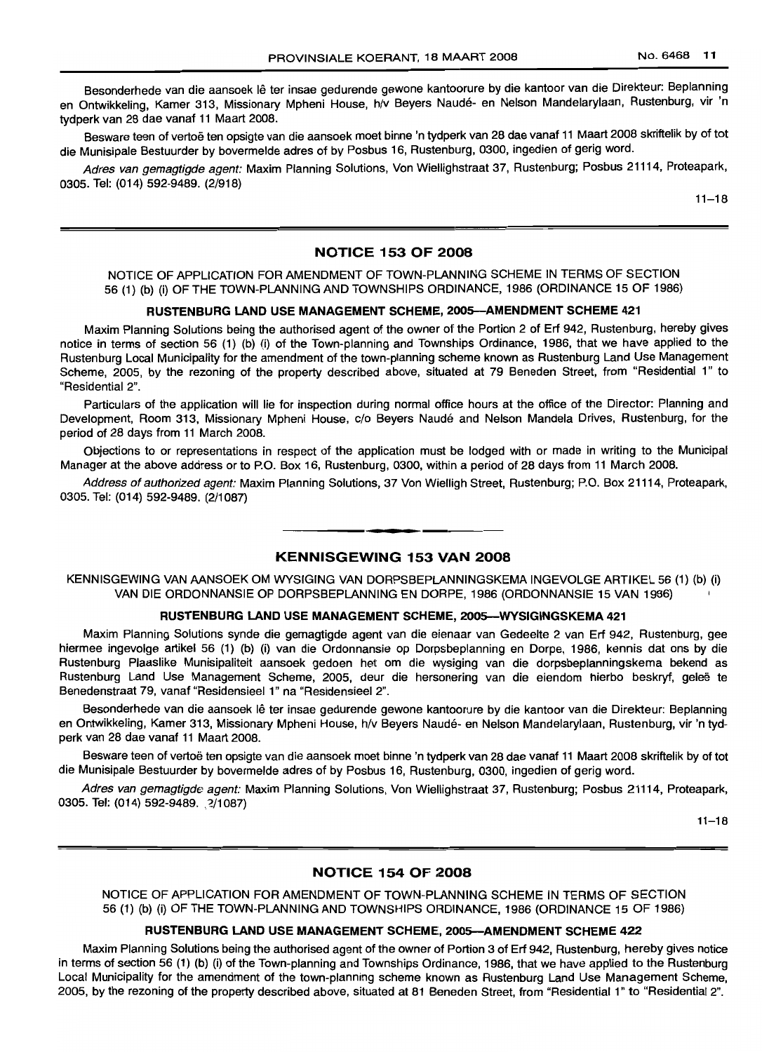Besonderhede van die aansoek lê ter insae gedurende gewone kantoorure by die kantoor van die Direkteur: Beplanning en Ontwikkeling, Kamer 313, Missionary Mpheni House, h/v Beyers Naudé- en Nelson Mandelarylaan, Rustenburg, vir 'n tydperk van 28 dae vanaf 11 Maart 2008.

Besware teen of vertoë ten opsigte van die aansoek moet binne 'n tydperk van 28 dae vanaf 11 Maart 2008 skriftelik by of tot die Munisipale Bestuurder by bovermelde adres of by Posbus 16, Rustenburg, 0300, ingedien of gerig word.

*Adres van gemagtigde agent:* Maxim Planning Solutions, Von Wiellighstraat 37, Rustenburg; Posbus 21114, Proteapark, 0305. Tel: (014) 592-9489. (2/918)

11–18

## NOTICE 153 OF 2008

NOTICE OF APPLICATION FOR AMENDMENT OF TOWN-PLANNING SCHEME IN TERMS OF SECTION 56 (1) (b) (i) OF THE TOWN-PLANNING AND TOWNSHIPS ORDINANCE, 1986 (ORDINANCE 15 OF 1986)

**RUSTENBURG LAND USE MANAGEMENT SCHEME, 2005—AMENDMENT SCHEME 421**

Maxim Planning Solutions being the authorised agent of the owner of the Portion 2 of Erf 942, Rustenburg, hereby gives notice in terms of section 56 (1) (b) (i) of the Town-planning and Townships Ordinance, 1986, that we have applied to the Rustenburg Local Municipality for the amendment of the town-planning scheme known as Rustenburg Land Use Management Scheme, 2005, by the rezoning of the property described above, situated at 79 Beneden Street, from "Residential 1" to "Residential 2".

Particulars of the application will lie for inspection during normal office hours at the office of the Director: Planning and Development, Room 313, Missionary Mpheni House, c/o Beyers Naudé and Nelson Mandela Drives, Rustenburg, for the period of 28 days from 11 March 2008.

Objections to or representations in respect of the application must be lodged with or made in writing to the Municipal Manager at the above address or to P.O. Box 16, Rustenburg, 0300, within a period of 28 days from 11 March 2008.

*Address of authorized agent:* Maxim Planning Solutions, 37 Von Wielligh Street, Rustenburg; P.O. Box 21114, Proteapark, 0305. Tel: (014) 592-9489. (2/1087)

## KENNISGEWING 153 VAN 2008

KENNISGEWING VAN AANSOEK OM WYSIGING VAN DORPSBEPLANNINGSKEMA INGEVOLGE ARTIKEL 56 (1) (b) (i) VAN DIE ORDONNANSIE OP DORPSBEPLANNING EN DORPE, 1986 (ORDONNANSIE 15 VAN 1986)

**RUSTENBURG LAND USE MANAGEMENT SCHEME, 2005—WYSIGINGSKEMA 421**

Maxim Planning Solutions synde die gemagtigde agent van die eienaar van Gedeelte 2 van Erf 942, Rustenburg, gee hiermee ingevolge artikel 56 (1) (b) (i) van die Ordonnansie op Dorpsbeplanning en Dorpe, 1986, kennis dat ons by die Rustenburg Plaaslike Munisipaliteit aansoek gedoen het om die wysiging van die dorpsbeplanningskema bekend as Rustenburg Land Use Management Scheme, 2005, deur die hersonering van die eiendom hierbo beskryf, geleë te Benedenstraat 79, vanaf "Residensieel 1" na "Residensieel 2".

Besonderhede van die aansoek lê ter insae gedurende gewone kantoorure by die kantoor van die Direkteur: Beplanning en Ontwikkeling, Kamer 313, Missionary Mpheni House, h/v Beyers Naudé- en Nelson Mandelarylaan, Rustenburg, vir 'n tydperk van 28 dae vanaf 11 Maart 2008.

Besware teen of vertoë ten opsigte van die aansoek moet binne 'n tydperk van 28 dae vanaf 11 Maart 2008 skriftelik by of tot die Munisipale Bestuurder by bovermelde adres of by Posbus 16, Rustenburg, 0300, ingedien of gerig word.

*Adres van gemagtigde agent:* Maxim Planning Solutions, Von Wiellighstraat 37, Rustenburg; Posbus 21114, Proteapark, 0305. Tel: (014) 592-9489. (2/1087)

11–18

## NOTICE 154 OF 2008

NOTICE OF APPLICATION FOR AMENDMENT OF TOWN-PLANNING SCHEME IN TERMS OF SECTION 56 (1) (b) (i) OF THE TOWN-PLANNING AND TOWNSHIPS ORDINANCE, 1986 (ORDINANCE 15 OF 1986)

**RUSTENBURG LAND USE MANAGEMENT SCHEME, 2005—AMENDMENT SCHEME 422**

Maxim Planning Solutions being the authorised agent of the owner of Portion 3 of Erf 942, Rustenburg, hereby gives notice in terms of section 56 (1) (b) (i) of the Town-planning and Townships Ordinance, 1986, that we have applied to the Rustenburg Local Municipality for the amendment of the town-planning scheme known as Rustenburg Land Use Management Scheme, 2005, by the rezoning of the property described above, situated at 81 Beneden Street, from "Residential 1" to "Residential 2".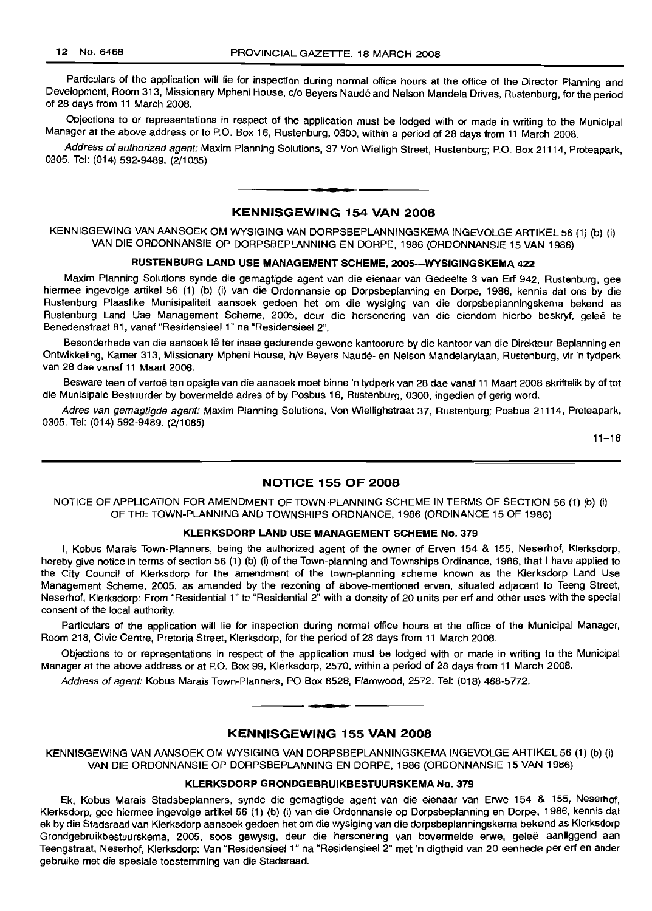Particulars of the application will lie for inspection during normal office hours at the office of the Director Planning and Development, Room 313, Missionary Mpheni House, c/o Beyers Naudé and Nelson Mandela Drives, Rustenburg, for the period of 28 days from 11 March 2008.

Objections to or representations in respect of the application must be lodged with or made in writing to the Municipal Manager at the above address or to P.O. Box 16, Rustenburg, 0300, within a period of 28 days from 11 March 2008.

*Address of authorized agent:* Maxim Planning Solutions, 37 Von Wielligh Street, Rustenburg; P.O. Box 21114, Proteapark, 0305. Tel: (014) 592-9489. (2/1085)

## KENNISGEWING 154 VAN 2008

KENNISGEWING VAN AANSOEK OM WYSIGING VAN DORPSBEPLANNINGSKEMA INGEVOLGE ARTIKEL 56 (1) (b) (i) VAN DIE ORDONNANSIE OP DORPSBEPLANNING EN DORPE, 1986 (ORDONNANSIE 15 VAN 1986)

### RUSTENBURG LAND USE MANAGEMENT SCHEME, 2005—WYSIGINGSKEMA 422

Maxim Planning Solutions synde die gemagtigde agent van die eienaar van Gedeelte 3 van Erf 942, Rustenburg, gee hiermee ingevolge artikel 56 (1) (b) (i) van die Ordonnansie op Dorpsbeplanning en Dorpe, 1986, kennis dat ons by die Rustenburg Plaaslike Munisipaliteit aansoek gedoen het om die wysiging van die dorpsbeplanningskema bekend as Rustenburg Land Use Management Scheme, 2005, deur die hersonering van die eiendom hierbo beskryf, geleë te Benedenstraat 81, vanaf "Residensieel 1" na "Residensieel 2".

Besonderhede van die aansoek lê ter insae gedurende gewone kantoorure by die kantoor van die Direkteur Beplanning en Ontwikkeling, Kamer 313, Missionary Mpheni House, h/v Beyers Naudé- en Nelson Mandelarylaan, Rustenburg, vir 'n tydperk van 28 dae vanaf 11 Maart 2008.

Besware teen of vertoë ten opsigte van die aansoek moet binne 'n tydperk van 28 dae vanaf 11 Maart 2008 skriftelik by of tot die Munisipale Bestuurder by bovermelde adres of by Posbus 16, Rustenburg, 0300, ingedien of gerig word.

*Adres van gemagtigde agent:* Maxim Planning Solutions, Von Wiellighstraat 37, Rustenburg; Posbus 21114, Proteapark, 0305. Tel: (014) 592-9489. (2/1085)

11–18

## NOTICE 155 OF 2008

NOTICE OF APPLICATION FOR AMENDMENT OF TOWN-PLANNING SCHEME IN TERMS OF SECTION 56 (1) (b) (i) OF THE TOWN-PLANNING AND TOWNSHIPS ORDNANCE, 1986 (ORDINANCE 15 OF 1986)

### KLERKSDORP LAND USE MANAGEMENT SCHEME No. 379

I, Kobus Marais Town-Planners, being the authorized agent of the owner of Erven 154 & 155, Neserhof, Klerksdorp, hereby give notice in terms of section 56 (1) (b) (i) of the Town-planning and Townships Ordinance, 1986, that I have applied to the City Council of Klerksdorp for the amendment of the town-planning scheme known as the Klerksdorp Land Use Management Scheme, 2005, as amended by the rezoning of above-mentioned erven, situated adjacent to Teeng Street, Neserhof, Klerksdorp: From "Residential 1" to "Residential 2" with a density of 20 units per erf and other uses with the special consent of the local authority.

Particulars of the application will lie for inspection during normal office hours at the office of the Municipal Manager, Room 218, Civic Centre, Pretoria Street, Klerksdorp, for the period of 28 days from 11 March 2008.

Objections to or representations in respect of the application must be lodged with or made in writing to the Municipal Manager at the above address or at P.O. Box 99, Klerksdorp, 2570, within a period of 28 days from 11 March 2008.

*Address of agent:* Kobus Marais Town-Planners, PO Box 6528, Flamwood, 2572. Tel: (018) 468-5772.

## KENNISGEWING 155 VAN 2008

KENNISGEWING VAN AANSOEK OM WYSIGING VAN DORPSBEPLANNINGSKEMA INGEVOLGE ARTIKEL 56 (1) (b) (i) VAN DIE ORDONNANSIE OP DORPSBEPLANNING EN DORPE, 1986 (ORDONNANSIE 15 VAN 1986)

### KLERKSDORP GRONDGEBRUIKBESTUURSKEMA No. 379

Ek, Kobus Marais Stadsbeplanners, synde die gemagtigde agent van die eienaar van Erwe 154 & 155, Neserhof, Klerksdorp, gee hiermee ingevolge artikel 56 (1) (b) (i) van die Ordonnansie op Dorpsbeplanning en Dorpe, 1986, kennis dat ek by die Stadsraad van Klerksdorp aansoek gedoen het om die wysiging van die dorpsbeplanningskema bekend as Klerksdorp Grondgebruikbestuurskema, 2005, soos gewysig, deur die hersonering van bovermelde erwe, geleë aanliggend aan Teengstraat, Neserhof, Klerksdorp: Van "Residensieel 1" na "Residensieel 2" met 'n digtheid van 20 eenhede per erf en ander gebruike met die spesiale toestemming van die Stadsraad.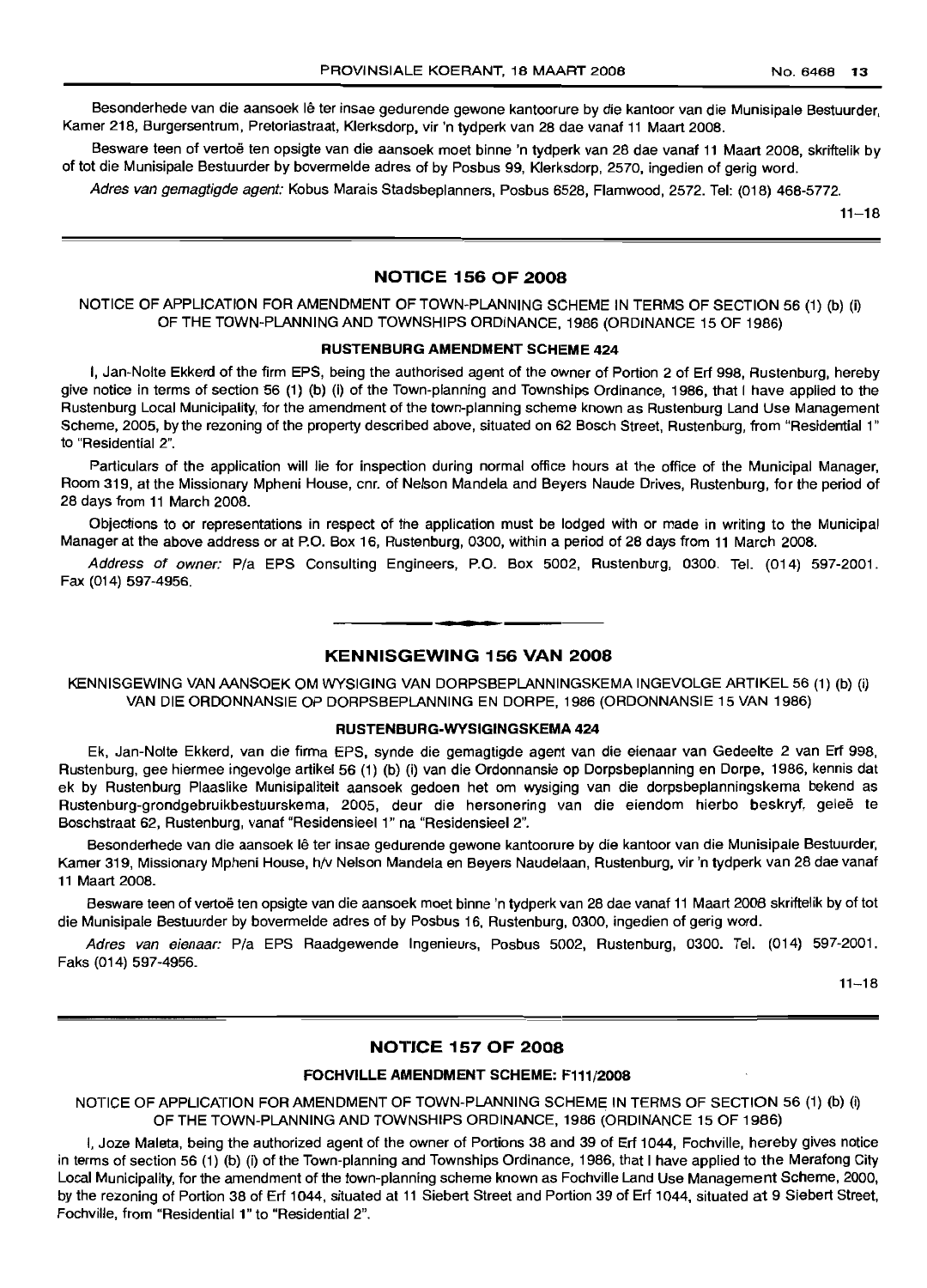Besonderhede van die aansoek lê ter insae gedurende gewone kantoorure by die kantoor van die Munisipale Bestuurder, Kamer 218, Burgersentrum, Pretoriastraat, Klerksdorp, vir 'n tydperk van 28 dae vanaf 11 Maart 2008.

Besware teen of vertoë ten opsigte van die aansoek moet binne 'n tydperk van 28 dae vanaf 11 Maart 2008, skriftelik by of tot die Munisipale Bestuurder by bovermelde adres of by Posbus 99, Klerksdorp, 2570, ingedien of gerig word.

*Adres van gemagtigde agent:* Kobus Marais Stadsbeplanners, Posbus 6528, Flamwood, 2572. Tel: (018) 468-5772.

11–18

## NOTICE 156 OF 2008

NOTICE OF APPLICATION FOR AMENDMENT OF TOWN-PLANNING SCHEME IN TERMS OF SECTION 56 (1) (b) (i) OF THE TOWN-PLANNING AND TOWNSHIPS ORDINANCE, 1986 (ORDINANCE 15 OF 1986)

### RUSTENBURG AMENDMENT SCHEME 424

I, Jan-Nolte Ekkerd of the firm EPS, being the authorised agent of the owner of Portion 2 of Erf 998, Rustenburg, hereby give notice in terms of section 56 (1) (b) (i) of the Town-planning and Townships Ordinance, 1986, that I have applied to the Rustenburg Local Municipality, for the amendment of the town-planning scheme known as Rustenburg Land Use Management Scheme, 2005, by the rezoning of the property described above, situated on 62 Bosch Street, Rustenburg, from "Residential 1" to "Residential 2".

Particulars of the application will lie for inspection during normal office hours at the office of the Municipal Manager, Room 319, at the Missionary Mpheni House, cnr. of Nelson Mandela and Beyers Naude Drives, Rustenburg, for the period of 28 days from 11 March 2008.

Objections to or representations in respect of the application must be lodged with or made in writing to the Municipal Manager at the above address or at P.O. Box 16, Rustenburg, 0300, within a period of 28 days from 11 March 2008.

*Address of owner:* P/a EPS Consulting Engineers, P.O. Box 5002, Rustenburg, 0300. Tel. (014) 597-2001. Fax (014) 597-4956.

## KENNISGEWING 156 VAN 2008

KENNISGEWING VAN AANSOEK OM WYSIGING VAN DORPSBEPLANNINGSKEMA INGEVOLGE ARTIKEL 56 (1) (b) (i) VAN DIE ORDONNANSIE OP DORPSBEPLANNING EN DORPE, 1986 (ORDONNANSIE 15 VAN 1986)

### RUSTENBURG-WYSIGINGSKEMA 424

Ek, Jan-Nolte Ekkerd, van die firma EPS, synde die gemagtigde agent van die eienaar van Gedeelte 2 van Erf 998, Rustenburg, gee hiermee ingevolge artikel 56 (1) (b) (i) van die Ordonnansie op Dorpsbeplanning en Dorpe, 1986, kennis dat ek by Rustenburg Plaaslike Munisipaliteit aansoek gedoen het om wysiging van die dorpsbeplanningskema bekend as Rustenburg-grondgebruikbestuurskema, 2005, deur die hersonering van die eiendom hierbo beskryf, geleë te Boschstraat 62, Rustenburg, vanaf "Residensieel 1" na "Residensieel 2".

Besonderhede van die aansoek lê ter insae gedurende gewone kantoorure by die kantoor van die Munisipale Bestuurder, Kamer 319, Missionary Mpheni House, h/v Nelson Mandela en Beyers Naudelaan, Rustenburg, vir 'n tydperk van 28 dae vanaf 11 Maart 2008.

Besware teen of vertoë ten opsigte van die aansoek moet binne 'n tydperk van 28 dae vanaf 11 Maart 2008 skriftelik by of tot die Munisipale Bestuurder by bovermelde adres of by Posbus 16, Rustenburg, 0300, ingedien of gerig word.

*Adres van eienaar:* P/a EPS Raadgewende Ingenieurs, Posbus 5002, Rustenburg, 0300. Tel. (014) 597-2001. Faks (014) 597-4956.

11–18

## NOTICE 157 OF 2008

### FOCHVILLE AMENDMENT SCHEME: F111/2008

NOTICE OF APPLICATION FOR AMENDMENT OF TOWN-PLANNING SCHEME IN TERMS OF SECTION 56 (1) (b) (i) OF THE TOWN-PLANNING AND TOWNSHIPS ORDINANCE, 1986 (ORDINANCE 15 OF 1986)

I, Joze Maleta, being the authorized agent of the owner of Portions 38 and 39 of Erf 1044, Fochville, hereby gives notice in terms of section 56 (1) (b) (i) of the Town-planning and Townships Ordinance, 1986, that I have applied to the Merafong City Local Municipality, for the amendment of the town-planning scheme known as Fochville Land Use Management Scheme, 2000, by the rezoning of Portion 38 of Erf 1044, situated at 11 Siebert Street and Portion 39 of Erf 1044, situated at 9 Siebert Street, Fochville, from "Residential 1" to "Residential 2".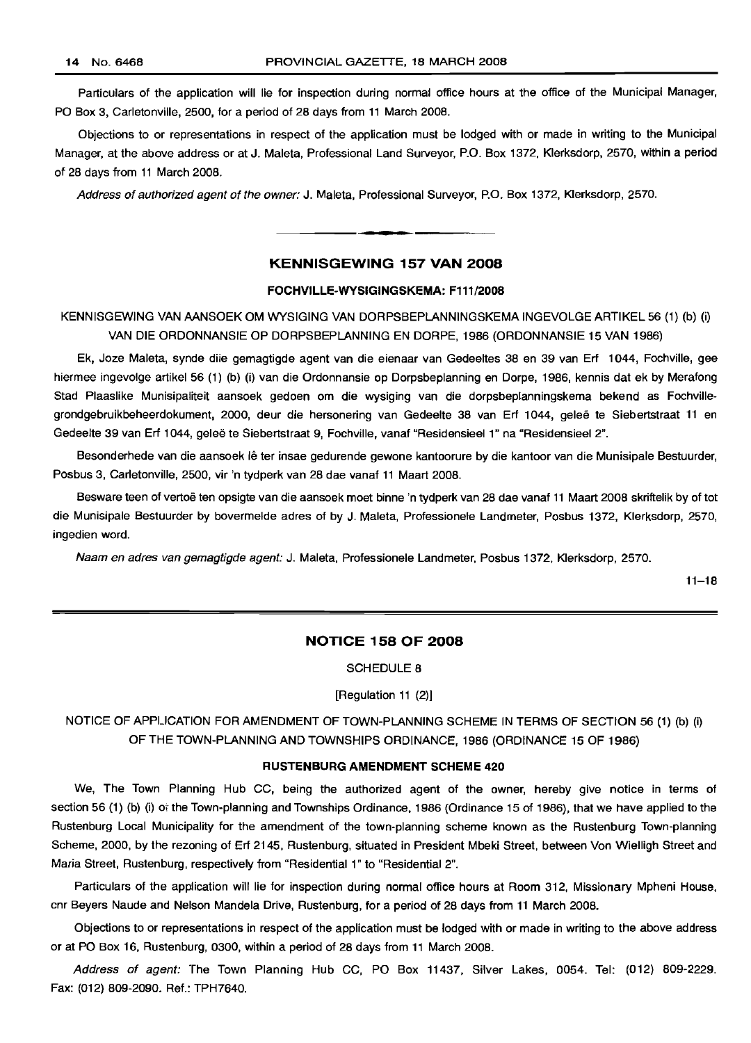Particulars of the application will lie for inspection during normal office hours at the office of the Municipal Manager, PO Box 3, Carletonville, 2500, for a period of 28 days from 11 March 2008.

Objections to or representations in respect of the application must be lodged with or made in writing to the Municipal Manager, at the above address or at J. Maleta, Professional Land Surveyor, P.O. Box 1372, Klerksdorp, 2570, within a period of 28 days from 11 March 2008.

*Address of authorized agent of the owner:* J. Maleta, Professional Surveyor, P.O. Box 1372, Klerksdorp, 2570.

---

## KENNISGEWING 157 VAN 2008

### FOCHVILLE-WYSIGINGSKEMA: F111/2008

KENNISGEWING VAN AANSOEK OM WYSIGING VAN DORPSBEPLANNINGSKEMA INGEVOLGE ARTIKEL 56 (1) (b) (i) VAN DIE ORDONNANSIE OP DORPSBEPLANNING EN DORPE, 1986 (ORDONNANSIE 15 VAN 1986)

Ek, Joze Maleta, synde diie gemagtigde agent van die eienaar van Gedeeltes 38 en 39 van Erf 1044, Fochville, gee hiermee ingevolge artikel 56 (1) (b) (i) van die Ordonnansie op Dorpsbeplanning en Dorpe, 1986, kennis dat ek by Merafong Stad Plaaslike Munisipaliteit aansoek gedoen om die wysiging van die dorpsbeplanningskema bekend as Fochville-grondgebruikbeheerdokument, 2000, deur die hersonering van Gedeelte 38 van Erf 1044, geleë te Siebertstraat 11 en Gedeelte 39 van Erf 1044, geleë te Siebertstraat 9, Fochville, vanaf "Residensieel 1" na "Residensieel 2".

Besonderhede van die aansoek lê ter insae gedurende gewone kantoorure by die kantoor van die Munisipale Bestuurder, Posbus 3, Carletonville, 2500, vir 'n tydperk van 28 dae vanaf 11 Maart 2008.

Besware teen of vertoë ten opsigte van die aansoek moet binne 'n tydperk van 28 dae vanaf 11 Maart 2008 skriftelik by of tot die Munisipale Bestuurder by bovermelde adres of by J. Maleta, Professionele Landmeter, Posbus 1372, Klerksdorp, 2570, ingedien word.

*Naam en adres van gemagtigde agent:* J. Maleta, Professionele Landmeter, Posbus 1372, Klerksdorp, 2570.

11–18

---

## NOTICE 158 OF 2008

SCHEDULE 8

[Regulation 11 (2)]

NOTICE OF APPLICATION FOR AMENDMENT OF TOWN-PLANNING SCHEME IN TERMS OF SECTION 56 (1) (b) (i) OF THE TOWN-PLANNING AND TOWNSHIPS ORDINANCE, 1986 (ORDINANCE 15 OF 1986)

### RUSTENBURG AMENDMENT SCHEME 420

We, The Town Planning Hub CC, being the authorized agent of the owner, hereby give notice in terms of section 56 (1) (b) (i) of the Town-planning and Townships Ordinance, 1986 (Ordinance 15 of 1986), that we have applied to the Rustenburg Local Municipality for the amendment of the town-planning scheme known as the Rustenburg Town-planning Scheme, 2000, by the rezoning of Erf 2145, Rustenburg, situated in President Mbeki Street, between Von Wielligh Street and Maria Street, Rustenburg, respectively from "Residential 1" to "Residential 2".

Particulars of the application will lie for inspection during normal office hours at Room 312, Missionary Mpheni House, cnr Beyers Naude and Nelson Mandela Drive, Rustenburg, for a period of 28 days from 11 March 2008.

Objections to or representations in respect of the application must be lodged with or made in writing to the above address or at PO Box 16, Rustenburg, 0300, within a period of 28 days from 11 March 2008.

*Address of agent:* The Town Planning Hub CC, PO Box 11437, Silver Lakes, 0054. Tel: (012) 809-2229. Fax: (012) 809-2090. Ref.: TPH7640.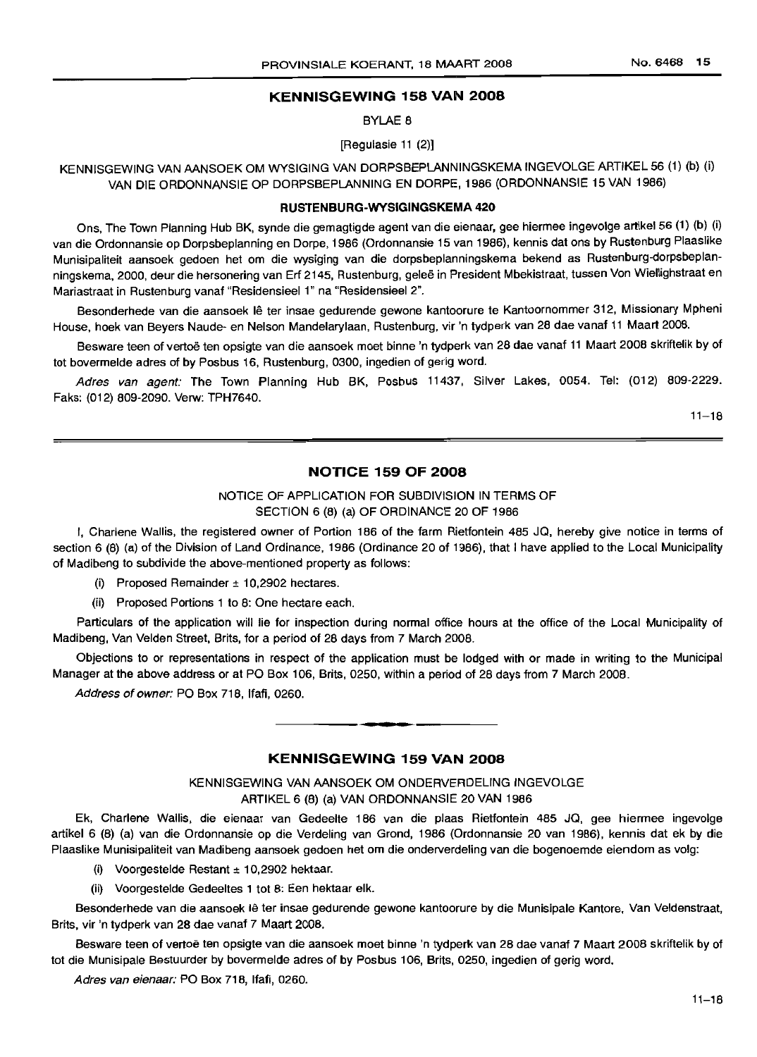## KENNISGEWING 158 VAN 2008

BYLAE 8

[Regulasie 11 (2)]

KENNISGEWING VAN AANSOEK OM WYSIGING VAN DORPSBEPLANNINGSKEMA INGEVOLGE ARTIKEL 56 (1) (b) (i) VAN DIE ORDONNANSIE OP DORPSBEPLANNING EN DORPE, 1986 (ORDONNANSIE 15 VAN 1986)

**RUSTENBURG-WYSIGINGSKEMA 420**

Ons, The Town Planning Hub BK, synde die gemagtigde agent van die eienaar, gee hiermee ingevolge artikel 56 (1) (b) (i) van die Ordonnansie op Dorpsbeplanning en Dorpe, 1986 (Ordonnansie 15 van 1986), kennis dat ons by Rustenburg Plaaslike Munisipaliteit aansoek gedoen het om die wysiging van die dorpsbeplanningskema bekend as Rustenburg-dorpsbeplanningskema, 2000, deur die hersonering van Erf 2145, Rustenburg, geleë in President Mbekistraat, tussen Von Wiellighstraat en Mariastraat in Rustenburg vanaf "Residensieel 1" na "Residensieel 2".

Besonderhede van die aansoek lê ter insae gedurende gewone kantoorure te Kantoornommer 312, Missionary Mpheni House, hoek van Beyers Naude- en Nelson Mandelarylaan, Rustenburg, vir 'n tydperk van 28 dae vanaf 11 Maart 2008.

Besware teen of vertoë ten opsigte van die aansoek moet binne 'n tydperk van 28 dae vanaf 11 Maart 2008 skriftelik by of tot bovermelde adres of by Posbus 16, Rustenburg, 0300, ingedien of gerig word.

*Adres van agent:* The Town Planning Hub BK, Posbus 11437, Silver Lakes, 0054. Tel: (012) 809-2229. Faks: (012) 809-2090. Verw: TPH7640.

11–18

## NOTICE 159 OF 2008

NOTICE OF APPLICATION FOR SUBDIVISION IN TERMS OF SECTION 6 (8) (a) OF ORDINANCE 20 OF 1986

I, Charlene Wallis, the registered owner of Portion 186 of the farm Rietfontein 485 JQ, hereby give notice in terms of section 6 (8) (a) of the Division of Land Ordinance, 1986 (Ordinance 20 of 1986), that I have applied to the Local Municipality of Madibeng to subdivide the above-mentioned property as follows:

(i) Proposed Remainder ± 10,2902 hectares.

(ii) Proposed Portions 1 to 8: One hectare each.

Particulars of the application will lie for inspection during normal office hours at the office of the Local Municipality of Madibeng, Van Velden Street, Brits, for a period of 28 days from 7 March 2008.

Objections to or representations in respect of the application must be lodged with or made in writing to the Municipal Manager at the above address or at PO Box 106, Brits, 0250, within a period of 28 days from 7 March 2008.

*Address of owner:* PO Box 718, Ifafi, 0260.

## KENNISGEWING 159 VAN 2008

KENNISGEWING VAN AANSOEK OM ONDERVERDELING INGEVOLGE ARTIKEL 6 (8) (a) VAN ORDONNANSIE 20 VAN 1986

Ek, Charlene Wallis, die eienaar van Gedeelte 186 van die plaas Rietfontein 485 JQ, gee hiermee ingevolge artikel 6 (8) (a) van die Ordonnansie op die Verdeling van Grond, 1986 (Ordonnansie 20 van 1986), kennis dat ek by die Plaaslike Munisipaliteit van Madibeng aansoek gedoen het om die onderverdeling van die bogenoemde eiendom as volg:

(i) Voorgestelde Restant ± 10,2902 hektaar.

(ii) Voorgestelde Gedeeltes 1 tot 8: Een hektaar elk.

Besonderhede van die aansoek lê ter insae gedurende gewone kantoorure by die Munisipale Kantore, Van Veldenstraat, Brits, vir 'n tydperk van 28 dae vanaf 7 Maart 2008.

Besware teen of vertoë ten opsigte van die aansoek moet binne 'n tydperk van 28 dae vanaf 7 Maart 2008 skriftelik by of tot die Munisipale Bestuurder by bovermelde adres of by Posbus 106, Brits, 0250, ingedien of gerig word.

*Adres van eienaar:* PO Box 718, Ifafi, 0260.

11–18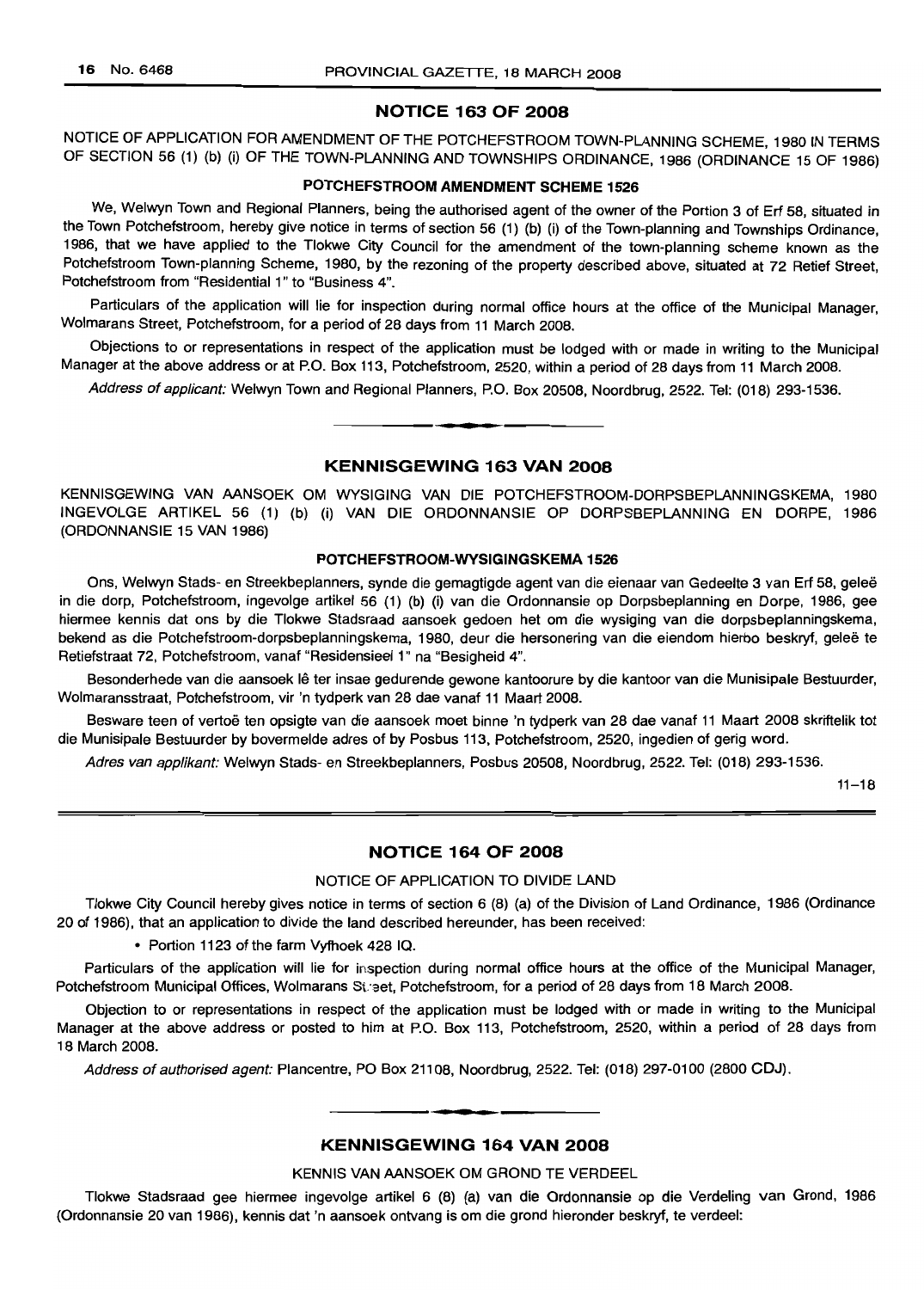## NOTICE 163 OF 2008

NOTICE OF APPLICATION FOR AMENDMENT OF THE POTCHEFSTROOM TOWN-PLANNING SCHEME, 1980 IN TERMS OF SECTION 56 (1) (b) (i) OF THE TOWN-PLANNING AND TOWNSHIPS ORDINANCE, 1986 (ORDINANCE 15 OF 1986)

### POTCHEFSTROOM AMENDMENT SCHEME 1526

We, Welwyn Town and Regional Planners, being the authorised agent of the owner of the Portion 3 of Erf 58, situated in the Town Potchefstroom, hereby give notice in terms of section 56 (1) (b) (i) of the Town-planning and Townships Ordinance, 1986, that we have applied to the Tlokwe City Council for the amendment of the town-planning scheme known as the Potchefstroom Town-planning Scheme, 1980, by the rezoning of the property described above, situated at 72 Retief Street, Potchefstroom from "Residential 1" to "Business 4".

Particulars of the application will lie for inspection during normal office hours at the office of the Municipal Manager, Wolmarans Street, Potchefstroom, for a period of 28 days from 11 March 2008.

Objections to or representations in respect of the application must be lodged with or made in writing to the Municipal Manager at the above address or at P.O. Box 113, Potchefstroom, 2520, within a period of 28 days from 11 March 2008.

*Address of applicant:* Welwyn Town and Regional Planners, P.O. Box 20508, Noordbrug, 2522. Tel: (018) 293-1536.

---

## KENNISGEWING 163 VAN 2008

KENNISGEWING VAN AANSOEK OM WYSIGING VAN DIE POTCHEFSTROOM-DORPSBEPLANNINGSKEMA, 1980 INGEVOLGE ARTIKEL 56 (1) (b) (i) VAN DIE ORDONNANSIE OP DORPSBEPLANNING EN DORPE, 1986 (ORDONNANSIE 15 VAN 1986)

### POTCHEFSTROOM-WYSIGINGSKEMA 1526

Ons, Welwyn Stads- en Streekbeplanners, synde die gemagtigde agent van die eienaar van Gedeelte 3 van Erf 58, geleë in die dorp, Potchefstroom, ingevolge artikel 56 (1) (b) (i) van die Ordonnansie op Dorpsbeplanning en Dorpe, 1986, gee hiermee kennis dat ons by die Tlokwe Stadsraad aansoek gedoen het om die wysiging van die dorpsbeplanningskema, bekend as die Potchefstroom-dorpsbeplanningskema, 1980, deur die hersonering van die eiendom hierbo beskryf, geleë te Retiefstraat 72, Potchefstroom, vanaf "Residensieel 1" na "Besigheid 4".

Besonderhede van die aansoek lê ter insae gedurende gewone kantoorure by die kantoor van die Munisipale Bestuurder, Wolmaransstraat, Potchefstroom, vir 'n tydperk van 28 dae vanaf 11 Maart 2008.

Besware teen of vertoë ten opsigte van die aansoek moet binne 'n tydperk van 28 dae vanaf 11 Maart 2008 skriftelik tot die Munisipale Bestuurder by bovermelde adres of by Posbus 113, Potchefstroom, 2520, ingedien of gerig word.

*Adres van applikant:* Welwyn Stads- en Streekbeplanners, Posbus 20508, Noordbrug, 2522. Tel: (018) 293-1536.

11–18

---

## NOTICE 164 OF 2008

NOTICE OF APPLICATION TO DIVIDE LAND

Tlokwe City Council hereby gives notice in terms of section 6 (8) (a) of the Division of Land Ordinance, 1986 (Ordinance 20 of 1986), that an application to divide the land described hereunder, has been received:

- Portion 1123 of the farm Vyfhoek 428 IQ.

Particulars of the application will lie for inspection during normal office hours at the office of the Municipal Manager, Potchefstroom Municipal Offices, Wolmarans Street, Potchefstroom, for a period of 28 days from 18 March 2008.

Objection to or representations in respect of the application must be lodged with or made in writing to the Municipal Manager at the above address or posted to him at P.O. Box 113, Potchefstroom, 2520, within a period of 28 days from 18 March 2008.

*Address of authorised agent:* Plancentre, PO Box 21108, Noordbrug, 2522. Tel: (018) 297-0100 (2800 CDJ).

---

## KENNISGEWING 164 VAN 2008

KENNIS VAN AANSOEK OM GROND TE VERDEEL

Tlokwe Stadsraad gee hiermee ingevolge artikel 6 (8) (a) van die Ordonnansie op die Verdeling van Grond, 1986 (Ordonnansie 20 van 1986), kennis dat 'n aansoek ontvang is om die grond hieronder beskryf, te verdeel: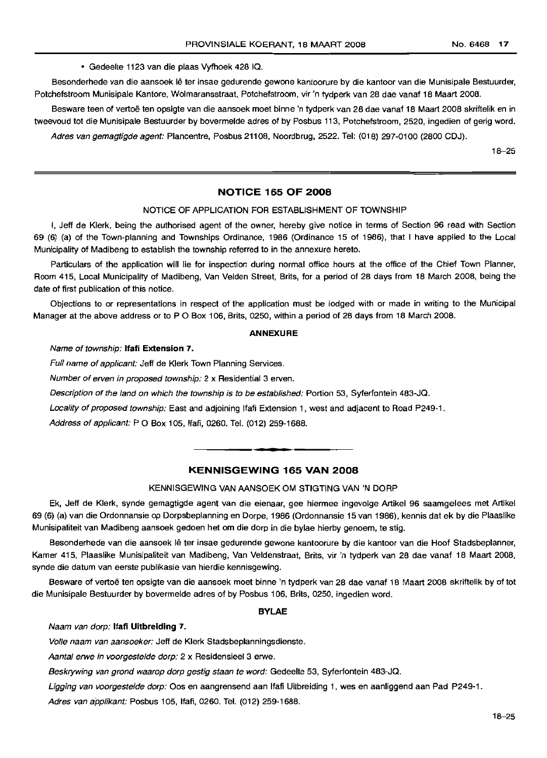• Gedeelte 1123 van die plaas Vyfhoek 428 IQ.

Besonderhede van die aansoek lê ter insae gedurende gewone kantoorure by die kantoor van die Munisipale Bestuurder, Potchefstroom Munisipale Kantore, Wolmaransstraat, Potchefstroom, vir 'n tydperk van 28 dae vanaf 18 Maart 2008.

Besware teen of vertoë ten opsigte van die aansoek moet binne 'n tydperk van 28 dae vanaf 18 Maart 2008 skriftelik en in tweevoud tot die Munisipale Bestuurder by bovermelde adres of by Posbus 113, Potchefstroom, 2520, ingedien of gerig word.

*Adres van gemagtigde agent:* Plancentre, Posbus 21108, Noordbrug, 2522. Tel: (018) 297-0100 (2800 CDJ).

18–25

## NOTICE 165 OF 2008

NOTICE OF APPLICATION FOR ESTABLISHMENT OF TOWNSHIP

I, Jeff de Klerk, being the authorised agent of the owner, hereby give notice in terms of Section 96 read with Section 69 (6) (a) of the Town-planning and Townships Ordinance, 1986 (Ordinance 15 of 1986), that I have applied to the Local Municipality of Madibeng to establish the township referred to in the annexure hereto.

Particulars of the application will lie for inspection during normal office hours at the office of the Chief Town Planner, Room 415, Local Municipality of Madibeng, Van Velden Street, Brits, for a period of 28 days from 18 March 2008, being the date of first publication of this notice.

Objections to or representations in respect of the application must be lodged with or made in writing to the Municipal Manager at the above address or to P O Box 106, Brits, 0250, within a period of 28 days from 18 March 2008.

**ANNEXURE**

*Name of township:* **Ifafi Extension 7.**

*Full name of applicant:* Jeff de Klerk Town Planning Services.

*Number of erven in proposed township:* 2 x Residential 3 erven.

*Description of the land on which the township is to be established:* Portion 53, Syferfontein 483-JQ.

*Locality of proposed township:* East and adjoining Ifafi Extension 1, west and adjacent to Road P249-1.

*Address of applicant:* P O Box 105, Ifafi, 0260. Tel. (012) 259-1688.

## KENNISGEWING 165 VAN 2008

KENNISGEWING VAN AANSOEK OM STIGTING VAN 'N DORP

Ek, Jeff de Klerk, synde gemagtigde agent van die eienaar, gee hiermee ingevolge Artikel 96 saamgelees met Artikel 69 (6) (a) van die Ordonnansie op Dorpsbeplanning en Dorpe, 1986 (Ordonnansie 15 van 1986), kennis dat ek by die Plaaslike Munisipaliteit van Madibeng aansoek gedoen het om die dorp in die bylae hierby genoem, te stig.

Besonderhede van die aansoek lê ter insae gedurende gewone kantoorure by die kantoor van die Hoof Stadsbeplanner, Kamer 415, Plaaslike Munisipaliteit van Madibeng, Van Veldenstraat, Brits, vir 'n tydperk van 28 dae vanaf 18 Maart 2008, synde die datum van eerste publikasie van hierdie kennisgewing.

Besware of vertoë ten opsigte van die aansoek moet binne 'n tydperk van 28 dae vanaf 18 Maart 2008 skriftelik by of tot die Munisipale Bestuurder by bovermelde adres of by Posbus 106, Brits, 0250, ingedien word.

**BYLAE**

*Naam van dorp:* **Ifafi Uitbreiding 7.**

*Volle naam van aansoeker:* Jeff de Klerk Stadsbeplanningsdienste.

*Aantal erwe in voorgestelde dorp:* 2 x Residensieel 3 erwe.

*Beskrywing van grond waarop dorp gestig staan te word:* Gedeelte 53, Syferfontein 483-JQ.

*Ligging van voorgestelde dorp:* Oos en aangrensend aan Ifafi Uitbreiding 1, wes en aanliggend aan Pad P249-1.

*Adres van applikant:* Posbus 105, Ifafi, 0260. Tel. (012) 259-1688.

18–25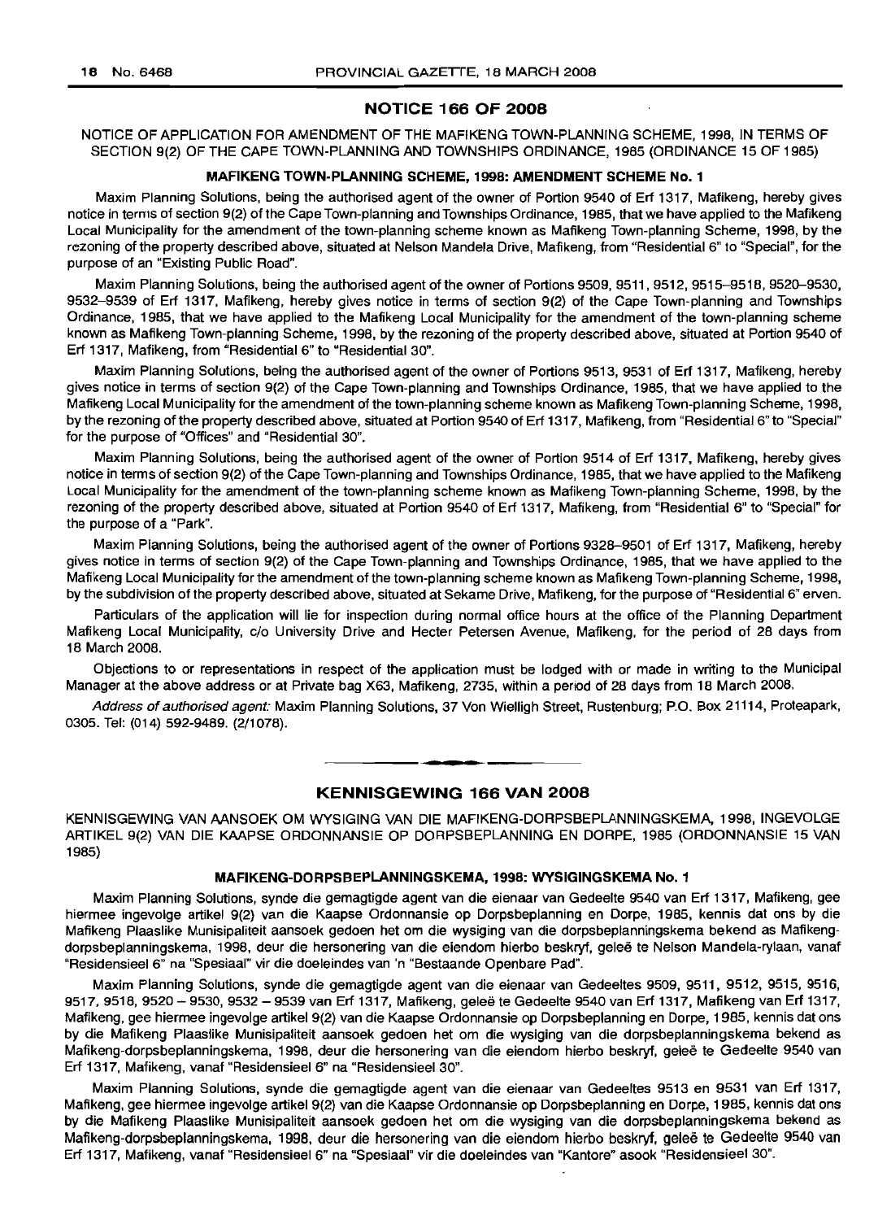## NOTICE 166 OF 2008

NOTICE OF APPLICATION FOR AMENDMENT OF THE MAFIKENG TOWN-PLANNING SCHEME, 1998, IN TERMS OF SECTION 9(2) OF THE CAPE TOWN-PLANNING AND TOWNSHIPS ORDINANCE, 1985 (ORDINANCE 15 OF 1985)

### MAFIKENG TOWN-PLANNING SCHEME, 1998: AMENDMENT SCHEME No. 1

Maxim Planning Solutions, being the authorised agent of the owner of Portion 9540 of Erf 1317, Mafikeng, hereby gives notice in terms of section 9(2) of the Cape Town-planning and Townships Ordinance, 1985, that we have applied to the Mafikeng Local Municipality for the amendment of the town-planning scheme known as Mafikeng Town-planning Scheme, 1998, by the rezoning of the property described above, situated at Nelson Mandela Drive, Mafikeng, from "Residential 6" to "Special", for the purpose of an "Existing Public Road".

Maxim Planning Solutions, being the authorised agent of the owner of Portions 9509, 9511, 9512, 9515–9518, 9520–9530, 9532–9539 of Erf 1317, Mafikeng, hereby gives notice in terms of section 9(2) of the Cape Town-planning and Townships Ordinance, 1985, that we have applied to the Mafikeng Local Municipality for the amendment of the town-planning scheme known as Mafikeng Town-planning Scheme, 1998, by the rezoning of the property described above, situated at Portion 9540 of Erf 1317, Mafikeng, from "Residential 6" to "Residential 30".

Maxim Planning Solutions, being the authorised agent of the owner of Portions 9513, 9531 of Erf 1317, Mafikeng, hereby gives notice in terms of section 9(2) of the Cape Town-planning and Townships Ordinance, 1985, that we have applied to the Mafikeng Local Municipality for the amendment of the town-planning scheme known as Mafikeng Town-planning Scheme, 1998, by the rezoning of the property described above, situated at Portion 9540 of Erf 1317, Mafikeng, from "Residential 6" to "Special" for the purpose of "Offices" and "Residential 30".

Maxim Planning Solutions, being the authorised agent of the owner of Portion 9514 of Erf 1317, Mafikeng, hereby gives notice in terms of section 9(2) of the Cape Town-planning and Townships Ordinance, 1985, that we have applied to the Mafikeng Local Municipality for the amendment of the town-planning scheme known as Mafikeng Town-planning Scheme, 1998, by the rezoning of the property described above, situated at Portion 9540 of Erf 1317, Mafikeng, from "Residential 6" to "Special" for the purpose of a "Park".

Maxim Planning Solutions, being the authorised agent of the owner of Portions 9328–9501 of Erf 1317, Mafikeng, hereby gives notice in terms of section 9(2) of the Cape Town-planning and Townships Ordinance, 1985, that we have applied to the Mafikeng Local Municipality for the amendment of the town-planning scheme known as Mafikeng Town-planning Scheme, 1998, by the subdivision of the property described above, situated at Sekame Drive, Mafikeng, for the purpose of "Residential 6" erven.

Particulars of the application will lie for inspection during normal office hours at the office of the Planning Department Mafikeng Local Municipality, c/o University Drive and Hecter Petersen Avenue, Mafikeng, for the period of 28 days from 18 March 2008.

Objections to or representations in respect of the application must be lodged with or made in writing to the Municipal Manager at the above address or at Private bag X63, Mafikeng, 2735, within a period of 28 days from 18 March 2008.

*Address of authorised agent:* Maxim Planning Solutions, 37 Von Wielligh Street, Rustenburg; P.O. Box 21114, Proteapark, 0305. Tel: (014) 592-9489. (2/1078).

---

## KENNISGEWING 166 VAN 2008

KENNISGEWING VAN AANSOEK OM WYSIGING VAN DIE MAFIKENG-DORPSBEPLANNINGSKEMA, 1998, INGEVOLGE ARTIKEL 9(2) VAN DIE KAAPSE ORDONNANSIE OP DORPSBEPLANNING EN DORPE, 1985 (ORDONNANSIE 15 VAN 1985)

### MAFIKENG-DORPSBEPLANNINGSKEMA, 1998: WYSIGINGSKEMA No. 1

Maxim Planning Solutions, synde die gemagtigde agent van die eienaar van Gedeelte 9540 van Erf 1317, Mafikeng, gee hiermee ingevolge artikel 9(2) van die Kaapse Ordonnansie op Dorpsbeplanning en Dorpe, 1985, kennis dat ons by die Mafikeng Plaaslike Munisipaliteit aansoek gedoen het om die wysiging van die dorpsbeplanningskema bekend as Mafikeng-dorpsbeplanningskema, 1998, deur die hersonering van die eiendom hierbo beskryf, geleë te Nelson Mandela-rylaan, vanaf "Residensieel 6" na "Spesiaal" vir die doeleindes van 'n "Bestaande Openbare Pad".

Maxim Planning Solutions, synde die gemagtigde agent van die eienaar van Gedeeltes 9509, 9511, 9512, 9515, 9516, 9517, 9518, 9520 – 9530, 9532 – 9539 van Erf 1317, Mafikeng, geleë te Gedeelte 9540 van Erf 1317, Mafikeng van Erf 1317, Mafikeng, gee hiermee ingevolge artikel 9(2) van die Kaapse Ordonnansie op Dorpsbeplanning en Dorpe, 1985, kennis dat ons by die Mafikeng Plaaslike Munisipaliteit aansoek gedoen het om die wysiging van die dorpsbeplanningskema bekend as Mafikeng-dorpsbeplanningskema, 1998, deur die hersonering van die eiendom hierbo beskryf, geleë te Gedeelte 9540 van Erf 1317, Mafikeng, vanaf "Residensieel 6" na "Residensieel 30".

Maxim Planning Solutions, synde die gemagtigde agent van die eienaar van Gedeeltes 9513 en 9531 van Erf 1317, Mafikeng, gee hiermee ingevolge artikel 9(2) van die Kaapse Ordonnansie op Dorpsbeplanning en Dorpe, 1985, kennis dat ons by die Mafikeng Plaaslike Munisipaliteit aansoek gedoen het om die wysiging van die dorpsbeplanningskema bekend as Mafikeng-dorpsbeplanningskema, 1998, deur die hersonering van die eiendom hierbo beskryf, geleë te Gedeelte 9540 van Erf 1317, Mafikeng, vanaf "Residensieel 6" na "Spesiaal" vir die doeleindes van "Kantore" asook "Residensieel 30".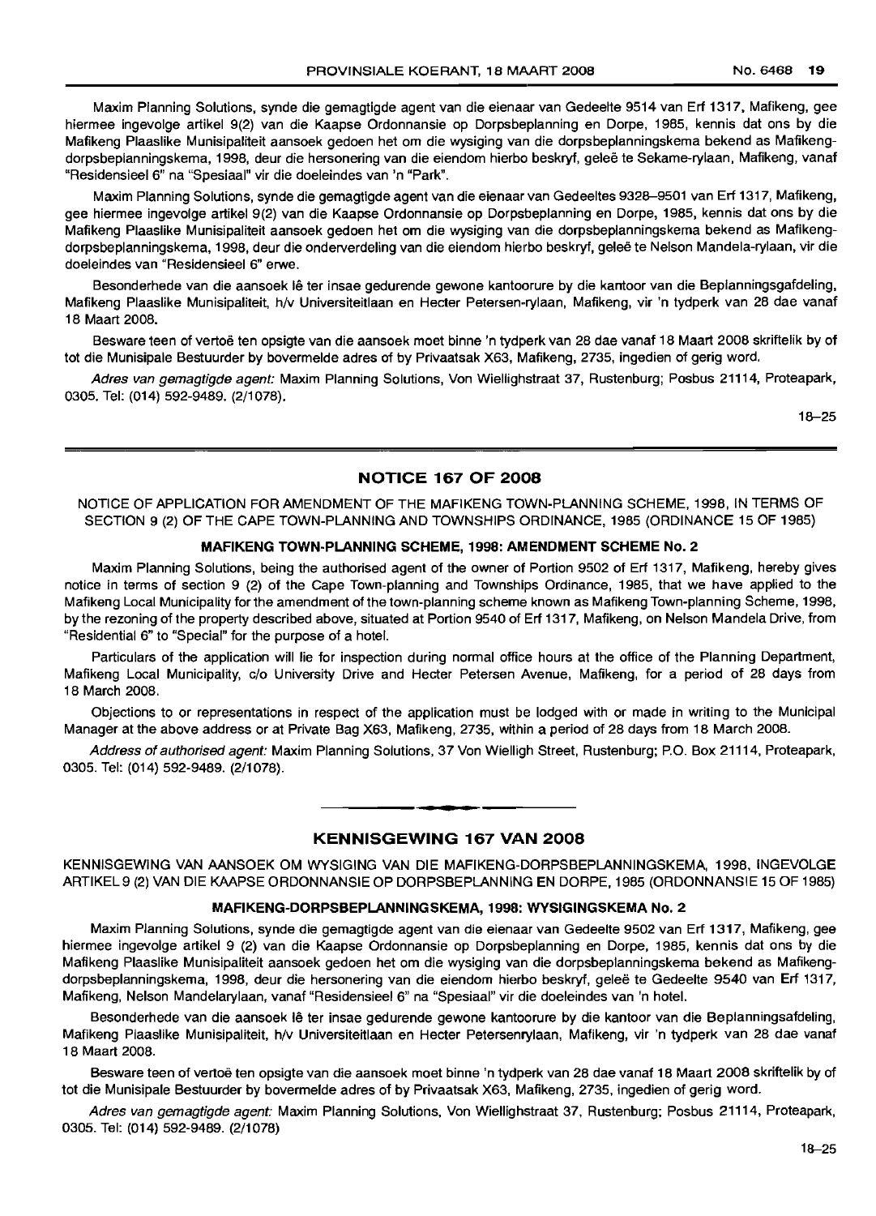Maxim Planning Solutions, synde die gemagtigde agent van die eienaar van Gedeelte 9514 van Erf 1317, Mafikeng, gee hiermee ingevolge artikel 9(2) van die Kaapse Ordonnansie op Dorpsbeplanning en Dorpe, 1985, kennis dat ons by die Mafikeng Plaaslike Munisipaliteit aansoek gedoen het om die wysiging van die dorpsbeplanningskema bekend as Mafikeng-dorpsbeplanningskema, 1998, deur die hersonering van die eiendom hierbo beskryf, geleë te Sekame-rylaan, Mafikeng, vanaf "Residensieel 6" na "Spesiaal" vir die doeleindes van 'n "Park".

Maxim Planning Solutions, synde die gemagtigde agent van die eienaar van Gedeeltes 9328–9501 van Erf 1317, Mafikeng, gee hiermee ingevolge artikel 9(2) van die Kaapse Ordonnansie op Dorpsbeplanning en Dorpe, 1985, kennis dat ons by die Mafikeng Plaaslike Munisipaliteit aansoek gedoen het om die wysiging van die dorpsbeplanningskema bekend as Mafikeng-dorpsbeplanningskema, 1998, deur die onderverdeling van die eiendom hierbo beskryf, geleë te Nelson Mandela-rylaan, vir die doeleindes van "Residensieel 6" erwe.

Besonderhede van die aansoek lê ter insae gedurende gewone kantoorure by die kantoor van die Beplanningsgafdeling, Mafikeng Plaaslike Munisipaliteit, h/v Universiteitlaan en Hecter Petersen-rylaan, Mafikeng, vir 'n tydperk van 28 dae vanaf 18 Maart 2008.

Besware teen of vertoë ten opsigte van die aansoek moet binne 'n tydperk van 28 dae vanaf 18 Maart 2008 skriftelik by of tot die Munisipale Bestuurder by bovermelde adres of by Privaatsak X63, Mafikeng, 2735, ingedien of gerig word.

*Adres van gemagtigde agent:* Maxim Planning Solutions, Von Wiellighstraat 37, Rustenburg; Posbus 21114, Proteapark, 0305. Tel: (014) 592-9489. (2/1078).

18–25

## NOTICE 167 OF 2008

NOTICE OF APPLICATION FOR AMENDMENT OF THE MAFIKENG TOWN-PLANNING SCHEME, 1998, IN TERMS OF SECTION 9 (2) OF THE CAPE TOWN-PLANNING AND TOWNSHIPS ORDINANCE, 1985 (ORDINANCE 15 OF 1985)

### MAFIKENG TOWN-PLANNING SCHEME, 1998: AMENDMENT SCHEME No. 2

Maxim Planning Solutions, being the authorised agent of the owner of Portion 9502 of Erf 1317, Mafikeng, hereby gives notice in terms of section 9 (2) of the Cape Town-planning and Townships Ordinance, 1985, that we have applied to the Mafikeng Local Municipality for the amendment of the town-planning scheme known as Mafikeng Town-planning Scheme, 1998, by the rezoning of the property described above, situated at Portion 9540 of Erf 1317, Mafikeng, on Nelson Mandela Drive, from "Residential 6" to "Special" for the purpose of a hotel.

Particulars of the application will lie for inspection during normal office hours at the office of the Planning Department, Mafikeng Local Municipality, c/o University Drive and Hecter Petersen Avenue, Mafikeng, for a period of 28 days from 18 March 2008.

Objections to or representations in respect of the application must be lodged with or made in writing to the Municipal Manager at the above address or at Private Bag X63, Mafikeng, 2735, within a period of 28 days from 18 March 2008.

*Address of authorised agent:* Maxim Planning Solutions, 37 Von Wielligh Street, Rustenburg; P.O. Box 21114, Proteapark, 0305. Tel: (014) 592-9489. (2/1078).

## KENNISGEWING 167 VAN 2008

KENNISGEWING VAN AANSOEK OM WYSIGING VAN DIE MAFIKENG-DORPSBEPLANNINGSKEMA, 1998, INGEVOLGE ARTIKEL 9 (2) VAN DIE KAAPSE ORDONNANSIE OP DORPSBEPLANNING EN DORPE, 1985 (ORDONNANSIE 15 OF 1985)

### MAFIKENG-DORPSBEPLANNINGSKEMA, 1998: WYSIGINGSKEMA No. 2

Maxim Planning Solutions, synde die gemagtigde agent van die eienaar van Gedeelte 9502 van Erf 1317, Mafikeng, gee hiermee ingevolge artikel 9 (2) van die Kaapse Ordonnansie op Dorpsbeplanning en Dorpe, 1985, kennis dat ons by die Mafikeng Plaaslike Munisipaliteit aansoek gedoen het om die wysiging van die dorpsbeplanningskema bekend as Mafikeng-dorpsbeplanningskema, 1998, deur die hersonering van die eiendom hierbo beskryf, geleë te Gedeelte 9540 van Erf 1317, Mafikeng, Nelson Mandelarylaan, vanaf "Residensieel 6" na "Spesiaal" vir die doeleindes van 'n hotel.

Besonderhede van die aansoek lê ter insae gedurende gewone kantoorure by die kantoor van die Beplanningsafdeling, Mafikeng Plaaslike Munisipaliteit, h/v Universiteitlaan en Hecter Petersenrylaan, Mafikeng, vir 'n tydperk van 28 dae vanaf 18 Maart 2008.

Besware teen of vertoë ten opsigte van die aansoek moet binne 'n tydperk van 28 dae vanaf 18 Maart 2008 skriftelik by of tot die Munisipale Bestuurder by bovermelde adres of by Privaatsak X63, Mafikeng, 2735, ingedien of gerig word.

*Adres van gemagtigde agent:* Maxim Planning Solutions, Von Wiellighstraat 37, Rustenburg; Posbus 21114, Proteapark, 0305. Tel: (014) 592-9489. (2/1078)

18–25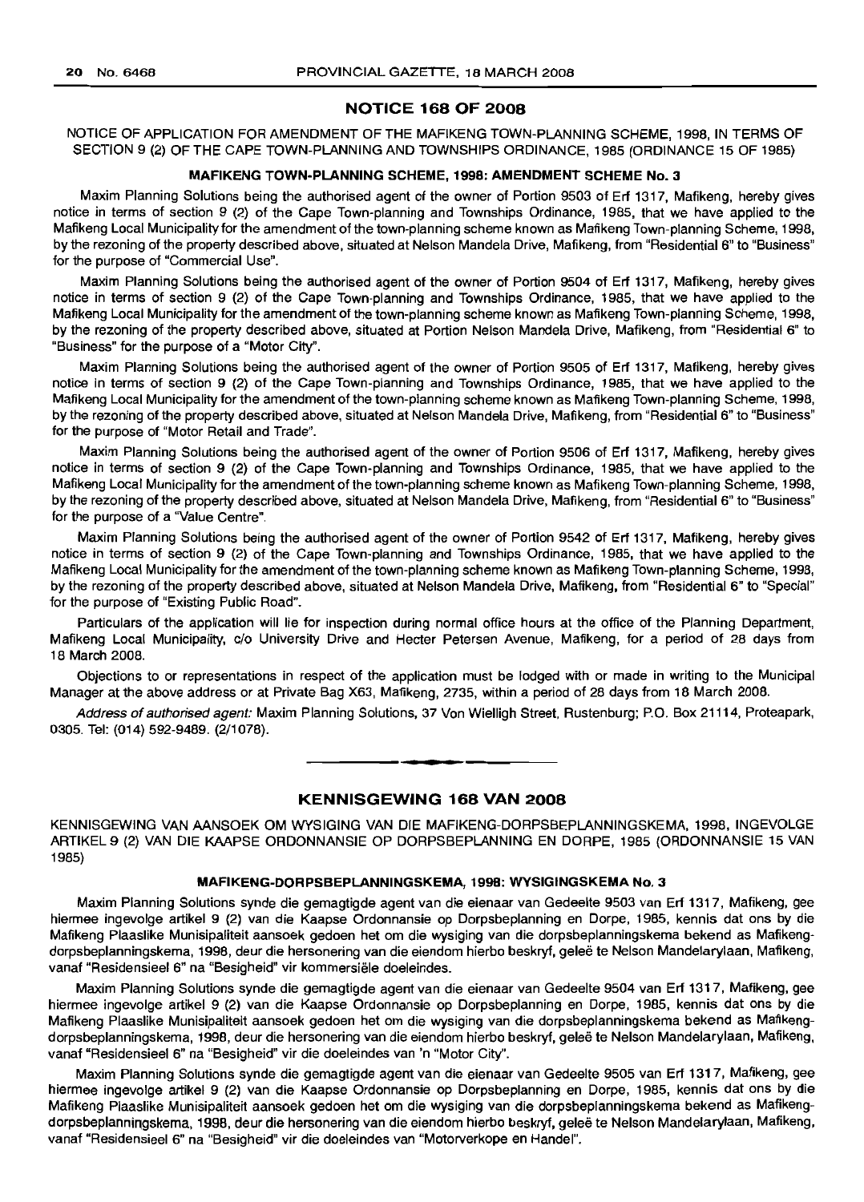## NOTICE 168 OF 2008

NOTICE OF APPLICATION FOR AMENDMENT OF THE MAFIKENG TOWN-PLANNING SCHEME, 1998, IN TERMS OF SECTION 9 (2) OF THE CAPE TOWN-PLANNING AND TOWNSHIPS ORDINANCE, 1985 (ORDINANCE 15 OF 1985)

### MAFIKENG TOWN-PLANNING SCHEME, 1998: AMENDMENT SCHEME No. 3

Maxim Planning Solutions being the authorised agent of the owner of Portion 9503 of Erf 1317, Mafikeng, hereby gives notice in terms of section 9 (2) of the Cape Town-planning and Townships Ordinance, 1985, that we have applied to the Mafikeng Local Municipality for the amendment of the town-planning scheme known as Mafikeng Town-planning Scheme, 1998, by the rezoning of the property described above, situated at Nelson Mandela Drive, Mafikeng, from "Residential 6" to "Business" for the purpose of "Commercial Use".

Maxim Planning Solutions being the authorised agent of the owner of Portion 9504 of Erf 1317, Mafikeng, hereby gives notice in terms of section 9 (2) of the Cape Town-planning and Townships Ordinance, 1985, that we have applied to the Mafikeng Local Municipality for the amendment of the town-planning scheme known as Mafikeng Town-planning Scheme, 1998, by the rezoning of the property described above, situated at Portion Nelson Mandela Drive, Mafikeng, from "Residential 6" to "Business" for the purpose of a "Motor City".

Maxim Planning Solutions being the authorised agent of the owner of Portion 9505 of Erf 1317, Mafikeng, hereby gives notice in terms of section 9 (2) of the Cape Town-planning and Townships Ordinance, 1985, that we have applied to the Mafikeng Local Municipality for the amendment of the town-planning scheme known as Mafikeng Town-planning Scheme, 1998, by the rezoning of the property described above, situated at Nelson Mandela Drive, Mafikeng, from "Residential 6" to "Business" for the purpose of "Motor Retail and Trade".

Maxim Planning Solutions being the authorised agent of the owner of Portion 9506 of Erf 1317, Mafikeng, hereby gives notice in terms of section 9 (2) of the Cape Town-planning and Townships Ordinance, 1985, that we have applied to the Mafikeng Local Municipality for the amendment of the town-planning scheme known as Mafikeng Town-planning Scheme, 1998, by the rezoning of the property described above, situated at Nelson Mandela Drive, Mafikeng, from "Residential 6" to "Business" for the purpose of a "Value Centre".

Maxim Planning Solutions being the authorised agent of the owner of Portion 9542 of Erf 1317, Mafikeng, hereby gives notice in terms of section 9 (2) of the Cape Town-planning and Townships Ordinance, 1985, that we have applied to the Mafikeng Local Municipality for the amendment of the town-planning scheme known as Mafikeng Town-planning Scheme, 1998, by the rezoning of the property described above, situated at Nelson Mandela Drive, Mafikeng, from "Residential 6" to "Special" for the purpose of "Existing Public Road".

Particulars of the application will lie for inspection during normal office hours at the office of the Planning Department, Mafikeng Local Municipality, c/o University Drive and Hecter Petersen Avenue, Mafikeng, for a period of 28 days from 18 March 2008.

Objections to or representations in respect of the application must be lodged with or made in writing to the Municipal Manager at the above address or at Private Bag X63, Mafikeng, 2735, within a period of 28 days from 18 March 2008.

*Address of authorised agent:* Maxim Planning Solutions, 37 Von Wielligh Street, Rustenburg; P.O. Box 21114, Proteapark, 0305. Tel: (014) 592-9489. (2/1078).

---

## KENNISGEWING 168 VAN 2008

KENNISGEWING VAN AANSOEK OM WYSIGING VAN DIE MAFIKENG-DORPSBEPLANNINGSKEMA, 1998, INGEVOLGE ARTIKEL 9 (2) VAN DIE KAAPSE ORDONNANSIE OP DORPSBEPLANNING EN DORPE, 1985 (ORDONNANSIE 15 VAN 1985)

### MAFIKENG-DORPSBEPLANNINGSKEMA, 1998: WYSIGINGSKEMA No. 3

Maxim Planning Solutions synde die gemagtigde agent van die eienaar van Gedeelte 9503 van Erf 1317, Mafikeng, gee hiermee ingevolge artikel 9 (2) van die Kaapse Ordonnansie op Dorpsbeplanning en Dorpe, 1985, kennis dat ons by die Mafikeng Plaaslike Munisipaliteit aansoek gedoen het om die wysiging van die dorpsbeplanningskema bekend as Mafikeng-dorpsbeplanningskema, 1998, deur die hersonering van die eiendom hierbo beskryf, geleë te Nelson Mandelarylaan, Mafikeng, vanaf "Residensieel 6" na "Besigheid" vir kommersiële doeleindes.

Maxim Planning Solutions synde die gemagtigde agent van die eienaar van Gedeelte 9504 van Erf 1317, Mafikeng, gee hiermee ingevolge artikel 9 (2) van die Kaapse Ordonnansie op Dorpsbeplanning en Dorpe, 1985, kennis dat ons by die Mafikeng Plaaslike Munisipaliteit aansoek gedoen het om die wysiging van die dorpsbeplanningskema bekend as Mafikeng-dorpsbeplanningskema, 1998, deur die hersonering van die eiendom hierbo beskryf, geleë te Nelson Mandelarylaan, Mafikeng, vanaf "Residensieel 6" na "Besigheid" vir die doeleindes van 'n "Motor City".

Maxim Planning Solutions synde die gemagtigde agent van die eienaar van Gedeelte 9505 van Erf 1317, Mafikeng, gee hiermee ingevolge artikel 9 (2) van die Kaapse Ordonnansie op Dorpsbeplanning en Dorpe, 1985, kennis dat ons by die Mafikeng Plaaslike Munisipaliteit aansoek gedoen het om die wysiging van die dorpsbeplanningskema bekend as Mafikeng-dorpsbeplanningskema, 1998, deur die hersonering van die eiendom hierbo beskryf, geleë te Nelson Mandelarylaan, Mafikeng, vanaf "Residensieel 6" na "Besigheid" vir die doeleindes van "Motorverkope en Handel".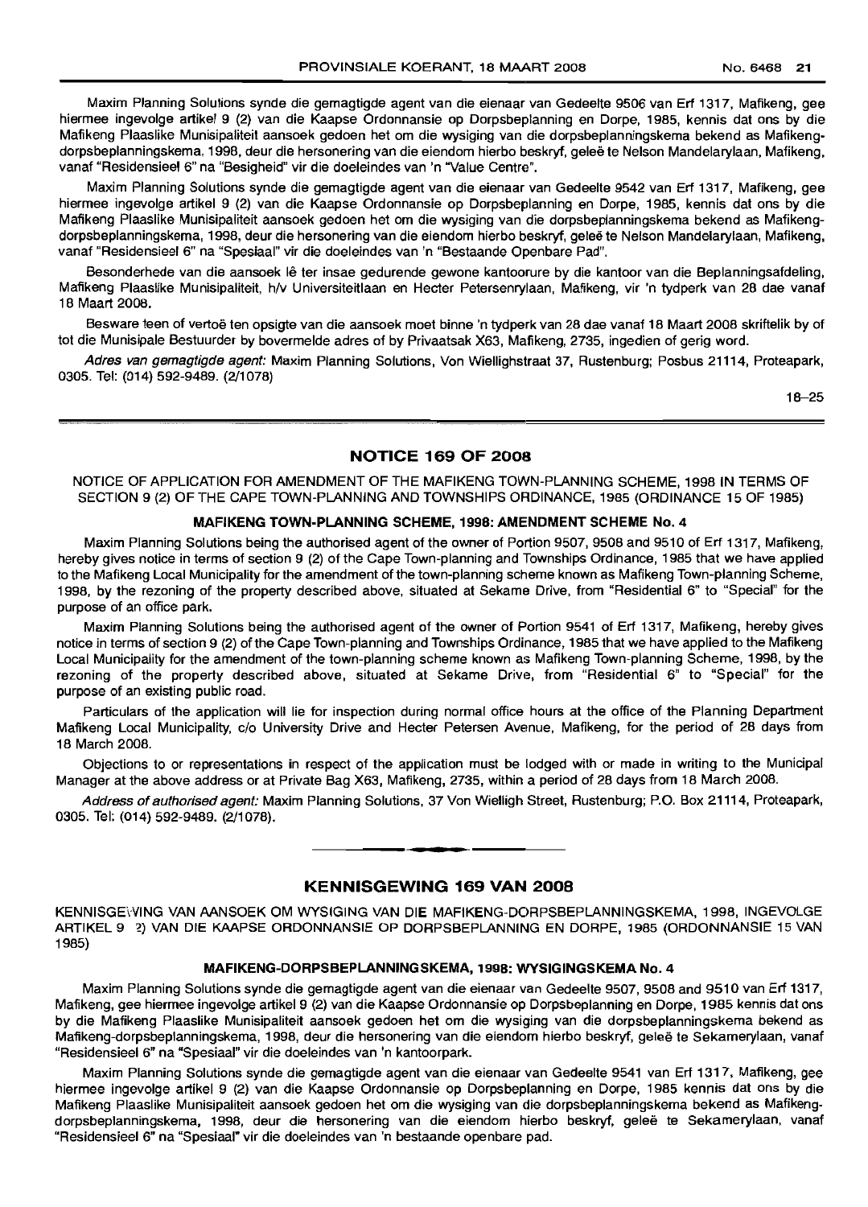Maxim Planning Solutions synde die gemagtigde agent van die eienaar van Gedeelte 9506 van Erf 1317, Mafikeng, gee hiermee ingevolge artikel 9 (2) van die Kaapse Ordonnansie op Dorpsbeplanning en Dorpe, 1985, kennis dat ons by die Mafikeng Plaaslike Munisipaliteit aansoek gedoen het om die wysiging van die dorpsbeplanningskema bekend as Mafikeng-dorpsbeplanningskema, 1998, deur die hersonering van die eiendom hierbo beskryf, geleë te Nelson Mandelarylaan, Mafikeng, vanaf "Residensieel 6" na "Besigheid" vir die doeleindes van 'n "Value Centre".

Maxim Planning Solutions synde die gemagtigde agent van die eienaar van Gedeelte 9542 van Erf 1317, Mafikeng, gee hiermee ingevolge artikel 9 (2) van die Kaapse Ordonnansie op Dorpsbeplanning en Dorpe, 1985, kennis dat ons by die Mafikeng Plaaslike Munisipaliteit aansoek gedoen het om die wysiging van die dorpsbeplanningskema bekend as Mafikeng-dorpsbeplanningskema, 1998, deur die hersonering van die eiendom hierbo beskryf, geleë te Nelson Mandelarylaan, Mafikeng, vanaf "Residensieel 6" na "Spesiaal" vir die doeleindes van 'n "Bestaande Openbare Pad".

Besonderhede van die aansoek lê ter insae gedurende gewone kantoorure by die kantoor van die Beplanningsafdeling, Mafikeng Plaaslike Munisipaliteit, h/v Universiteitlaan en Hecter Petersenrylaan, Mafikeng, vir 'n tydperk van 28 dae vanaf 18 Maart 2008.

Besware teen of vertoë ten opsigte van die aansoek moet binne 'n tydperk van 28 dae vanaf 18 Maart 2008 skriftelik by of tot die Munisipale Bestuurder by bovermelde adres of by Privaatsak X63, Mafikeng, 2735, ingedien of gerig word.

*Adres van gemagtigde agent:* Maxim Planning Solutions, Von Wiellighstraat 37, Rustenburg; Posbus 21114, Proteapark, 0305. Tel: (014) 592-9489. (2/1078)

18–25

## NOTICE 169 OF 2008

NOTICE OF APPLICATION FOR AMENDMENT OF THE MAFIKENG TOWN-PLANNING SCHEME, 1998 IN TERMS OF SECTION 9 (2) OF THE CAPE TOWN-PLANNING AND TOWNSHIPS ORDINANCE, 1985 (ORDINANCE 15 OF 1985)

### MAFIKENG TOWN-PLANNING SCHEME, 1998: AMENDMENT SCHEME No. 4

Maxim Planning Solutions being the authorised agent of the owner of Portion 9507, 9508 and 9510 of Erf 1317, Mafikeng, hereby gives notice in terms of section 9 (2) of the Cape Town-planning and Townships Ordinance, 1985 that we have applied to the Mafikeng Local Municipality for the amendment of the town-planning scheme known as Mafikeng Town-planning Scheme, 1998, by the rezoning of the property described above, situated at Sekame Drive, from "Residential 6" to "Special" for the purpose of an office park.

Maxim Planning Solutions being the authorised agent of the owner of Portion 9541 of Erf 1317, Mafikeng, hereby gives notice in terms of section 9 (2) of the Cape Town-planning and Townships Ordinance, 1985 that we have applied to the Mafikeng Local Municipality for the amendment of the town-planning scheme known as Mafikeng Town-planning Scheme, 1998, by the rezoning of the property described above, situated at Sekame Drive, from "Residential 6" to "Special" for the purpose of an existing public road.

Particulars of the application will lie for inspection during normal office hours at the office of the Planning Department Mafikeng Local Municipality, c/o University Drive and Hecter Petersen Avenue, Mafikeng, for the period of 28 days from 18 March 2008.

Objections to or representations in respect of the application must be lodged with or made in writing to the Municipal Manager at the above address or at Private Bag X63, Mafikeng, 2735, within a period of 28 days from 18 March 2008.

*Address of authorised agent:* Maxim Planning Solutions, 37 Von Wielligh Street, Rustenburg; P.O. Box 21114, Proteapark, 0305. Tel: (014) 592-9489. (2/1078).

## KENNISGEWING 169 VAN 2008

KENNISGEWING VAN AANSOEK OM WYSIGING VAN DIE MAFIKENG-DORPSBEPLANNINGSKEMA, 1998, INGEVOLGE ARTIKEL 9 (2) VAN DIE KAAPSE ORDONNANSIE OP DORPSBEPLANNING EN DORPE, 1985 (ORDONNANSIE 15 VAN 1985)

### MAFIKENG-DORPSBEPLANNINGSKEMA, 1998: WYSIGINGSKEMA No. 4

Maxim Planning Solutions synde die gemagtigde agent van die eienaar van Gedeelte 9507, 9508 and 9510 van Erf 1317, Mafikeng, gee hiermee ingevolge artikel 9 (2) van die Kaapse Ordonnansie op Dorpsbeplanning en Dorpe, 1985 kennis dat ons by die Mafikeng Plaaslike Munisipaliteit aansoek gedoen het om die wysiging van die dorpsbeplanningskema bekend as Mafikeng-dorpsbeplanningskema, 1998, deur die hersonering van die eiendom hierbo beskryf, geleë te Sekamerylaan, vanaf "Residensieel 6" na "Spesiaal" vir die doeleindes van 'n kantoorpark.

Maxim Planning Solutions synde die gemagtigde agent van die eienaar van Gedeelte 9541 van Erf 1317, Mafikeng, gee hiermee ingevolge artikel 9 (2) van die Kaapse Ordonnansie op Dorpsbeplanning en Dorpe, 1985 kennis dat ons by die Mafikeng Plaaslike Munisipaliteit aansoek gedoen het om die wysiging van die dorpsbeplanningskema bekend as Mafikeng-dorpsbeplanningskema, 1998, deur die hersonering van die eiendom hierbo beskryf, geleë te Sekamerylaan, vanaf "Residensieel 6" na "Spesiaal" vir die doeleindes van 'n bestaande openbare pad.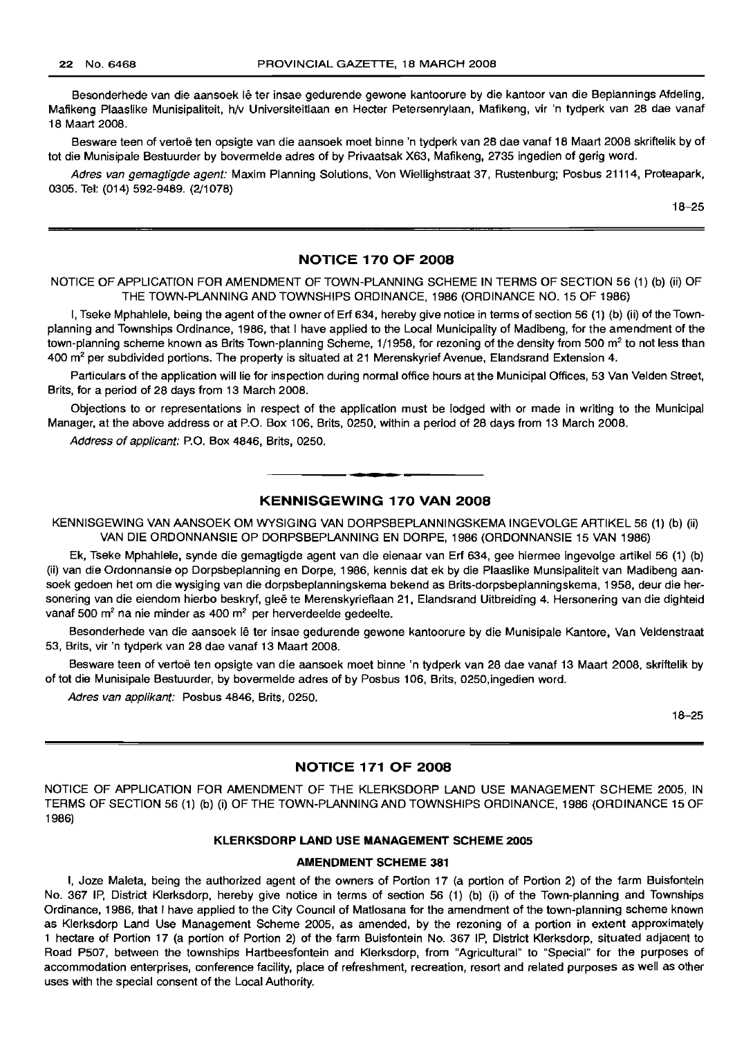Besonderhede van die aansoek lê ter insae gedurende gewone kantoorure by die kantoor van die Beplannings Afdeling, Mafikeng Plaaslike Munisipaliteit, h/v Universiteitlaan en Hecter Petersenrylaan, Mafikeng, vir 'n tydperk van 28 dae vanaf 18 Maart 2008.

Besware teen of vertoë ten opsigte van die aansoek moet binne 'n tydperk van 28 dae vanaf 18 Maart 2008 skriftelik by of tot die Munisipale Bestuurder by bovermelde adres of by Privaatsak X63, Mafikeng, 2735 ingedien of gerig word.

*Adres van gemagtigde agent:* Maxim Planning Solutions, Von Wiellighstraat 37, Rustenburg; Posbus 21114, Proteapark, 0305. Tel: (014) 592-9489. (2/1078)

18–25

## NOTICE 170 OF 2008

NOTICE OF APPLICATION FOR AMENDMENT OF TOWN-PLANNING SCHEME IN TERMS OF SECTION 56 (1) (b) (ii) OF THE TOWN-PLANNING AND TOWNSHIPS ORDINANCE, 1986 (ORDINANCE NO. 15 OF 1986)

I, Tseke Mphahlele, being the agent of the owner of Erf 634, hereby give notice in terms of section 56 (1) (b) (ii) of the Town-planning and Townships Ordinance, 1986, that I have applied to the Local Municipality of Madibeng, for the amendment of the town-planning scheme known as Brits Town-planning Scheme, 1/1958, for rezoning of the density from 500 m² to not less than 400 m² per subdivided portions. The property is situated at 21 Merenskyrief Avenue, Elandsrand Extension 4.

Particulars of the application will lie for inspection during normal office hours at the Municipal Offices, 53 Van Velden Street, Brits, for a period of 28 days from 13 March 2008.

Objections to or representations in respect of the application must be lodged with or made in writing to the Municipal Manager, at the above address or at P.O. Box 106, Brits, 0250, within a period of 28 days from 13 March 2008.

*Address of applicant:* P.O. Box 4846, Brits, 0250.

## KENNISGEWING 170 VAN 2008

KENNISGEWING VAN AANSOEK OM WYSIGING VAN DORPSBEPLANNINGSKEMA INGEVOLGE ARTIKEL 56 (1) (b) (ii) VAN DIE ORDONNANSIE OP DORPSBEPLANNING EN DORPE, 1986 (ORDONNANSIE 15 VAN 1986)

Ek, Tseke Mphahlele, synde die gemagtigde agent van die eienaar van Erf 634, gee hiermee ingevolge artikel 56 (1) (b) (ii) van die Ordonnansie op Dorpsbeplanning en Dorpe, 1986, kennis dat ek by die Plaaslike Munsipaliteit van Madibeng aansoek gedoen het om die wysiging van die dorpsbeplanningskema bekend as Brits-dorpsbeplanningskema, 1958, deur die hersonering van die eiendom hierbo beskryf, geleë te Merenskyrieflaan 21, Elandsrand Uitbreiding 4. Hersonering van die digtheid vanaf 500 m² na nie minder as 400 m² per herverdeelde gedeelte.

Besonderhede van die aansoek lê ter insae gedurende gewone kantoorure by die Munisipale Kantore, Van Veldenstraat 53, Brits, vir 'n tydperk van 28 dae vanaf 13 Maart 2008.

Besware teen of vertoë ten opsigte van die aansoek moet binne 'n tydperk van 28 dae vanaf 13 Maart 2008, skriftelik by of tot die Munisipale Bestuurder, by bovermelde adres of by Posbus 106, Brits, 0250,ingedien word.

*Adres van applikant:* Posbus 4846, Brits, 0250.

18–25

## NOTICE 171 OF 2008

NOTICE OF APPLICATION FOR AMENDMENT OF THE KLERKSDORP LAND USE MANAGEMENT SCHEME 2005, IN TERMS OF SECTION 56 (1) (b) (i) OF THE TOWN-PLANNING AND TOWNSHIPS ORDINANCE, 1986 (ORDINANCE 15 OF 1986)

### KLERKSDORP LAND USE MANAGEMENT SCHEME 2005

### AMENDMENT SCHEME 381

I, Joze Maleta, being the authorized agent of the owners of Portion 17 (a portion of Portion 2) of the farm Buisfontein No. 367 IP, District Klerksdorp, hereby give notice in terms of section 56 (1) (b) (i) of the Town-planning and Townships Ordinance, 1986, that I have applied to the City Council of Matlosana for the amendment of the town-planning scheme known as Klerksdorp Land Use Management Scheme 2005, as amended, by the rezoning of a portion in extent approximately 1 hectare of Portion 17 (a portion of Portion 2) of the farm Buisfontein No. 367 IP, District Klerksdorp, situated adjacent to Road P507, between the townships Hartbeesfontein and Klerksdorp, from "Agricultural" to "Special" for the purposes of accommodation enterprises, conference facility, place of refreshment, recreation, resort and related purposes as well as other uses with the special consent of the Local Authority.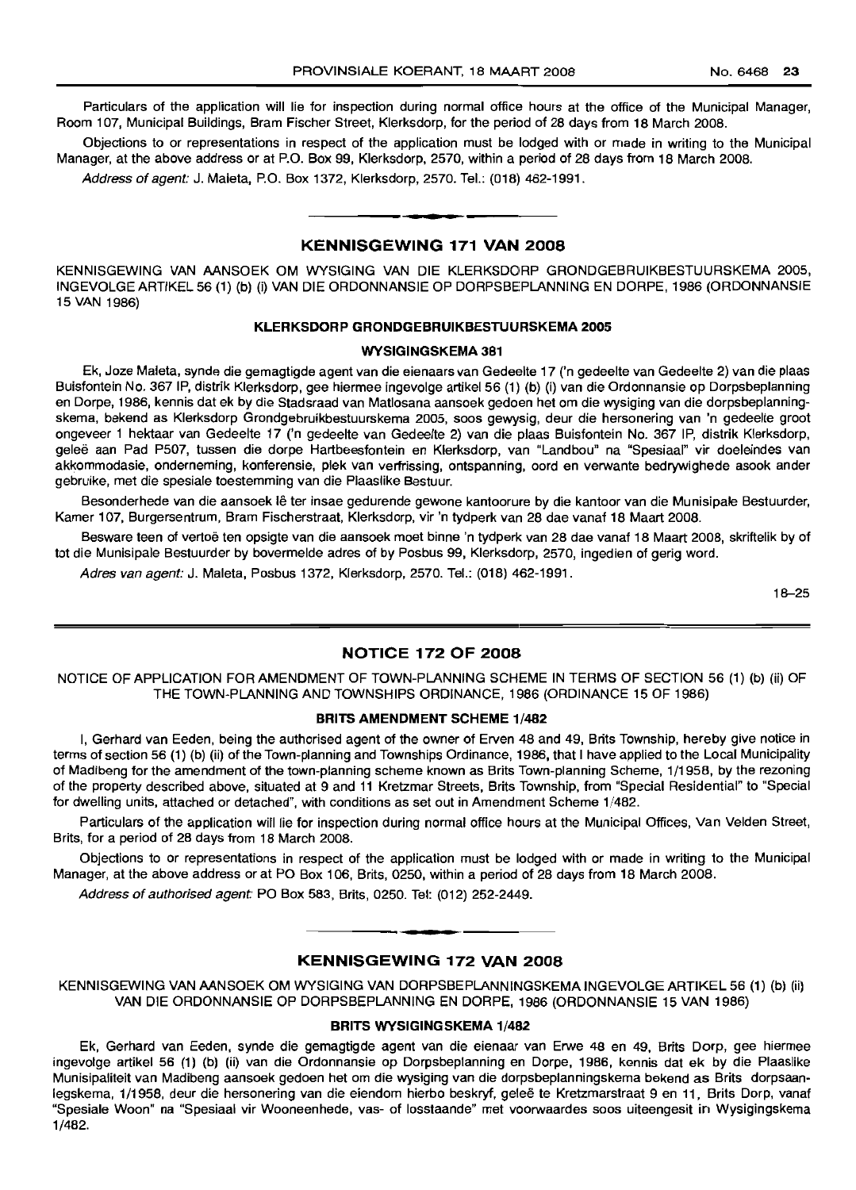Particulars of the application will lie for inspection during normal office hours at the office of the Municipal Manager, Room 107, Municipal Buildings, Bram Fischer Street, Klerksdorp, for the period of 28 days from 18 March 2008.

Objections to or representations in respect of the application must be lodged with or made in writing to the Municipal Manager, at the above address or at P.O. Box 99, Klerksdorp, 2570, within a period of 28 days from 18 March 2008.

*Address of agent:* J. Maleta, P.O. Box 1372, Klerksdorp, 2570. Tel.: (018) 462-1991.

## KENNISGEWING 171 VAN 2008

KENNISGEWING VAN AANSOEK OM WYSIGING VAN DIE KLERKSDORP GRONDGEBRUIKBESTUURSKEMA 2005, INGEVOLGE ARTIKEL 56 (1) (b) (i) VAN DIE ORDONNANSIE OP DORPSBEPLANNING EN DORPE, 1986 (ORDONNANSIE 15 VAN 1986)

### KLERKSDORP GRONDGEBRUIKBESTUURSKEMA 2005

### WYSIGINGSKEMA 381

Ek, Joze Maleta, synde die gemagtigde agent van die eienaars van Gedeelte 17 ('n gedeelte van Gedeelte 2) van die plaas Buisfontein No. 367 IP, distrik Klerksdorp, gee hiermee ingevolge artikel 56 (1) (b) (i) van die Ordonnansie op Dorpsbeplanning en Dorpe, 1986, kennis dat ek by die Stadsraad van Matlosana aansoek gedoen het om die wysiging van die dorpsbeplanningskema, bekend as Klerksdorp Grondgebruikbestuurskema 2005, soos gewysig, deur die hersonering van 'n gedeelte groot ongeveer 1 hektaar van Gedeelte 17 ('n gedeelte van Gedeelte 2) van die plaas Buisfontein No. 367 IP, distrik Klerksdorp, geleë aan Pad P507, tussen die dorpe Hartbeesfontein en Klerksdorp, van "Landbou" na "Spesiaal" vir doeleindes van akkommodasie, onderneming, konferensie, plek van verfrissing, ontspanning, oord en verwante bedrywighede asook ander gebruike, met die spesiale toestemming van die Plaaslike Bestuur.

Besonderhede van die aansoek lê ter insae gedurende gewone kantoorure by die kantoor van die Munisipale Bestuurder, Kamer 107, Burgersentrum, Bram Fischerstraat, Klerksdorp, vir 'n tydperk van 28 dae vanaf 18 Maart 2008.

Besware teen of vertoë ten opsigte van die aansoek moet binne 'n tydperk van 28 dae vanaf 18 Maart 2008, skriftelik by of tot die Munisipale Bestuurder by bovermelde adres of by Posbus 99, Klerksdorp, 2570, ingedien of gerig word.

*Adres van agent:* J. Maleta, Posbus 1372, Klerksdorp, 2570. Tel.: (018) 462-1991.

18–25

## NOTICE 172 OF 2008

NOTICE OF APPLICATION FOR AMENDMENT OF TOWN-PLANNING SCHEME IN TERMS OF SECTION 56 (1) (b) (ii) OF THE TOWN-PLANNING AND TOWNSHIPS ORDINANCE, 1986 (ORDINANCE 15 OF 1986)

### BRITS AMENDMENT SCHEME 1/482

I, Gerhard van Eeden, being the authorised agent of the owner of Erven 48 and 49, Brits Township, hereby give notice in terms of section 56 (1) (b) (ii) of the Town-planning and Townships Ordinance, 1986, that I have applied to the Local Municipality of Madibeng for the amendment of the town-planning scheme known as Brits Town-planning Scheme, 1/1958, by the rezoning of the property described above, situated at 9 and 11 Kretzmar Streets, Brits Township, from "Special Residential" to "Special for dwelling units, attached or detached", with conditions as set out in Amendment Scheme 1/482.

Particulars of the application will lie for inspection during normal office hours at the Municipal Offices, Van Velden Street, Brits, for a period of 28 days from 18 March 2008.

Objections to or representations in respect of the application must be lodged with or made in writing to the Municipal Manager, at the above address or at PO Box 106, Brits, 0250, within a period of 28 days from 18 March 2008.

*Address of authorised agent:* PO Box 583, Brits, 0250. Tel: (012) 252-2449.

## KENNISGEWING 172 VAN 2008

KENNISGEWING VAN AANSOEK OM WYSIGING VAN DORPSBEPLANNINGSKEMA INGEVOLGE ARTIKEL 56 (1) (b) (ii) VAN DIE ORDONNANSIE OP DORPSBEPLANNING EN DORPE, 1986 (ORDONNANSIE 15 VAN 1986)

### BRITS WYSIGINGSKEMA 1/482

Ek, Gerhard van Eeden, synde die gemagtigde agent van die eienaar van Erwe 48 en 49, Brits Dorp, gee hiermee ingevolge artikel 56 (1) (b) (ii) van die Ordonnansie op Dorpsbeplanning en Dorpe, 1986, kennis dat ek by die Plaaslike Munisipaliteit van Madibeng aansoek gedoen het om die wysiging van die dorpsbeplanningskema bekend as Brits dorpsaanlegskema, 1/1958, deur die hersonering van die eiendom hierbo beskryf, geleë te Kretzmarstraat 9 en 11, Brits Dorp, vanaf "Spesiaal Woon" na "Spesiaal vir Wooneenhede, vas- of losstaande" met voorwaardes soos uiteengesit in Wysigingskema 1/482.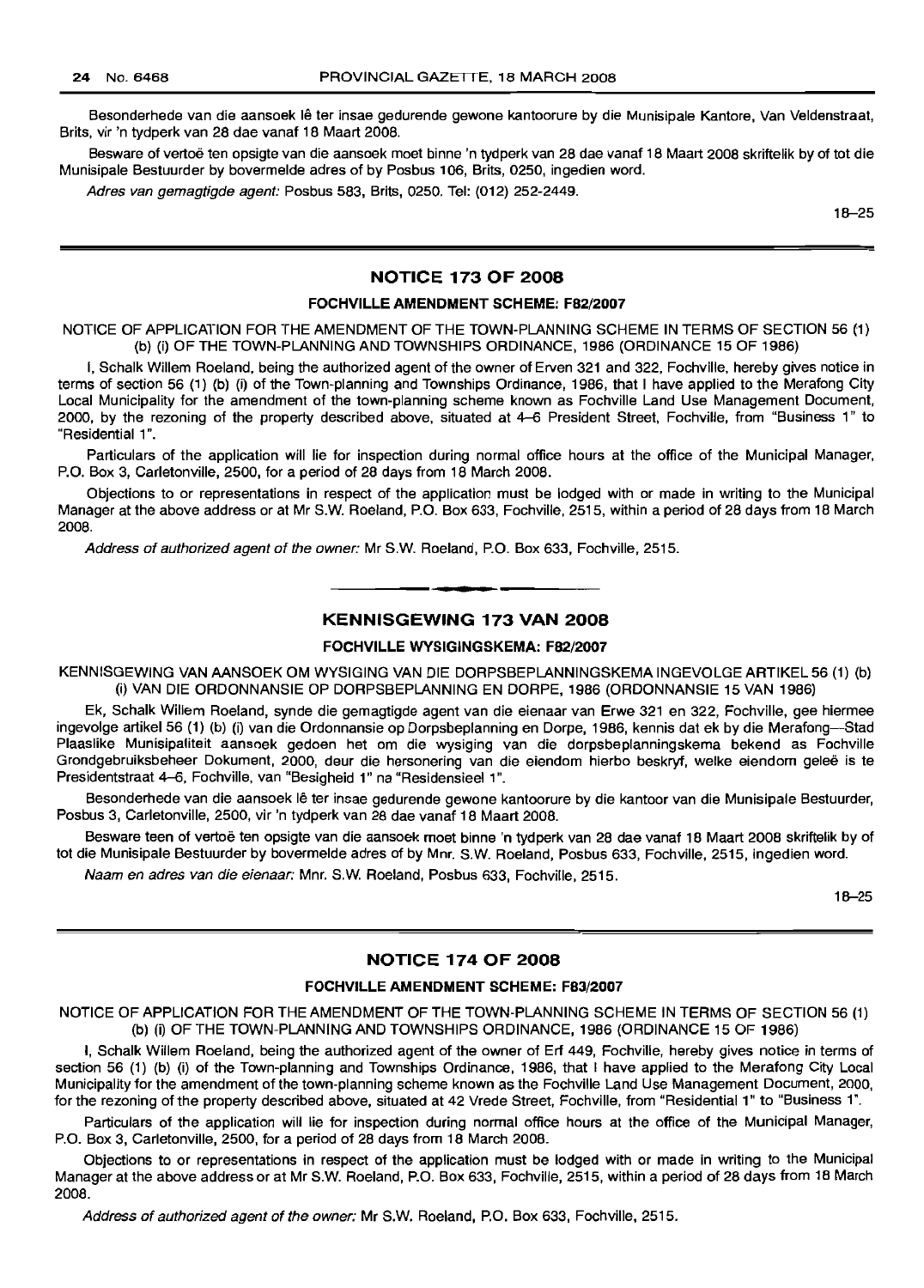Besonderhede van die aansoek lê ter insae gedurende gewone kantoorure by die Munisipale Kantore, Van Veldenstraat, Brits, vir 'n tydperk van 28 dae vanaf 18 Maart 2008.

Besware of vertoë ten opsigte van die aansoek moet binne 'n tydperk van 28 dae vanaf 18 Maart 2008 skriftelik by of tot die Munisipale Bestuurder by bovermelde adres of by Posbus 106, Brits, 0250, ingedien word.

*Adres van gemagtigde agent:* Posbus 583, Brits, 0250. Tel: (012) 252-2449.

18–25

## NOTICE 173 OF 2008

### FOCHVILLE AMENDMENT SCHEME: F82/2007

NOTICE OF APPLICATION FOR THE AMENDMENT OF THE TOWN-PLANNING SCHEME IN TERMS OF SECTION 56 (1) (b) (i) OF THE TOWN-PLANNING AND TOWNSHIPS ORDINANCE, 1986 (ORDINANCE 15 OF 1986)

I, Schalk Willem Roeland, being the authorized agent of the owner of Erven 321 and 322, Fochville, hereby gives notice in terms of section 56 (1) (b) (i) of the Town-planning and Townships Ordinance, 1986, that I have applied to the Merafong City Local Municipality for the amendment of the town-planning scheme known as Fochville Land Use Management Document, 2000, by the rezoning of the property described above, situated at 4–6 President Street, Fochville, from "Business 1" to "Residential 1".

Particulars of the application will lie for inspection during normal office hours at the office of the Municipal Manager, P.O. Box 3, Carletonville, 2500, for a period of 28 days from 18 March 2008.

Objections to or representations in respect of the application must be lodged with or made in writing to the Municipal Manager at the above address or at Mr S.W. Roeland, P.O. Box 633, Fochville, 2515, within a period of 28 days from 18 March 2008.

*Address of authorized agent of the owner:* Mr S.W. Roeland, P.O. Box 633, Fochville, 2515.

## KENNISGEWING 173 VAN 2008

### FOCHVILLE WYSIGINGSKEMA: F82/2007

KENNISGEWING VAN AANSOEK OM WYSIGING VAN DIE DORPSBEPLANNINGSKEMA INGEVOLGE ARTIKEL 56 (1) (b) (i) VAN DIE ORDONNANSIE OP DORPSBEPLANNING EN DORPE, 1986 (ORDONNANSIE 15 VAN 1986)

Ek, Schalk Willem Roeland, synde die gemagtigde agent van die eienaar van Erwe 321 en 322, Fochville, gee hiermee ingevolge artikel 56 (1) (b) (i) van die Ordonnansie op Dorpsbeplanning en Dorpe, 1986, kennis dat ek by die Merafong—Stad Plaaslike Munisipaliteit aansoek gedoen het om die wysiging van die dorpsbeplanningskema bekend as Fochville Grondgebruiksbeheer Dokument, 2000, deur die hersonering van die eiendom hierbo beskryf, welke eiendom geleë is te Presidentstraat 4–6, Fochville, van "Besigheid 1" na "Residensieel 1".

Besonderhede van die aansoek lê ter insae gedurende gewone kantoorure by die kantoor van die Munisipale Bestuurder, Posbus 3, Carletonville, 2500, vir 'n tydperk van 28 dae vanaf 18 Maart 2008.

Besware teen of vertoë ten opsigte van die aansoek moet binne 'n tydperk van 28 dae vanaf 18 Maart 2008 skriftelik by of tot die Munisipale Bestuurder by bovermelde adres of by Mnr. S.W. Roeland, Posbus 633, Fochville, 2515, ingedien word.

*Naam en adres van die eienaar:* Mnr. S.W. Roeland, Posbus 633, Fochville, 2515.

18–25

## NOTICE 174 OF 2008

### FOCHVILLE AMENDMENT SCHEME: F83/2007

NOTICE OF APPLICATION FOR THE AMENDMENT OF THE TOWN-PLANNING SCHEME IN TERMS OF SECTION 56 (1) (b) (i) OF THE TOWN-PLANNING AND TOWNSHIPS ORDINANCE, 1986 (ORDINANCE 15 OF 1986)

I, Schalk Willem Roeland, being the authorized agent of the owner of Erf 449, Fochville, hereby gives notice in terms of section 56 (1) (b) (i) of the Town-planning and Townships Ordinance, 1986, that I have applied to the Merafong City Local Municipality for the amendment of the town-planning scheme known as the Fochville Land Use Management Document, 2000, for the rezoning of the property described above, situated at 42 Vrede Street, Fochville, from "Residential 1" to "Business 1".

Particulars of the application will lie for inspection during normal office hours at the office of the Municipal Manager, P.O. Box 3, Carletonville, 2500, for a period of 28 days from 18 March 2008.

Objections to or representations in respect of the application must be lodged with or made in writing to the Municipal Manager at the above address or at Mr S.W. Roeland, P.O. Box 633, Fochville, 2515, within a period of 28 days from 18 March 2008.

*Address of authorized agent of the owner:* Mr S.W. Roeland, P.O. Box 633, Fochville, 2515.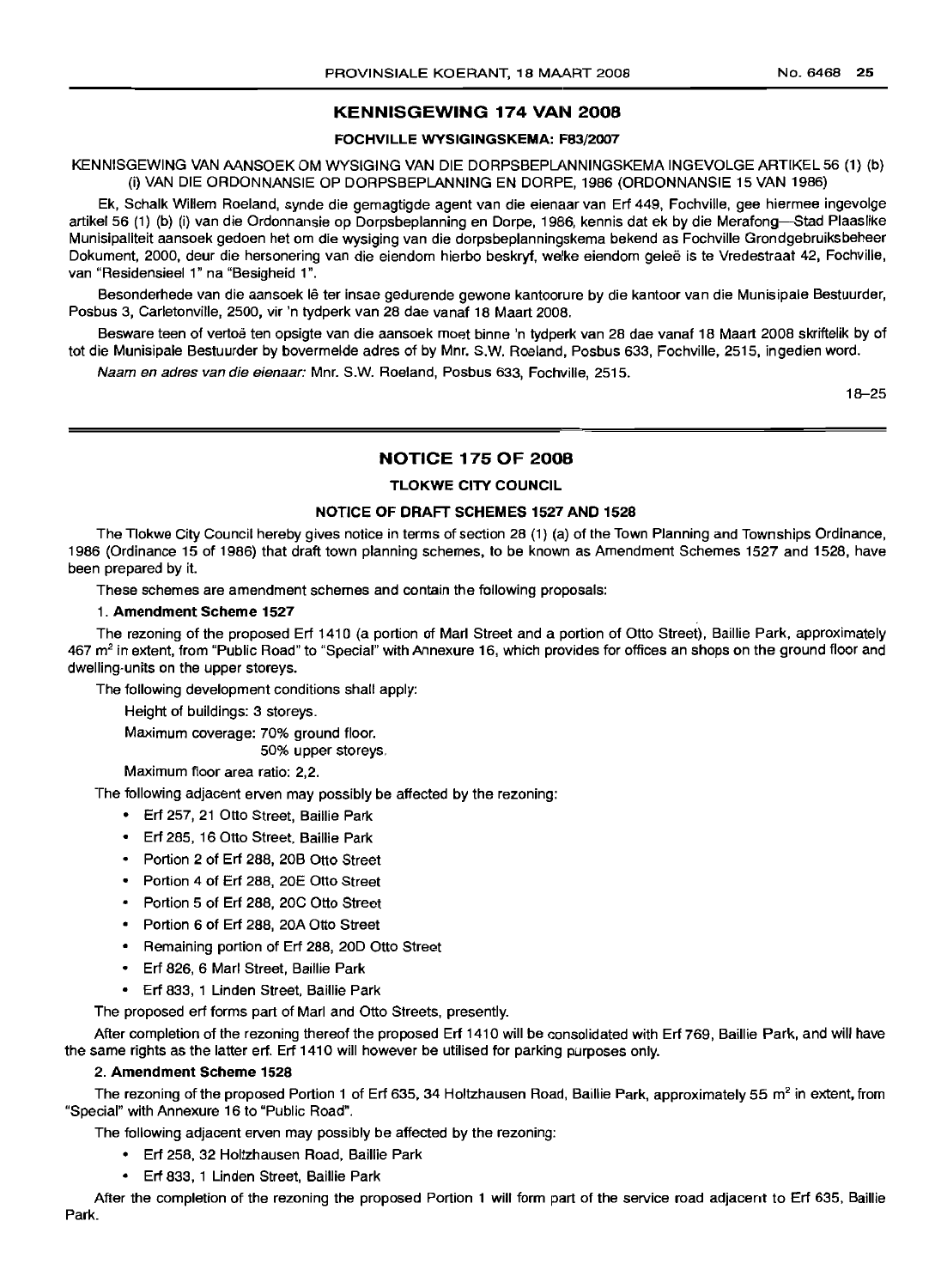## KENNISGEWING 174 VAN 2008

### FOCHVILLE WYSIGINGSKEMA: F83/2007

KENNISGEWING VAN AANSOEK OM WYSIGING VAN DIE DORPSBEPLANNINGSKEMA INGEVOLGE ARTIKEL 56 (1) (b) (i) VAN DIE ORDONNANSIE OP DORPSBEPLANNING EN DORPE, 1986 (ORDONNANSIE 15 VAN 1986)

Ek, Schalk Willem Roeland, synde die gemagtigde agent van die eienaar van Erf 449, Fochville, gee hiermee ingevolge artikel 56 (1) (b) (i) van die Ordonnansie op Dorpsbeplanning en Dorpe, 1986, kennis dat ek by die Merafong—Stad Plaaslike Munisipaliteit aansoek gedoen het om die wysiging van die dorpsbeplanningskema bekend as Fochville Grondgebruiksbeheer Dokument, 2000, deur die hersonering van die eiendom hierbo beskryf, welke eiendom geleë is te Vredestraat 42, Fochville, van "Residensieel 1" na "Besigheid 1".

Besonderhede van die aansoek lê ter insae gedurende gewone kantoorure by die kantoor van die Munisipale Bestuurder, Posbus 3, Carletonville, 2500, vir 'n tydperk van 28 dae vanaf 18 Maart 2008.

Besware teen of vertoë ten opsigte van die aansoek moet binne 'n tydperk van 28 dae vanaf 18 Maart 2008 skriftelik by of tot die Munisipale Bestuurder by bovermelde adres of by Mnr. S.W. Roeland, Posbus 633, Fochville, 2515, ingedien word.

*Naam en adres van die eienaar:* Mnr. S.W. Roeland, Posbus 633, Fochville, 2515.

18–25

---

## NOTICE 175 OF 2008

### TLOKWE CITY COUNCIL

### NOTICE OF DRAFT SCHEMES 1527 AND 1528

The Tlokwe City Council hereby gives notice in terms of section 28 (1) (a) of the Town Planning and Townships Ordinance, 1986 (Ordinance 15 of 1986) that draft town planning schemes, to be known as Amendment Schemes 1527 and 1528, have been prepared by it.

These schemes are amendment schemes and contain the following proposals:

**1. Amendment Scheme 1527**

The rezoning of the proposed Erf 1410 (a portion of Marl Street and a portion of Otto Street), Baillie Park, approximately 467 m² in extent, from "Public Road" to "Special" with Annexure 16, which provides for offices an shops on the ground floor and dwelling-units on the upper storeys.

The following development conditions shall apply:

Height of buildings: 3 storeys.

Maximum coverage: 70% ground floor.
50% upper storeys.

Maximum floor area ratio: 2,2.

The following adjacent erven may possibly be affected by the rezoning:

- Erf 257, 21 Otto Street, Baillie Park
- Erf 285, 16 Otto Street, Baillie Park
- Portion 2 of Erf 288, 20B Otto Street
- Portion 4 of Erf 288, 20E Otto Street
- Portion 5 of Erf 288, 20C Otto Street
- Portion 6 of Erf 288, 20A Otto Street
- Remaining portion of Erf 288, 20D Otto Street
- Erf 826, 6 Marl Street, Baillie Park
- Erf 833, 1 Linden Street, Baillie Park

The proposed erf forms part of Marl and Otto Streets, presently.

After completion of the rezoning thereof the proposed Erf 1410 will be consolidated with Erf 769, Baillie Park, and will have the same rights as the latter erf. Erf 1410 will however be utilised for parking purposes only.

**2. Amendment Scheme 1528**

The rezoning of the proposed Portion 1 of Erf 635, 34 Holtzhausen Road, Baillie Park, approximately 55 m² in extent, from "Special" with Annexure 16 to "Public Road".

The following adjacent erven may possibly be affected by the rezoning:

- Erf 258, 32 Holtzhausen Road, Baillie Park
- Erf 833, 1 Linden Street, Baillie Park

After the completion of the rezoning the proposed Portion 1 will form part of the service road adjacent to Erf 635, Baillie Park.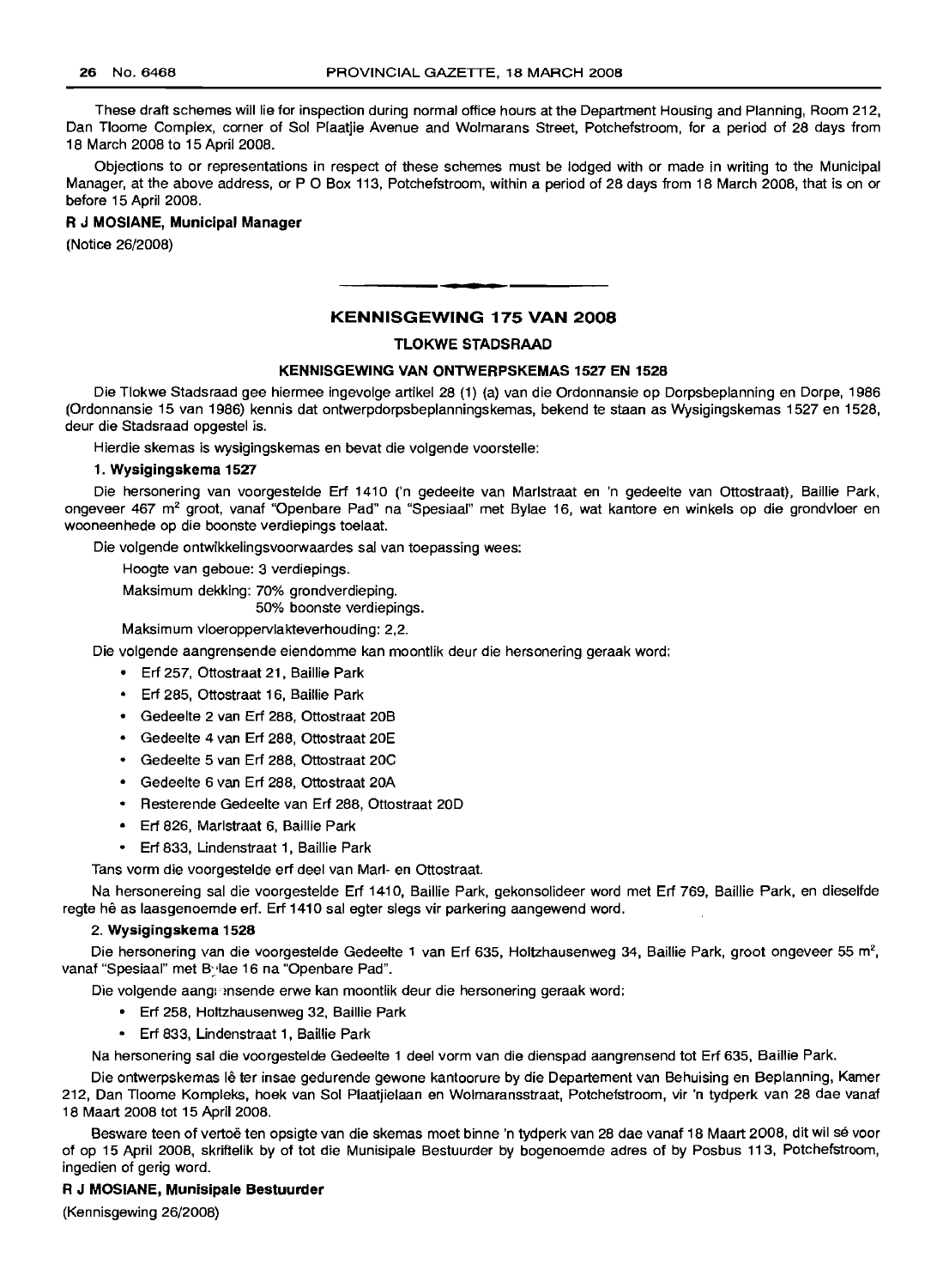These draft schemes will lie for inspection during normal office hours at the Department Housing and Planning, Room 212, Dan Tloome Complex, corner of Sol Plaatjie Avenue and Wolmarans Street, Potchefstroom, for a period of 28 days from 18 March 2008 to 15 April 2008.

Objections to or representations in respect of these schemes must be lodged with or made in writing to the Municipal Manager, at the above address, or P O Box 113, Potchefstroom, within a period of 28 days from 18 March 2008, that is on or before 15 April 2008.

**R J MOSIANE, Municipal Manager**

(Notice 26/2008)

---

## KENNISGEWING 175 VAN 2008

### TLOKWE STADSRAAD

### KENNISGEWING VAN ONTWERPSKEMAS 1527 EN 1528

Die Tlokwe Stadsraad gee hiermee ingevolge artikel 28 (1) (a) van die Ordonnansie op Dorpsbeplanning en Dorpe, 1986 (Ordonnansie 15 van 1986) kennis dat ontwerpdorpsbeplanningskemas, bekend te staan as Wysigingskemas 1527 en 1528, deur die Stadsraad opgestel is.

Hierdie skemas is wysigingskemas en bevat die volgende voorstelle:

**1. Wysigingskema 1527**

Die hersonering van voorgestelde Erf 1410 ('n gedeelte van Marlstraat en 'n gedeelte van Ottostraat), Baillie Park, ongeveer 467 m² groot, vanaf "Openbare Pad" na "Spesiaal" met Bylae 16, wat kantore en winkels op die grondvloer en wooneenhede op die boonste verdiepings toelaat.

Die volgende ontwikkelingsvoorwaardes sal van toepassing wees:

Hoogte van geboue: 3 verdiepings.

Maksimum dekking: 70% grondverdieping.
50% boonste verdiepings.

Maksimum vloeroppervlakteverhouding: 2,2.

Die volgende aangrensende eiendomme kan moontlik deur die hersonering geraak word:

- Erf 257, Ottostraat 21, Baillie Park
- Erf 285, Ottostraat 16, Baillie Park
- Gedeelte 2 van Erf 288, Ottostraat 20B
- Gedeelte 4 van Erf 288, Ottostraat 20E
- Gedeelte 5 van Erf 288, Ottostraat 20C
- Gedeelte 6 van Erf 288, Ottostraat 20A
- Resterende Gedeelte van Erf 288, Ottostraat 20D
- Erf 826, Marlstraat 6, Baillie Park
- Erf 833, Lindenstraat 1, Baillie Park

Tans vorm die voorgestelde erf deel van Marl- en Ottostraat.

Na hersonereing sal die voorgestelde Erf 1410, Baillie Park, gekonsolideer word met Erf 769, Baillie Park, en dieselfde regte hê as laasgenoemde erf. Erf 1410 sal egter slegs vir parkering aangewend word.

**2. Wysigingskema 1528**

Die hersonering van die voorgestelde Gedeelte 1 van Erf 635, Holtzhausenweg 34, Baillie Park, groot ongeveer 55 m², vanaf "Spesiaal" met Bylae 16 na "Openbare Pad".

Die volgende aangrensende erwe kan moontlik deur die hersonering geraak word:

- Erf 258, Holtzhausenweg 32, Baillie Park
- Erf 833, Lindenstraat 1, Baillie Park

Na hersonering sal die voorgestelde Gedeelte 1 deel vorm van die dienspad aangrensend tot Erf 635, Baillie Park.

Die ontwerpskemas lê ter insae gedurende gewone kantoorure by die Departement van Behuising en Beplanning, Kamer 212, Dan Tloome Kompleks, hoek van Sol Plaatjielaan en Wolmaransstraat, Potchefstroom, vir 'n tydperk van 28 dae vanaf 18 Maart 2008 tot 15 April 2008.

Besware teen of vertoë ten opsigte van die skemas moet binne 'n tydperk van 28 dae vanaf 18 Maart 2008, dit wil sê voor of op 15 April 2008, skriftelik by of tot die Munisipale Bestuurder by bogenoemde adres of by Posbus 113, Potchefstroom, ingedien of gerig word.

**R J MOSIANE, Munisipale Bestuurder**

(Kennisgewing 26/2008)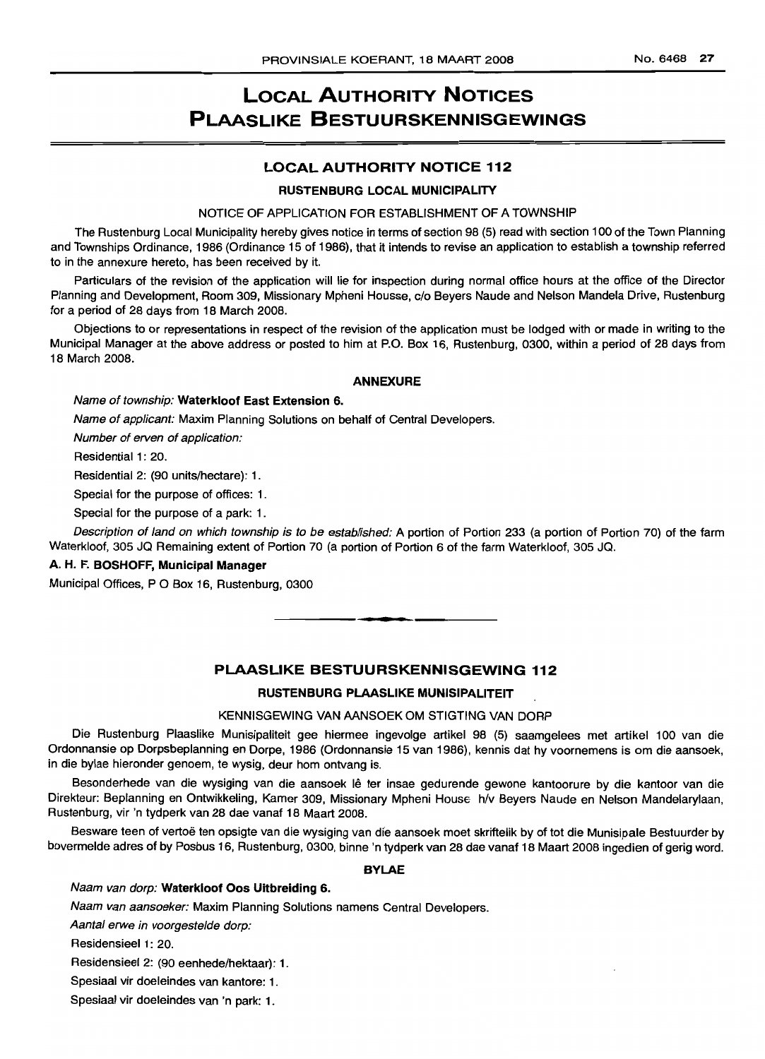# LOCAL AUTHORITY NOTICES
# PLAASLIKE BESTUURSKENNISGEWINGS

## LOCAL AUTHORITY NOTICE 112

### RUSTENBURG LOCAL MUNICIPALITY

NOTICE OF APPLICATION FOR ESTABLISHMENT OF A TOWNSHIP

The Rustenburg Local Municipality hereby gives notice in terms of section 98 (5) read with section 100 of the Town Planning and Townships Ordinance, 1986 (Ordinance 15 of 1986), that it intends to revise an application to establish a township referred to in the annexure hereto, has been received by it.

Particulars of the revision of the application will lie for inspection during normal office hours at the office of the Director Planning and Development, Room 309, Missionary Mpheni Housse, c/o Beyers Naude and Nelson Mandela Drive, Rustenburg for a period of 28 days from 18 March 2008.

Objections to or representations in respect of the revision of the application must be lodged with or made in writing to the Municipal Manager at the above address or posted to him at P.O. Box 16, Rustenburg, 0300, within a period of 28 days from 18 March 2008.

**ANNEXURE**

*Name of township:* **Waterkloof East Extension 6.**

*Name of applicant:* Maxim Planning Solutions on behalf of Central Developers.

*Number of erven of application:*

Residential 1: 20.

Residential 2: (90 units/hectare): 1.

Special for the purpose of offices: 1.

Special for the purpose of a park: 1.

*Description of land on which township is to be established:* A portion of Portion 233 (a portion of Portion 70) of the farm Waterkloof, 305 JQ Remaining extent of Portion 70 (a portion of Portion 6 of the farm Waterkloof, 305 JQ.

**A. H. F. BOSHOFF, Municipal Manager**

Municipal Offices, P O Box 16, Rustenburg, 0300

---

## PLAASLIKE BESTUURSKENNISGEWING 112

### RUSTENBURG PLAASLIKE MUNISIPALITEIT

KENNISGEWING VAN AANSOEK OM STIGTING VAN DORP

Die Rustenburg Plaaslike Munisipaliteit gee hiermee ingevolge artikel 98 (5) saamgelees met artikel 100 van die Ordonnansie op Dorpsbeplanning en Dorpe, 1986 (Ordonnansie 15 van 1986), kennis dat hy voornemens is om die aansoek, in die bylae hieronder genoem, te wysig, deur hom ontvang is.

Besonderhede van die wysiging van die aansoek lê ter insae gedurende gewone kantoorure by die kantoor van die Direkteur: Beplanning en Ontwikkeling, Kamer 309, Missionary Mpheni House h/v Beyers Naude en Nelson Mandelarylaan, Rustenburg, vir 'n tydperk van 28 dae vanaf 18 Maart 2008.

Besware teen of vertoë ten opsigte van die wysiging van die aansoek moet skriftelik by of tot die Munisipale Bestuurder by bovermelde adres of by Posbus 16, Rustenburg, 0300, binne 'n tydperk van 28 dae vanaf 18 Maart 2008 ingedien of gerig word.

**BYLAE**

*Naam van dorp:* **Waterkloof Oos Uitbreiding 6.**

*Naam van aansoeker:* Maxim Planning Solutions namens Central Developers.

*Aantal erwe in voorgestelde dorp:*

Residensieel 1: 20.

Residensieel 2: (90 eenhede/hektaar): 1.

Spesiaal vir doeleindes van kantore: 1.

Spesiaal vir doeleindes van 'n park: 1.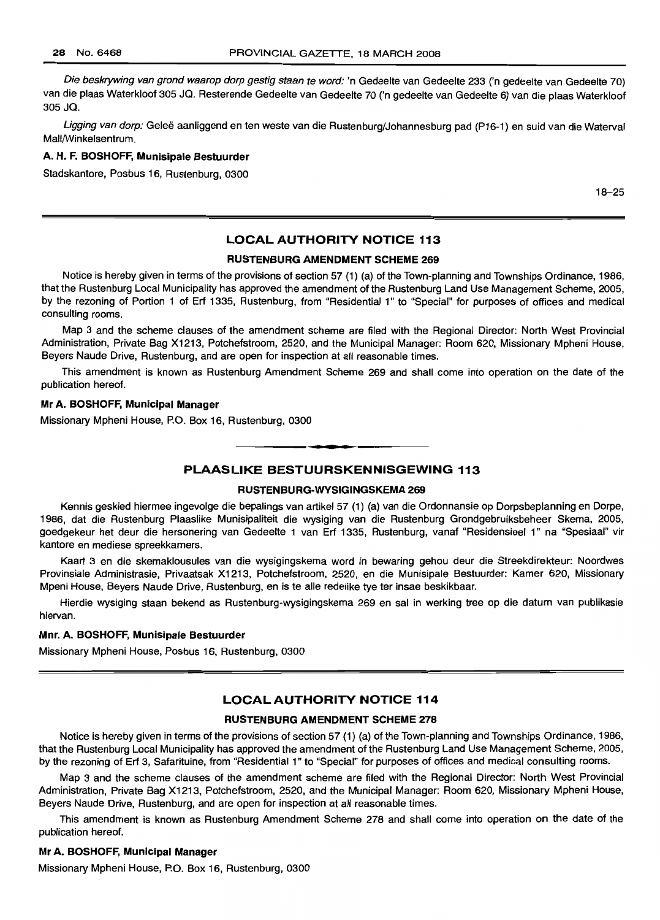*Die beskrywing van grond waarop dorp gestig staan te word:* 'n Gedeelte van Gedeelte 233 ('n gedeelte van Gedeelte 70) van die plaas Waterkloof 305 JQ. Resterende Gedeelte van Gedeelte 70 ('n gedeelte van Gedeelte 6) van die plaas Waterkloof 305 JQ.

*Ligging van dorp:* Geleë aanliggend en ten weste van die Rustenburg/Johannesburg pad (P16-1) en suid van die Waterval Mall/Winkelsentrum.

**A. H. F. BOSHOFF, Munisipale Bestuurder**

Stadskantore, Posbus 16, Rustenburg, 0300

18–25

## LOCAL AUTHORITY NOTICE 113

### RUSTENBURG AMENDMENT SCHEME 269

Notice is hereby given in terms of the provisions of section 57 (1) (a) of the Town-planning and Townships Ordinance, 1986, that the Rustenburg Local Municipality has approved the amendment of the Rustenburg Land Use Management Scheme, 2005, by the rezoning of Portion 1 of Erf 1335, Rustenburg, from "Residential 1" to "Special" for purposes of offices and medical consulting rooms.

Map 3 and the scheme clauses of the amendment scheme are filed with the Regional Director: North West Provincial Administration, Private Bag X1213, Potchefstroom, 2520, and the Municipal Manager: Room 620, Missionary Mpheni House, Beyers Naude Drive, Rustenburg, and are open for inspection at all reasonable times.

This amendment is known as Rustenburg Amendment Scheme 269 and shall come into operation on the date of the publication hereof.

**Mr A. BOSHOFF, Municipal Manager**

Missionary Mpheni House, P.O. Box 16, Rustenburg, 0300

## PLAASLIKE BESTUURSKENNISGEWING 113

### RUSTENBURG-WYSIGINGSKEMA 269

Kennis geskied hiermee ingevolge die bepalings van artikel 57 (1) (a) van die Ordonnansie op Dorpsbeplanning en Dorpe, 1986, dat die Rustenburg Plaaslike Munisipaliteit die wysiging van die Rustenburg Grondgebruiksbeheer Skema, 2005, goedgekeur het deur die hersonering van Gedeelte 1 van Erf 1335, Rustenburg, vanaf "Residensieel 1" na "Spesiaal" vir kantore en mediese spreekkamers.

Kaart 3 en die skemaklousules van die wysigingskema word in bewaring gehou deur die Streekdirekteur: Noordwes Provinsiale Administrasie, Privaatsak X1213, Potchefstroom, 2520, en die Munisipale Bestuurder: Kamer 620, Missionary Mpeni House, Beyers Naude Drive, Rustenburg, en is te alle redelike tye ter insae beskikbaar.

Hierdie wysiging staan bekend as Rustenburg-wysigingskema 269 en sal in werking tree op die datum van publikasie hiervan.

**Mnr. A. BOSHOFF, Munisipale Bestuurder**

Missionary Mpheni House, Posbus 16, Rustenburg, 0300

## LOCAL AUTHORITY NOTICE 114

### RUSTENBURG AMENDMENT SCHEME 278

Notice is hereby given in terms of the provisions of section 57 (1) (a) of the Town-planning and Townships Ordinance, 1986, that the Rustenburg Local Municipality has approved the amendment of the Rustenburg Land Use Management Scheme, 2005, by the rezoning of Erf 3, Safarituine, from "Residential 1" to "Special" for purposes of offices and medical consulting rooms.

Map 3 and the scheme clauses of the amendment scheme are filed with the Regional Director: North West Provincial Administration, Private Bag X1213, Potchefstroom, 2520, and the Municipal Manager: Room 620, Missionary Mpheni House, Beyers Naude Drive, Rustenburg, and are open for inspection at all reasonable times.

This amendment is known as Rustenburg Amendment Scheme 278 and shall come into operation on the date of the publication hereof.

**Mr A. BOSHOFF, Municipal Manager**

Missionary Mpheni House, P.O. Box 16, Rustenburg, 0300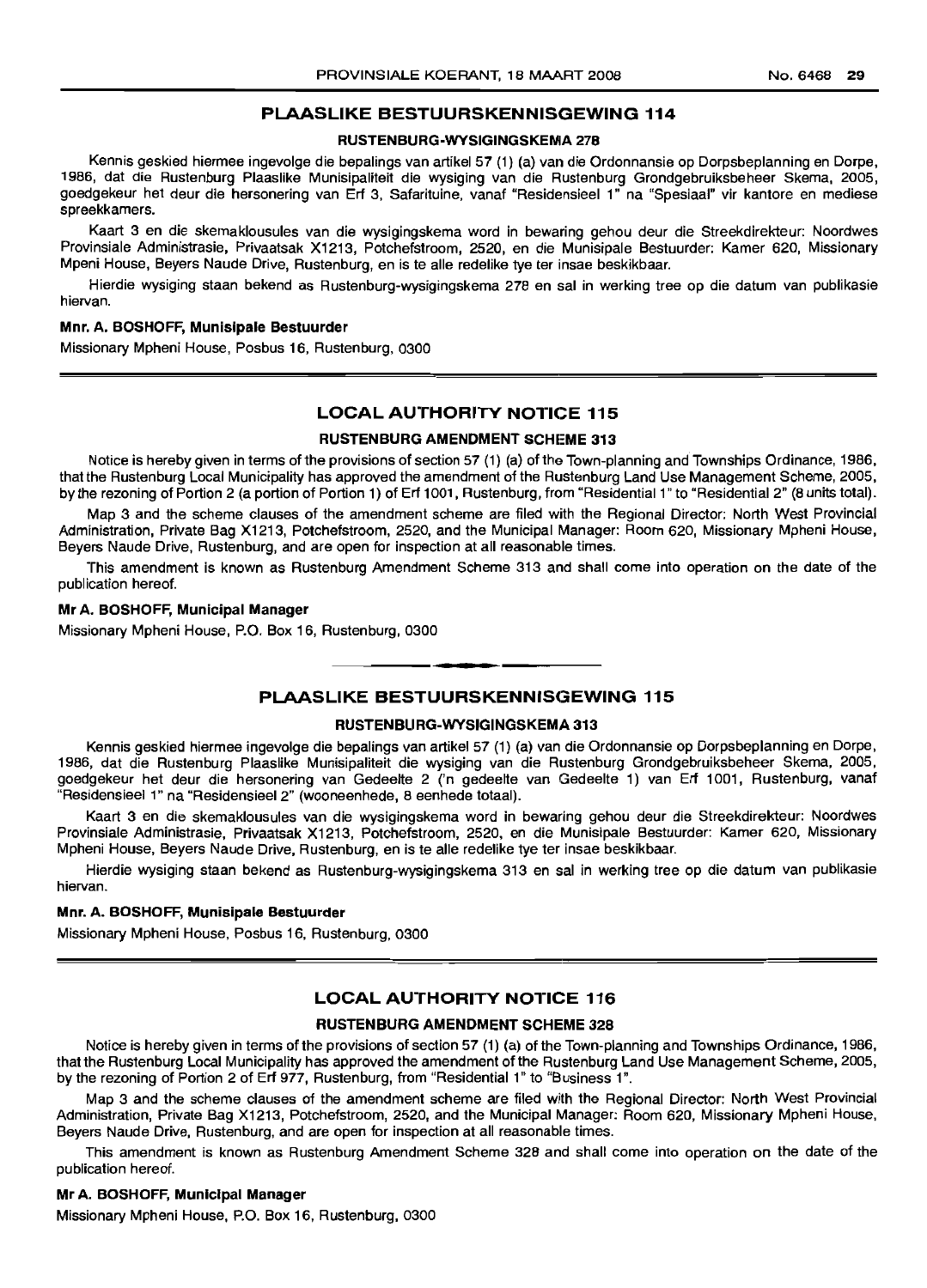## PLAASLIKE BESTUURSKENNISGEWING 114

### RUSTENBURG-WYSIGINGSKEMA 278

Kennis geskied hiermee ingevolge die bepalings van artikel 57 (1) (a) van die Ordonnansie op Dorpsbeplanning en Dorpe, 1986, dat die Rustenburg Plaaslike Munisipaliteit die wysiging van die Rustenburg Grondgebruiksbeheer Skema, 2005, goedgekeur het deur die hersonering van Erf 3, Safarituine, vanaf "Residensieel 1" na "Spesiaal" vir kantore en mediese spreekkamers.

Kaart 3 en die skemaklousules van die wysigingskema word in bewaring gehou deur die Streekdirekteur: Noordwes Provinsiale Administrasie, Privaatsak X1213, Potchefstroom, 2520, en die Munisipale Bestuurder: Kamer 620, Missionary Mpeni House, Beyers Naude Drive, Rustenburg, en is te alle redelike tye ter insae beskikbaar.

Hierdie wysiging staan bekend as Rustenburg-wysigingskema 278 en sal in werking tree op die datum van publikasie hiervan.

**Mnr. A. BOSHOFF, Munisipale Bestuurder**

Missionary Mpheni House, Posbus 16, Rustenburg, 0300

---

## LOCAL AUTHORITY NOTICE 115

### RUSTENBURG AMENDMENT SCHEME 313

Notice is hereby given in terms of the provisions of section 57 (1) (a) of the Town-planning and Townships Ordinance, 1986, that the Rustenburg Local Municipality has approved the amendment of the Rustenburg Land Use Management Scheme, 2005, by the rezoning of Portion 2 (a portion of Portion 1) of Erf 1001, Rustenburg, from "Residential 1" to "Residential 2" (8 units total).

Map 3 and the scheme clauses of the amendment scheme are filed with the Regional Director: North West Provincial Administration, Private Bag X1213, Potchefstroom, 2520, and the Municipal Manager: Room 620, Missionary Mpheni House, Beyers Naude Drive, Rustenburg, and are open for inspection at all reasonable times.

This amendment is known as Rustenburg Amendment Scheme 313 and shall come into operation on the date of the publication hereof.

**Mr A. BOSHOFF, Municipal Manager**

Missionary Mpheni House, P.O. Box 16, Rustenburg, 0300

---

## PLAASLIKE BESTUURSKENNISGEWING 115

### RUSTENBURG-WYSIGINGSKEMA 313

Kennis geskied hiermee ingevolge die bepalings van artikel 57 (1) (a) van die Ordonnansie op Dorpsbeplanning en Dorpe, 1986, dat die Rustenburg Plaaslike Munisipaliteit die wysiging van die Rustenburg Grondgebruiksbeheer Skema, 2005, goedgekeur het deur die hersonering van Gedeelte 2 ('n gedeelte van Gedeelte 1) van Erf 1001, Rustenburg, vanaf "Residensieel 1" na "Residensieel 2" (wooneenhede, 8 eenhede totaal).

Kaart 3 en die skemaklousules van die wysigingskema word in bewaring gehou deur die Streekdirekteur: Noordwes Provinsiale Administrasie, Privaatsak X1213, Potchefstroom, 2520, en die Munisipale Bestuurder: Kamer 620, Missionary Mpheni House, Beyers Naude Drive, Rustenburg, en is te alle redelike tye ter insae beskikbaar.

Hierdie wysiging staan bekend as Rustenburg-wysigingskema 313 en sal in werking tree op die datum van publikasie hiervan.

**Mnr. A. BOSHOFF, Munisipale Bestuurder**

Missionary Mpheni House, Posbus 16, Rustenburg, 0300

---

## LOCAL AUTHORITY NOTICE 116

### RUSTENBURG AMENDMENT SCHEME 328

Notice is hereby given in terms of the provisions of section 57 (1) (a) of the Town-planning and Townships Ordinance, 1986, that the Rustenburg Local Municipality has approved the amendment of the Rustenburg Land Use Management Scheme, 2005, by the rezoning of Portion 2 of Erf 977, Rustenburg, from "Residential 1" to "Business 1".

Map 3 and the scheme clauses of the amendment scheme are filed with the Regional Director: North West Provincial Administration, Private Bag X1213, Potchefstroom, 2520, and the Municipal Manager: Room 620, Missionary Mpheni House, Beyers Naude Drive, Rustenburg, and are open for inspection at all reasonable times.

This amendment is known as Rustenburg Amendment Scheme 328 and shall come into operation on the date of the publication hereof.

**Mr A. BOSHOFF, Municipal Manager**

Missionary Mpheni House, P.O. Box 16, Rustenburg, 0300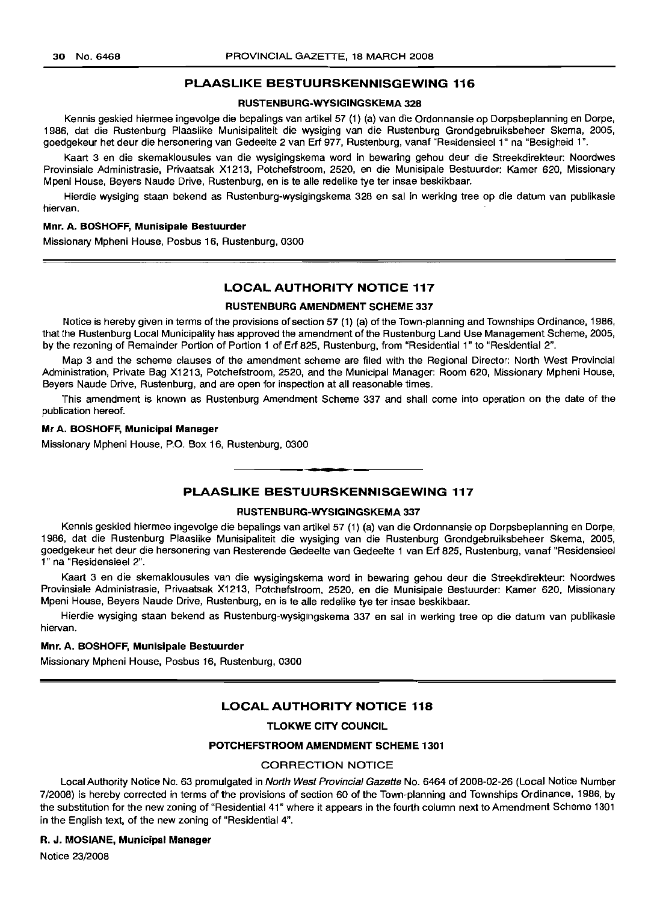## PLAASLIKE BESTUURSKENNISGEWING 116

### RUSTENBURG-WYSIGINGSKEMA 328

Kennis geskied hiermee ingevolge die bepalings van artikel 57 (1) (a) van die Ordonnansie op Dorpsbeplanning en Dorpe, 1986, dat die Rustenburg Plaaslike Munisipaliteit die wysiging van die Rustenburg Grondgebruiksbeheer Skema, 2005, goedgekeur het deur die hersonering van Gedeelte 2 van Erf 977, Rustenburg, vanaf "Residensieel 1" na "Besigheid 1".

Kaart 3 en die skemaklousules van die wysigingskema word in bewaring gehou deur die Streekdirekteur: Noordwes Provinsiale Administrasie, Privaatsak X1213, Potchefstroom, 2520, en die Munisipale Bestuurder: Kamer 620, Missionary Mpeni House, Beyers Naude Drive, Rustenburg, en is te alle redelike tye ter insae beskikbaar.

Hierdie wysiging staan bekend as Rustenburg-wysigingskema 328 en sal in werking tree op die datum van publikasie hiervan.

**Mnr. A. BOSHOFF, Munisipale Bestuurder**

Missionary Mpheni House, Posbus 16, Rustenburg, 0300

## LOCAL AUTHORITY NOTICE 117

### RUSTENBURG AMENDMENT SCHEME 337

Notice is hereby given in terms of the provisions of section 57 (1) (a) of the Town-planning and Townships Ordinance, 1986, that the Rustenburg Local Municipality has approved the amendment of the Rustenburg Land Use Management Scheme, 2005, by the rezoning of Remainder Portion of Portion 1 of Erf 825, Rustenburg, from "Residential 1" to "Residential 2".

Map 3 and the scheme clauses of the amendment scheme are filed with the Regional Director: North West Provincial Administration, Private Bag X1213, Potchefstroom, 2520, and the Municipal Manager: Room 620, Missionary Mpheni House, Beyers Naude Drive, Rustenburg, and are open for inspection at all reasonable times.

This amendment is known as Rustenburg Amendment Scheme 337 and shall come into operation on the date of the publication hereof.

**Mr A. BOSHOFF, Municipal Manager**

Missionary Mpheni House, P.O. Box 16, Rustenburg, 0300

## PLAASLIKE BESTUURSKENNISGEWING 117

### RUSTENBURG-WYSIGINGSKEMA 337

Kennis geskied hiermee ingevolge die bepalings van artikel 57 (1) (a) van die Ordonnansie op Dorpsbeplanning en Dorpe, 1986, dat die Rustenburg Plaaslike Munisipaliteit die wysiging van die Rustenburg Grondgebruiksbeheer Skema, 2005, goedgekeur het deur die hersonering van Resterende Gedeelte van Gedeelte 1 van Erf 825, Rustenburg, vanaf "Residensieel 1" na "Residensieel 2".

Kaart 3 en die skemaklousules van die wysigingskema word in bewaring gehou deur die Streekdirekteur: Noordwes Provinsiale Administrasie, Privaatsak X1213, Potchefstroom, 2520, en die Munisipale Bestuurder: Kamer 620, Missionary Mpeni House, Beyers Naude Drive, Rustenburg, en is te alle redelike tye ter insae beskikbaar.

Hierdie wysiging staan bekend as Rustenburg-wysigingskema 337 en sal in werking tree op die datum van publikasie hiervan.

**Mnr. A. BOSHOFF, Munisipale Bestuurder**

Missionary Mpheni House, Posbus 16, Rustenburg, 0300

## LOCAL AUTHORITY NOTICE 118

### TLOKWE CITY COUNCIL

### POTCHEFSTROOM AMENDMENT SCHEME 1301

CORRECTION NOTICE

Local Authority Notice No. 63 promulgated in *North West Provincial Gazette* No. 6464 of 2008-02-26 (Local Notice Number 7/2008) is hereby corrected in terms of the provisions of section 60 of the Town-planning and Townships Ordinance, 1986, by the substitution for the new zoning of "Residential 41" where it appears in the fourth column next to Amendment Scheme 1301 in the English text, of the new zoning of "Residential 4".

**R. J. MOSIANE, Municipal Manager**

Notice 23/2008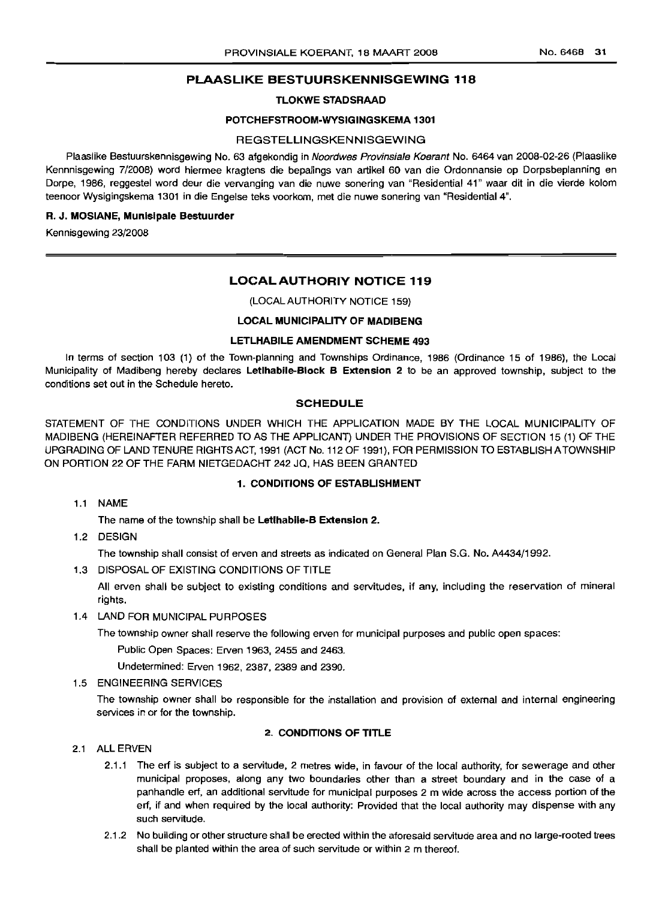## PLAASLIKE BESTUURSKENNISGEWING 118

### TLOKWE STADSRAAD

### POTCHEFSTROOM-WYSIGINGSKEMA 1301

REGSTELLINGSKENNISGEWING

Plaaslike Bestuurskennisgewing No. 63 afgekondig in *Noordwes Provinsiale Koerant* No. 6464 van 2008-02-26 (Plaaslike Kennnisgewing 7/2008) word hiermee kragtens die bepalings van artikel 60 van die Ordonnansie op Dorpsbeplanning en Dorpe, 1986, reggestel word deur die vervanging van die nuwe sonering van "Residential 41" waar dit in die vierde kolom teenoor Wysigingskema 1301 in die Engelse teks voorkom, met die nuwe sonering van "Residential 4".

**R. J. MOSIANE, Munisipale Bestuurder**

Kennisgewing 23/2008

---

## LOCAL AUTHORIY NOTICE 119

(LOCAL AUTHORITY NOTICE 159)

### LOCAL MUNICIPALITY OF MADIBENG

### LETLHABILE AMENDMENT SCHEME 493

In terms of section 103 (1) of the Town-planning and Townships Ordinance, 1986 (Ordinance 15 of 1986), the Local Municipality of Madibeng hereby declares **Letlhabile-Block B Extension 2** to be an approved township, subject to the conditions set out in the Schedule hereto.

### SCHEDULE

STATEMENT OF THE CONDITIONS UNDER WHICH THE APPLICATION MADE BY THE LOCAL MUNICIPALITY OF MADIBENG (HEREINAFTER REFERRED TO AS THE APPLICANT) UNDER THE PROVISIONS OF SECTION 15 (1) OF THE UPGRADING OF LAND TENURE RIGHTS ACT, 1991 (ACT No. 112 OF 1991), FOR PERMISSION TO ESTABLISH A TOWNSHIP ON PORTION 22 OF THE FARM NIETGEDACHT 242 JQ, HAS BEEN GRANTED

#### 1. CONDITIONS OF ESTABLISHMENT

1.1 NAME

The name of the township shall be **Letlhabile-B Extension 2.**

1.2 DESIGN

The township shall consist of erven and streets as indicated on General Plan S.G. No. A4434/1992.

1.3 DISPOSAL OF EXISTING CONDITIONS OF TITLE

All erven shall be subject to existing conditions and servitudes, if any, including the reservation of mineral rights.

1.4 LAND FOR MUNICIPAL PURPOSES

The township owner shall reserve the following erven for municipal purposes and public open spaces:

Public Open Spaces: Erven 1963, 2455 and 2463.

Undetermined: Erven 1962, 2387, 2389 and 2390.

1.5 ENGINEERING SERVICES

The township owner shall be responsible for the installation and provision of external and internal engineering services in or for the township.

#### 2. CONDITIONS OF TITLE

2.1 ALL ERVEN

2.1.1 The erf is subject to a servitude, 2 metres wide, in favour of the local authority, for sewerage and other municipal proposes, along any two boundaries other than a street boundary and in the case of a panhandle erf, an additional servitude for municipal purposes 2 m wide across the access portion of the erf, if and when required by the local authority: Provided that the local authority may dispense with any such servitude.

2.1.2 No building or other structure shall be erected within the aforesaid servitude area and no large-rooted trees shall be planted within the area of such servitude or within 2 m thereof.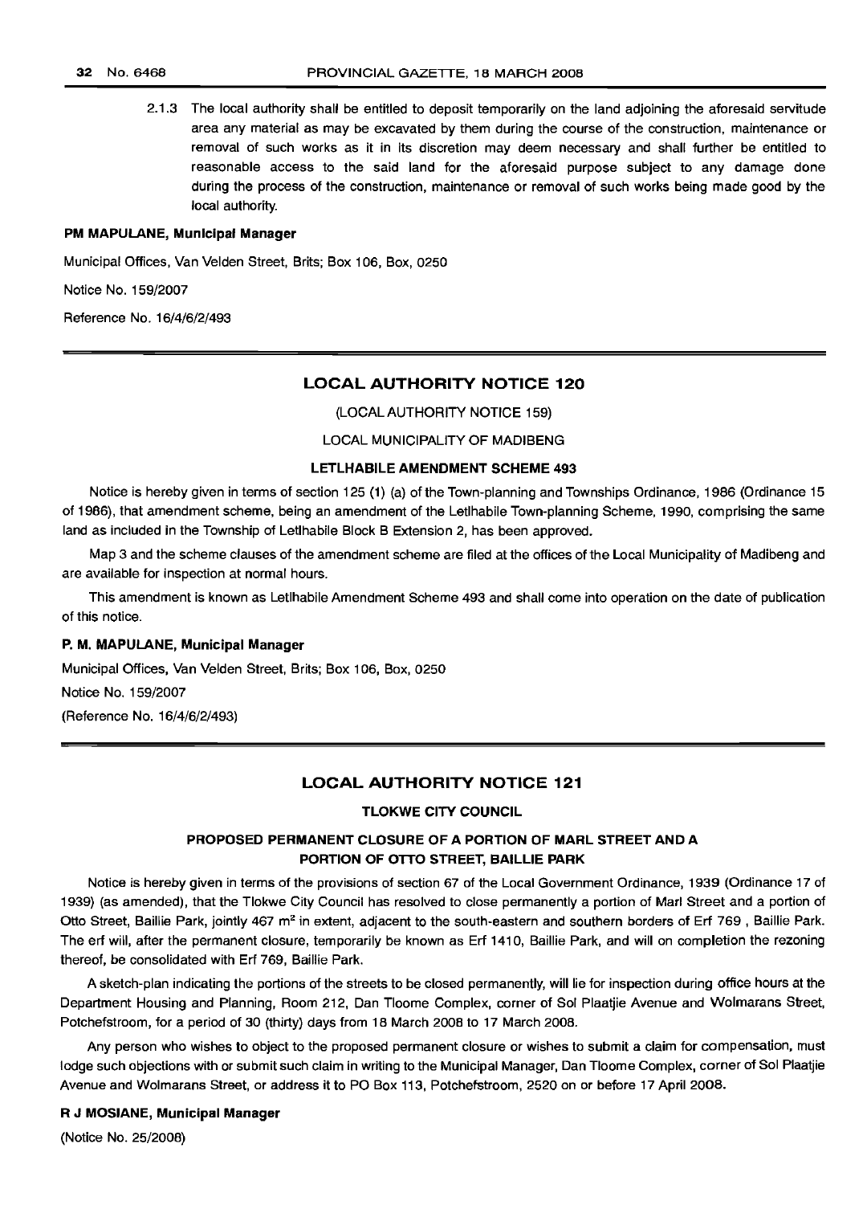2.1.3 The local authority shall be entitled to deposit temporarily on the land adjoining the aforesaid servitude area any material as may be excavated by them during the course of the construction, maintenance or removal of such works as it in its discretion may deem necessary and shall further be entitled to reasonable access to the said land for the aforesaid purpose subject to any damage done during the process of the construction, maintenance or removal of such works being made good by the local authority.

**PM MAPULANE, Municipal Manager**

Municipal Offices, Van Velden Street, Brits; Box 106, Box, 0250

Notice No. 159/2007

Reference No. 16/4/6/2/493

## LOCAL AUTHORITY NOTICE 120

(LOCAL AUTHORITY NOTICE 159)

LOCAL MUNICIPALITY OF MADIBENG

**LETLHABILE AMENDMENT SCHEME 493**

Notice is hereby given in terms of section 125 (1) (a) of the Town-planning and Townships Ordinance, 1986 (Ordinance 15 of 1986), that amendment scheme, being an amendment of the Letlhabile Town-planning Scheme, 1990, comprising the same land as included in the Township of Letlhabile Block B Extension 2, has been approved.

Map 3 and the scheme clauses of the amendment scheme are filed at the offices of the Local Municipality of Madibeng and are available for inspection at normal hours.

This amendment is known as Letlhabile Amendment Scheme 493 and shall come into operation on the date of publication of this notice.

**P. M. MAPULANE, Municipal Manager**

Municipal Offices, Van Velden Street, Brits; Box 106, Box, 0250

Notice No. 159/2007

(Reference No. 16/4/6/2/493)

## LOCAL AUTHORITY NOTICE 121

**TLOKWE CITY COUNCIL**

**PROPOSED PERMANENT CLOSURE OF A PORTION OF MARL STREET AND A PORTION OF OTTO STREET, BAILLIE PARK**

Notice is hereby given in terms of the provisions of section 67 of the Local Government Ordinance, 1939 (Ordinance 17 of 1939) (as amended), that the Tlokwe City Council has resolved to close permanently a portion of Marl Street and a portion of Otto Street, Baillie Park, jointly 467 m$^2$ in extent, adjacent to the south-eastern and southern borders of Erf 769 , Baillie Park. The erf will, after the permanent closure, temporarily be known as Erf 1410, Baillie Park, and will on completion the rezoning thereof, be consolidated with Erf 769, Baillie Park.

A sketch-plan indicating the portions of the streets to be closed permanently, will lie for inspection during office hours at the Department Housing and Planning, Room 212, Dan Tloome Complex, corner of Sol Plaatjie Avenue and Wolmarans Street, Potchefstroom, for a period of 30 (thirty) days from 18 March 2008 to 17 March 2008.

Any person who wishes to object to the proposed permanent closure or wishes to submit a claim for compensation, must lodge such objections with or submit such claim in writing to the Municipal Manager, Dan Tloome Complex, corner of Sol Plaatjie Avenue and Wolmarans Street, or address it to PO Box 113, Potchefstroom, 2520 on or before 17 April 2008.

**R J MOSIANE, Municipal Manager**

(Notice No. 25/2008)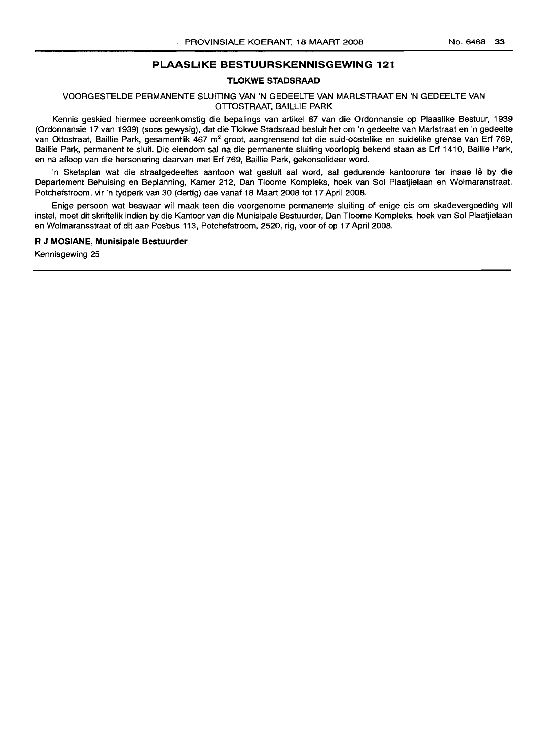## PLAASLIKE BESTUURSKENNISGEWING 121

### TLOKWE STADSRAAD

### VOORGESTELDE PERMANENTE SLUITING VAN 'N GEDEELTE VAN MARLSTRAAT EN 'N GEDEELTE VAN OTTOSTRAAT, BAILLIE PARK

Kennis geskied hiermee ooreenkomstig die bepalings van artikel 67 van die Ordonnansie op Plaaslike Bestuur, 1939 (Ordonnansie 17 van 1939) (soos gewysig), dat die Tlokwe Stadsraad besluit het om 'n gedeelte van Marlstraat en 'n gedeelte van Ottostraat, Baillie Park, gesamentlik 467 $m^2$ groot, aangrensend tot die suid-oostelike en suidelike grense van Erf 769, Baillie Park, permanent te sluit. Die eiendom sal na die permanente sluiting voorlopig bekend staan as Erf 1410, Baillie Park, en na afloop van die hersonering daarvan met Erf 769, Baillie Park, gekonsolideer word.

'n Sketsplan wat die straatgedeeltes aantoon wat gesluit sal word, sal gedurende kantoorure ter insae lê by die Departement Behuising en Beplanning, Kamer 212, Dan Tloome Kompleks, hoek van Sol Plaatjielaan en Wolmaranstraat, Potchefstroom, vir 'n tydperk van 30 (dertig) dae vanaf 18 Maart 2008 tot 17 April 2008.

Enige persoon wat beswaar wil maak teen die voorgenome permanente sluiting of enige eis om skadevergoeding wil instel, moet dit skriftelik indien by die Kantoor van die Munisipale Bestuurder, Dan Tloome Kompleks, hoek van Sol Plaatjielaan en Wolmaransstraat of dit aan Posbus 113, Potchefstroom, 2520, rig, voor of op 17 April 2008.

**R J MOSIANE, Munisipale Bestuurder**

Kennisgewing 25